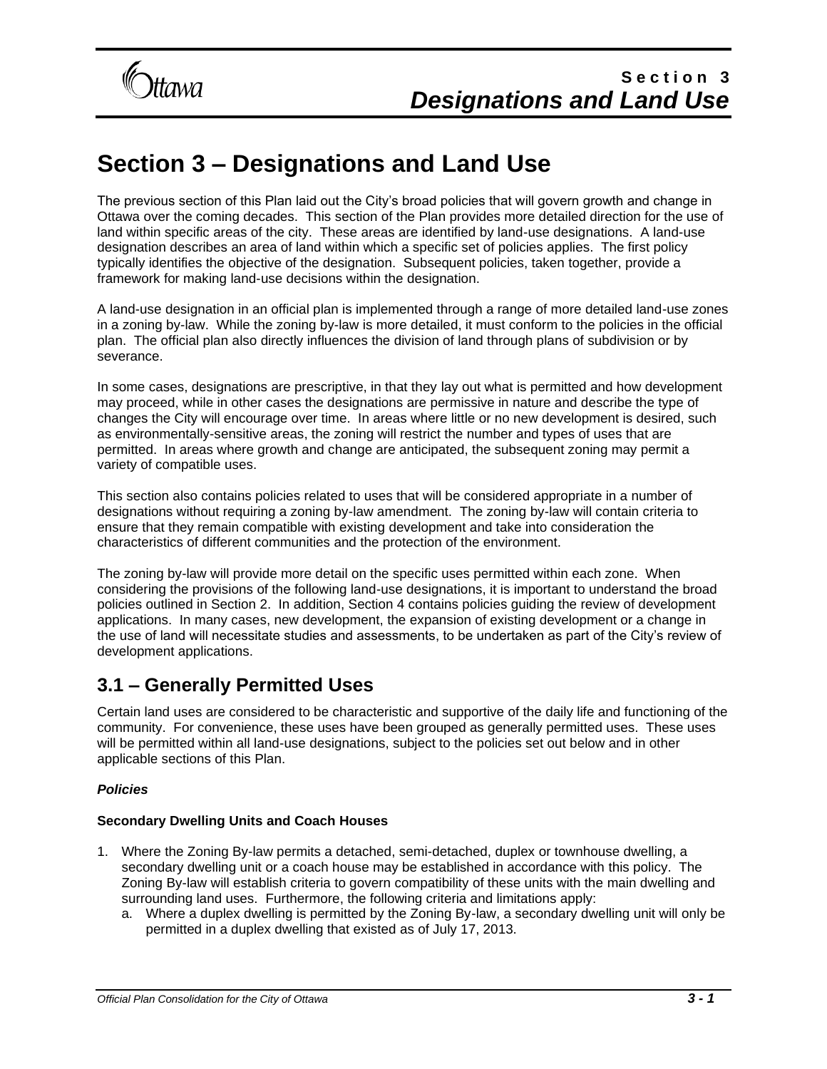# Section 3 – Designations and Land Use

The previous section of this Plan laid out the City's broad policies that will govern growth and change in Ottawa over the coming decades. This section of the Plan provides more detailed direction for the use of land within specific areas of the city. These areas are identified by land-use designations. A land-use designation describes an area of land within which a specific set of policies applies. The first policy typically identifies the objective of the designation. Subsequent policies, taken together, provide a framework for making land-use decisions within the designation.

A land-use designation in an official plan is implemented through a range of more detailed land-use zones in a zoning by-law. While the zoning by-law is more detailed, it must conform to the policies in the official plan. The official plan also directly influences the division of land through plans of subdivision or by severance.

In some cases, designations are prescriptive, in that they lay out what is permitted and how development may proceed, while in other cases the designations are permissive in nature and describe the type of changes the City will encourage over time. In areas where little or no new development is desired, such as environmentally-sensitive areas, the zoning will restrict the number and types of uses that are permitted. In areas where growth and change are anticipated, the subsequent zoning may permit a variety of compatible uses.

This section also contains policies related to uses that will be considered appropriate in a number of designations without requiring a zoning by-law amendment. The zoning by-law will contain criteria to ensure that they remain compatible with existing development and take into consideration the characteristics of different communities and the protection of the environment.

The zoning by-law will provide more detail on the specific uses permitted within each zone. When considering the provisions of the following land-use designations, it is important to understand the broad policies outlined in Section 2. In addition, Section 4 contains policies guiding the review of development applications. In many cases, new development, the expansion of existing development or a change in the use of land will necessitate studies and assessments, to be undertaken as part of the City's review of development applications.

## 3.1 – Generally Permitted Uses

Certain land uses are considered to be characteristic and supportive of the daily life and functioning of the community. For convenience, these uses have been grouped as generally permitted uses. These uses will be permitted within all land-use designations, subject to the policies set out below and in other applicable sections of this Plan.

***Policies***

**Secondary Dwelling Units and Coach Houses**

1. Where the Zoning By-law permits a detached, semi-detached, duplex or townhouse dwelling, a secondary dwelling unit or a coach house may be established in accordance with this policy. The Zoning By-law will establish criteria to govern compatibility of these units with the main dwelling and surrounding land uses. Furthermore, the following criteria and limitations apply:
   a. Where a duplex dwelling is permitted by the Zoning By-law, a secondary dwelling unit will only be permitted in a duplex dwelling that existed as of July 17, 2013.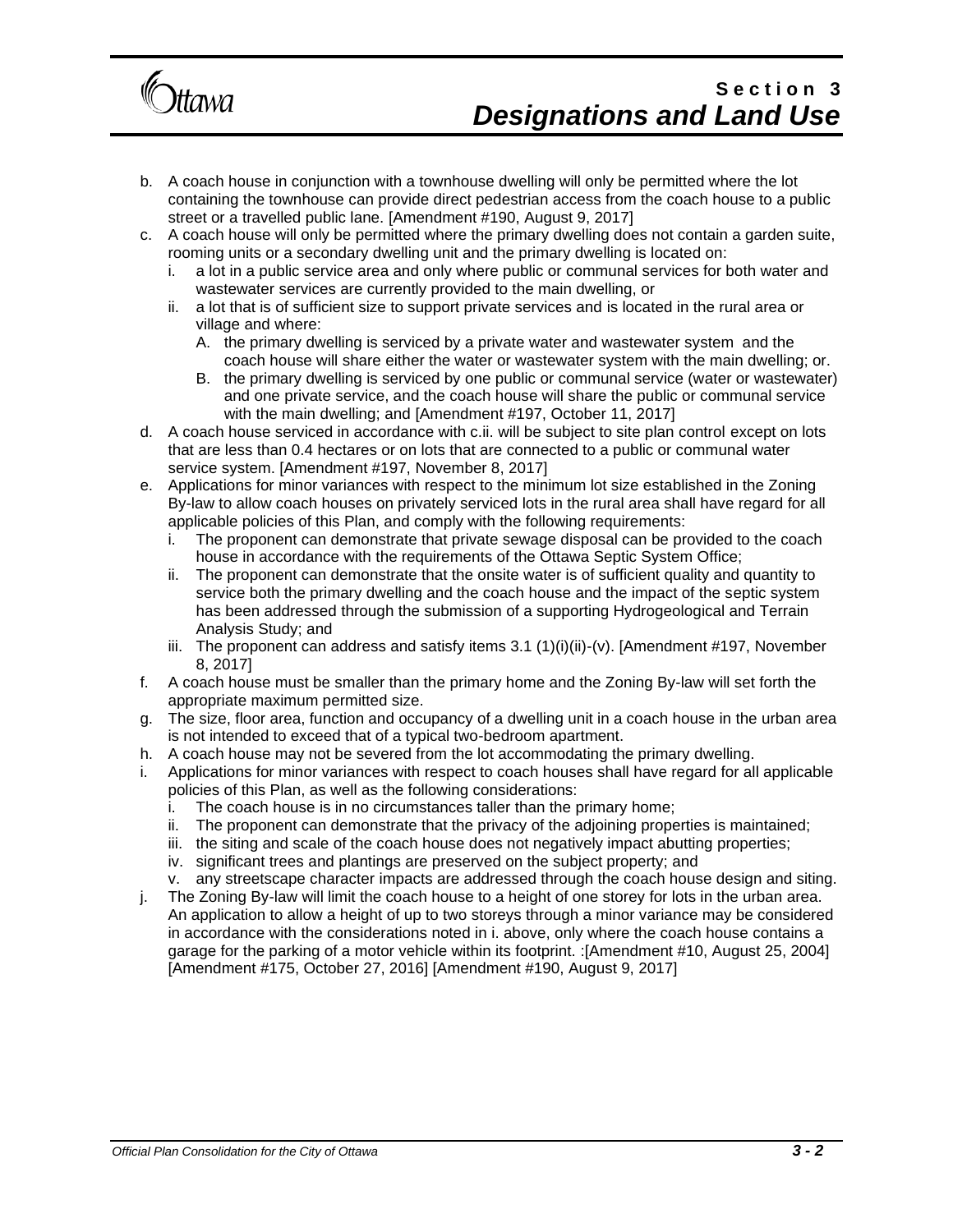b. A coach house in conjunction with a townhouse dwelling will only be permitted where the lot containing the townhouse can provide direct pedestrian access from the coach house to a public street or a travelled public lane. [Amendment #190, August 9, 2017]
c. A coach house will only be permitted where the primary dwelling does not contain a garden suite, rooming units or a secondary dwelling unit and the primary dwelling is located on:
   i. a lot in a public service area and only where public or communal services for both water and wastewater services are currently provided to the main dwelling, or
   ii. a lot that is of sufficient size to support private services and is located in the rural area or village and where:
      A. the primary dwelling is serviced by a private water and wastewater system and the coach house will share either the water or wastewater system with the main dwelling; or.
      B. the primary dwelling is serviced by one public or communal service (water or wastewater) and one private service, and the coach house will share the public or communal service with the main dwelling; and [Amendment #197, October 11, 2017]
d. A coach house serviced in accordance with c.ii. will be subject to site plan control except on lots that are less than 0.4 hectares or on lots that are connected to a public or communal water service system. [Amendment #197, November 8, 2017]
e. Applications for minor variances with respect to the minimum lot size established in the Zoning By-law to allow coach houses on privately serviced lots in the rural area shall have regard for all applicable policies of this Plan, and comply with the following requirements:
   i. The proponent can demonstrate that private sewage disposal can be provided to the coach house in accordance with the requirements of the Ottawa Septic System Office;
   ii. The proponent can demonstrate that the onsite water is of sufficient quality and quantity to service both the primary dwelling and the coach house and the impact of the septic system has been addressed through the submission of a supporting Hydrogeological and Terrain Analysis Study; and
   iii. The proponent can address and satisfy items 3.1 (1)(i)(ii)-(v). [Amendment #197, November 8, 2017]
f. A coach house must be smaller than the primary home and the Zoning By-law will set forth the appropriate maximum permitted size.
g. The size, floor area, function and occupancy of a dwelling unit in a coach house in the urban area is not intended to exceed that of a typical two-bedroom apartment.
h. A coach house may not be severed from the lot accommodating the primary dwelling.
i. Applications for minor variances with respect to coach houses shall have regard for all applicable policies of this Plan, as well as the following considerations:
   i. The coach house is in no circumstances taller than the primary home;
   ii. The proponent can demonstrate that the privacy of the adjoining properties is maintained;
   iii. the siting and scale of the coach house does not negatively impact abutting properties;
   iv. significant trees and plantings are preserved on the subject property; and
   v. any streetscape character impacts are addressed through the coach house design and siting.
j. The Zoning By-law will limit the coach house to a height of one storey for lots in the urban area. An application to allow a height of up to two storeys through a minor variance may be considered in accordance with the considerations noted in i. above, only where the coach house contains a garage for the parking of a motor vehicle within its footprint. :[Amendment #10, August 25, 2004] [Amendment #175, October 27, 2016] [Amendment #190, August 9, 2017]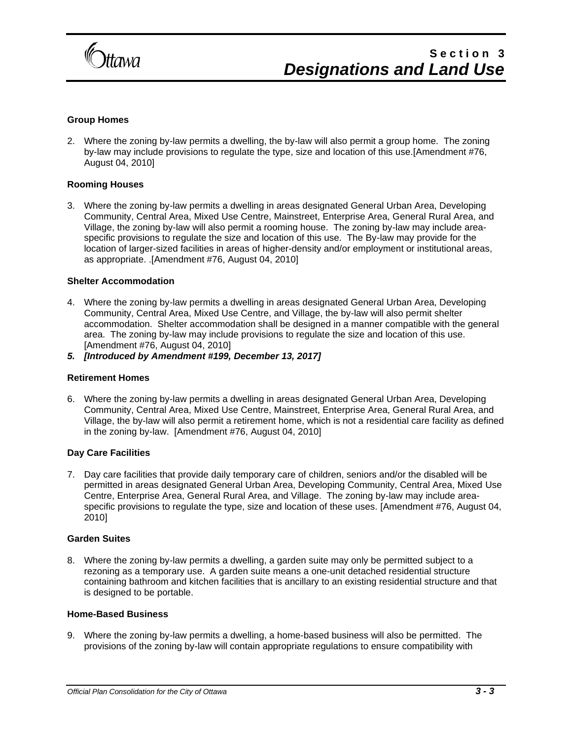**Group Homes**

2. Where the zoning by-law permits a dwelling, the by-law will also permit a group home. The zoning by-law may include provisions to regulate the type, size and location of this use.[Amendment #76, August 04, 2010]

**Rooming Houses**

3. Where the zoning by-law permits a dwelling in areas designated General Urban Area, Developing Community, Central Area, Mixed Use Centre, Mainstreet, Enterprise Area, General Rural Area, and Village, the zoning by-law will also permit a rooming house. The zoning by-law may include area-specific provisions to regulate the size and location of this use. The By-law may provide for the location of larger-sized facilities in areas of higher-density and/or employment or institutional areas, as appropriate. .[Amendment #76, August 04, 2010]

**Shelter Accommodation**

4. Where the zoning by-law permits a dwelling in areas designated General Urban Area, Developing Community, Central Area, Mixed Use Centre, and Village, the by-law will also permit shelter accommodation. Shelter accommodation shall be designed in a manner compatible with the general area. The zoning by-law may include provisions to regulate the size and location of this use. [Amendment #76, August 04, 2010]
5. ***[Introduced by Amendment #199, December 13, 2017]***

**Retirement Homes**

6. Where the zoning by-law permits a dwelling in areas designated General Urban Area, Developing Community, Central Area, Mixed Use Centre, Mainstreet, Enterprise Area, General Rural Area, and Village, the by-law will also permit a retirement home, which is not a residential care facility as defined in the zoning by-law. [Amendment #76, August 04, 2010]

**Day Care Facilities**

7. Day care facilities that provide daily temporary care of children, seniors and/or the disabled will be permitted in areas designated General Urban Area, Developing Community, Central Area, Mixed Use Centre, Enterprise Area, General Rural Area, and Village. The zoning by-law may include area-specific provisions to regulate the type, size and location of these uses. [Amendment #76, August 04, 2010]

**Garden Suites**

8. Where the zoning by-law permits a dwelling, a garden suite may only be permitted subject to a rezoning as a temporary use. A garden suite means a one-unit detached residential structure containing bathroom and kitchen facilities that is ancillary to an existing residential structure and that is designed to be portable.

**Home-Based Business**

9. Where the zoning by-law permits a dwelling, a home-based business will also be permitted. The provisions of the zoning by-law will contain appropriate regulations to ensure compatibility with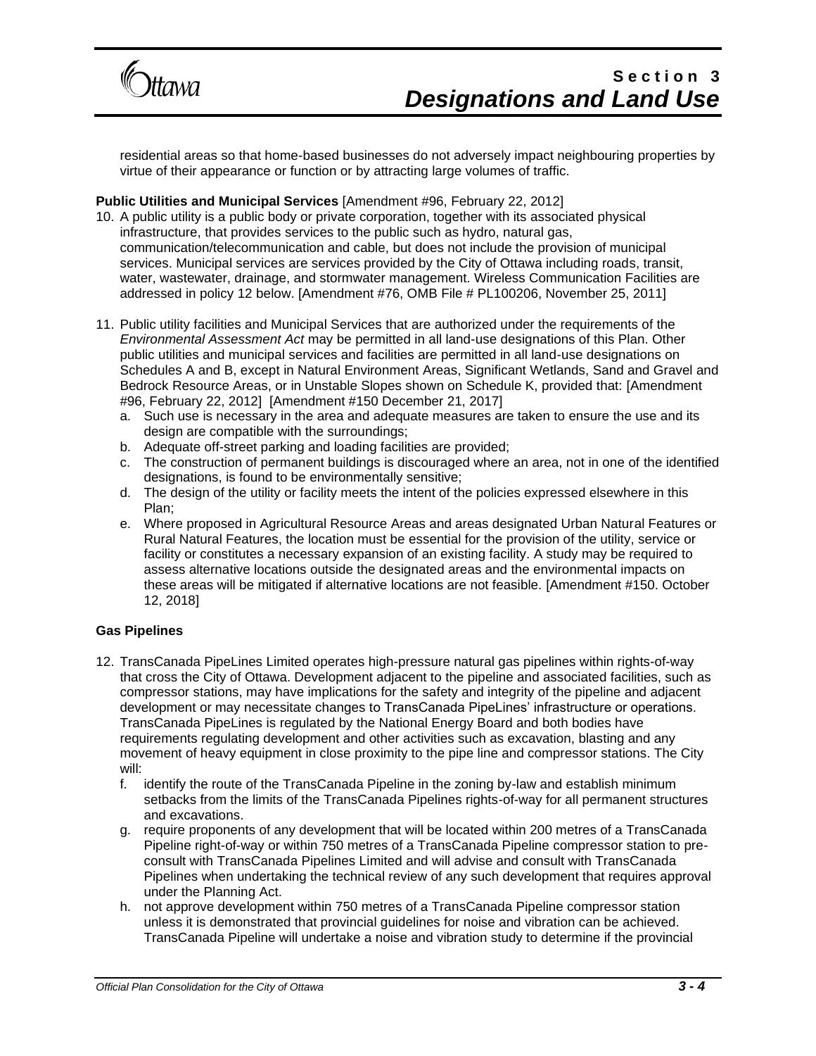residential areas so that home-based businesses do not adversely impact neighbouring properties by virtue of their appearance or function or by attracting large volumes of traffic.

**Public Utilities and Municipal Services** [Amendment #96, February 22, 2012]

10. A public utility is a public body or private corporation, together with its associated physical infrastructure, that provides services to the public such as hydro, natural gas, communication/telecommunication and cable, but does not include the provision of municipal services. Municipal services are services provided by the City of Ottawa including roads, transit, water, wastewater, drainage, and stormwater management. Wireless Communication Facilities are addressed in policy 12 below. [Amendment #76, OMB File # PL100206, November 25, 2011]

11. Public utility facilities and Municipal Services that are authorized under the requirements of the *Environmental Assessment Act* may be permitted in all land-use designations of this Plan. Other public utilities and municipal services and facilities are permitted in all land-use designations on Schedules A and B, except in Natural Environment Areas, Significant Wetlands, Sand and Gravel and Bedrock Resource Areas, or in Unstable Slopes shown on Schedule K, provided that: [Amendment #96, February 22, 2012] [Amendment #150 December 21, 2017]
    a. Such use is necessary in the area and adequate measures are taken to ensure the use and its design are compatible with the surroundings;
    b. Adequate off-street parking and loading facilities are provided;
    c. The construction of permanent buildings is discouraged where an area, not in one of the identified designations, is found to be environmentally sensitive;
    d. The design of the utility or facility meets the intent of the policies expressed elsewhere in this Plan;
    e. Where proposed in Agricultural Resource Areas and areas designated Urban Natural Features or Rural Natural Features, the location must be essential for the provision of the utility, service or facility or constitutes a necessary expansion of an existing facility. A study may be required to assess alternative locations outside the designated areas and the environmental impacts on these areas will be mitigated if alternative locations are not feasible. [Amendment #150. October 12, 2018]

**Gas Pipelines**

12. TransCanada PipeLines Limited operates high-pressure natural gas pipelines within rights-of-way that cross the City of Ottawa. Development adjacent to the pipeline and associated facilities, such as compressor stations, may have implications for the safety and integrity of the pipeline and adjacent development or may necessitate changes to TransCanada PipeLines' infrastructure or operations. TransCanada PipeLines is regulated by the National Energy Board and both bodies have requirements regulating development and other activities such as excavation, blasting and any movement of heavy equipment in close proximity to the pipe line and compressor stations. The City will:
    f. identify the route of the TransCanada Pipeline in the zoning by-law and establish minimum setbacks from the limits of the TransCanada Pipelines rights-of-way for all permanent structures and excavations.
    g. require proponents of any development that will be located within 200 metres of a TransCanada Pipeline right-of-way or within 750 metres of a TransCanada Pipeline compressor station to pre-consult with TransCanada Pipelines Limited and will advise and consult with TransCanada Pipelines when undertaking the technical review of any such development that requires approval under the Planning Act.
    h. not approve development within 750 metres of a TransCanada Pipeline compressor station unless it is demonstrated that provincial guidelines for noise and vibration can be achieved. TransCanada Pipeline will undertake a noise and vibration study to determine if the provincial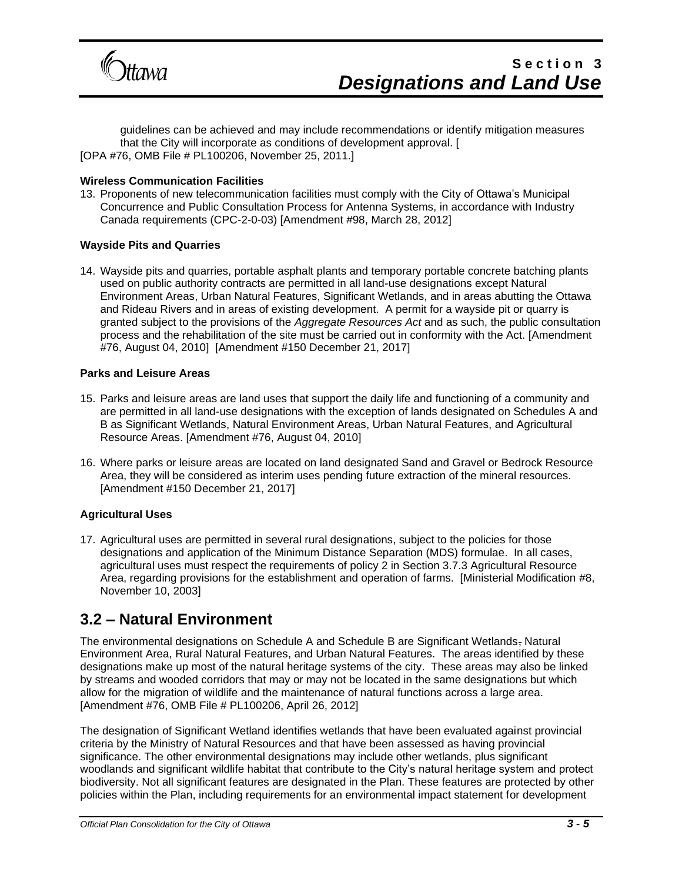guidelines can be achieved and may include recommendations or identify mitigation measures that the City will incorporate as conditions of development approval. [
[OPA #76, OMB File # PL100206, November 25, 2011.]

**Wireless Communication Facilities**

13. Proponents of new telecommunication facilities must comply with the City of Ottawa's Municipal Concurrence and Public Consultation Process for Antenna Systems, in accordance with Industry Canada requirements (CPC-2-0-03) [Amendment #98, March 28, 2012]

**Wayside Pits and Quarries**

14. Wayside pits and quarries, portable asphalt plants and temporary portable concrete batching plants used on public authority contracts are permitted in all land-use designations except Natural Environment Areas, Urban Natural Features, Significant Wetlands, and in areas abutting the Ottawa and Rideau Rivers and in areas of existing development. A permit for a wayside pit or quarry is granted subject to the provisions of the *Aggregate Resources Act* and as such, the public consultation process and the rehabilitation of the site must be carried out in conformity with the Act. [Amendment #76, August 04, 2010] [Amendment #150 December 21, 2017]

**Parks and Leisure Areas**

15. Parks and leisure areas are land uses that support the daily life and functioning of a community and are permitted in all land-use designations with the exception of lands designated on Schedules A and B as Significant Wetlands, Natural Environment Areas, Urban Natural Features, and Agricultural Resource Areas. [Amendment #76, August 04, 2010]

16. Where parks or leisure areas are located on land designated Sand and Gravel or Bedrock Resource Area, they will be considered as interim uses pending future extraction of the mineral resources. [Amendment #150 December 21, 2017]

**Agricultural Uses**

17. Agricultural uses are permitted in several rural designations, subject to the policies for those designations and application of the Minimum Distance Separation (MDS) formulae. In all cases, agricultural uses must respect the requirements of policy 2 in Section 3.7.3 Agricultural Resource Area, regarding provisions for the establishment and operation of farms. [Ministerial Modification #8, November 10, 2003]

## 3.2 – Natural Environment

The environmental designations on Schedule A and Schedule B are Significant Wetlands, Natural Environment Area, Rural Natural Features, and Urban Natural Features. The areas identified by these designations make up most of the natural heritage systems of the city. These areas may also be linked by streams and wooded corridors that may or may not be located in the same designations but which allow for the migration of wildlife and the maintenance of natural functions across a large area. [Amendment #76, OMB File # PL100206, April 26, 2012]

The designation of Significant Wetland identifies wetlands that have been evaluated against provincial criteria by the Ministry of Natural Resources and that have been assessed as having provincial significance. The other environmental designations may include other wetlands, plus significant woodlands and significant wildlife habitat that contribute to the City's natural heritage system and protect biodiversity. Not all significant features are designated in the Plan. These features are protected by other policies within the Plan, including requirements for an environmental impact statement for development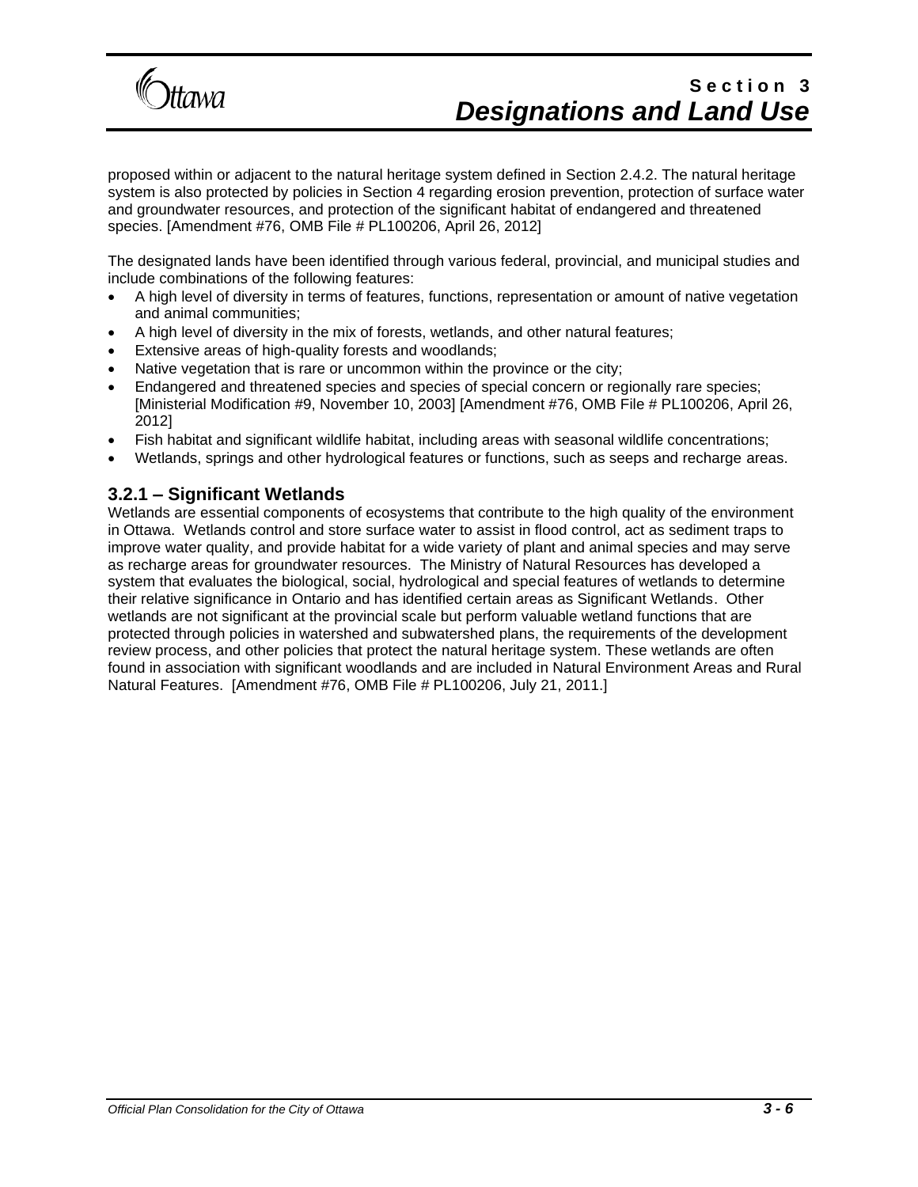proposed within or adjacent to the natural heritage system defined in Section 2.4.2. The natural heritage system is also protected by policies in Section 4 regarding erosion prevention, protection of surface water and groundwater resources, and protection of the significant habitat of endangered and threatened species. [Amendment #76, OMB File # PL100206, April 26, 2012]

The designated lands have been identified through various federal, provincial, and municipal studies and include combinations of the following features:

- A high level of diversity in terms of features, functions, representation or amount of native vegetation and animal communities;
- A high level of diversity in the mix of forests, wetlands, and other natural features;
- Extensive areas of high-quality forests and woodlands;
- Native vegetation that is rare or uncommon within the province or the city;
- Endangered and threatened species and species of special concern or regionally rare species; [Ministerial Modification #9, November 10, 2003] [Amendment #76, OMB File # PL100206, April 26, 2012]
- Fish habitat and significant wildlife habitat, including areas with seasonal wildlife concentrations;
- Wetlands, springs and other hydrological features or functions, such as seeps and recharge areas.

### 3.2.1 – Significant Wetlands

Wetlands are essential components of ecosystems that contribute to the high quality of the environment in Ottawa. Wetlands control and store surface water to assist in flood control, act as sediment traps to improve water quality, and provide habitat for a wide variety of plant and animal species and may serve as recharge areas for groundwater resources. The Ministry of Natural Resources has developed a system that evaluates the biological, social, hydrological and special features of wetlands to determine their relative significance in Ontario and has identified certain areas as Significant Wetlands. Other wetlands are not significant at the provincial scale but perform valuable wetland functions that are protected through policies in watershed and subwatershed plans, the requirements of the development review process, and other policies that protect the natural heritage system. These wetlands are often found in association with significant woodlands and are included in Natural Environment Areas and Rural Natural Features. [Amendment #76, OMB File # PL100206, July 21, 2011.]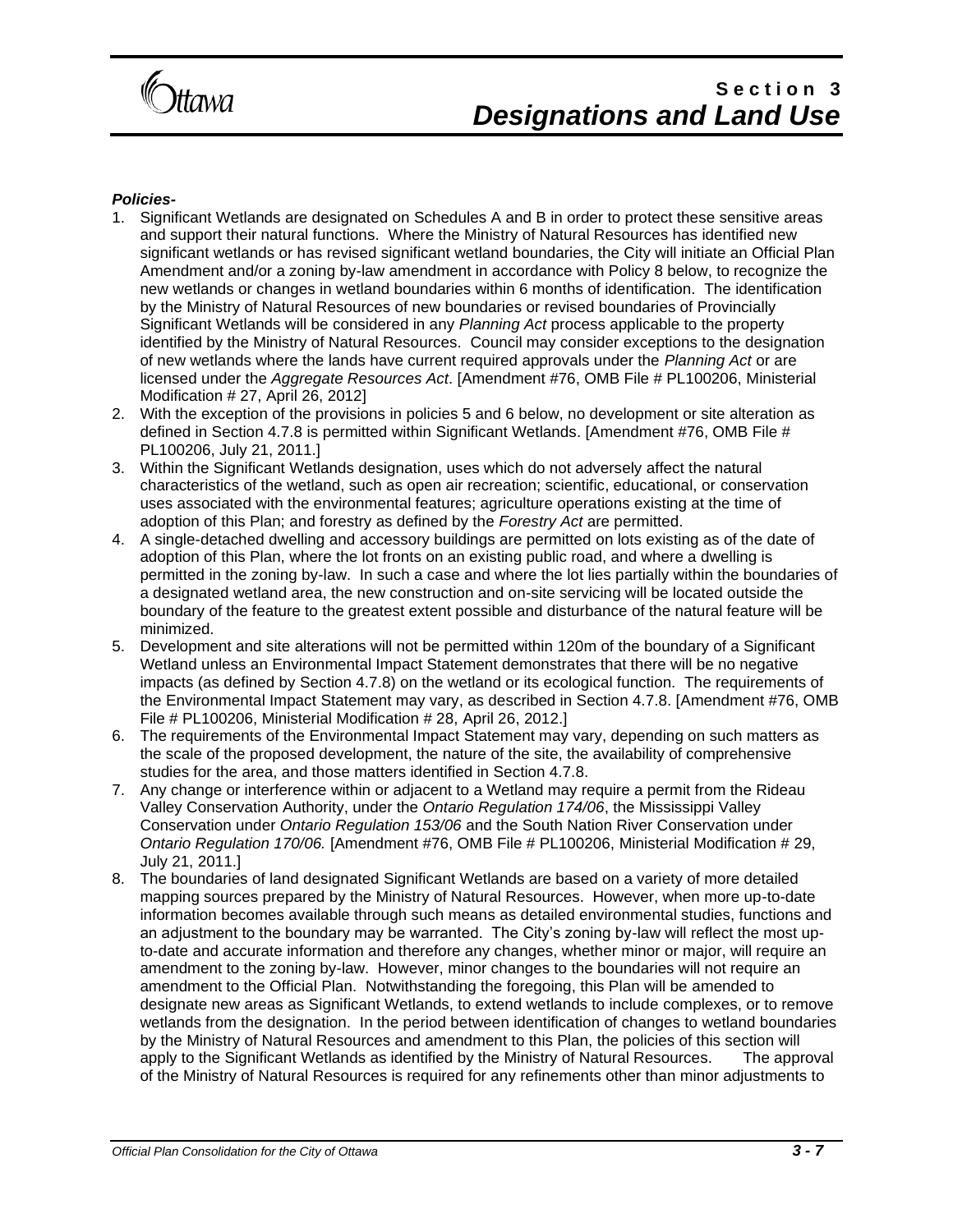***Policies-***

1. Significant Wetlands are designated on Schedules A and B in order to protect these sensitive areas and support their natural functions. Where the Ministry of Natural Resources has identified new significant wetlands or has revised significant wetland boundaries, the City will initiate an Official Plan Amendment and/or a zoning by-law amendment in accordance with Policy 8 below, to recognize the new wetlands or changes in wetland boundaries within 6 months of identification. The identification by the Ministry of Natural Resources of new boundaries or revised boundaries of Provincially Significant Wetlands will be considered in any *Planning Act* process applicable to the property identified by the Ministry of Natural Resources. Council may consider exceptions to the designation of new wetlands where the lands have current required approvals under the *Planning Act* or are licensed under the *Aggregate Resources Act*. [Amendment #76, OMB File # PL100206, Ministerial Modification # 27, April 26, 2012]
2. With the exception of the provisions in policies 5 and 6 below, no development or site alteration as defined in Section 4.7.8 is permitted within Significant Wetlands. [Amendment #76, OMB File # PL100206, July 21, 2011.]
3. Within the Significant Wetlands designation, uses which do not adversely affect the natural characteristics of the wetland, such as open air recreation; scientific, educational, or conservation uses associated with the environmental features; agriculture operations existing at the time of adoption of this Plan; and forestry as defined by the *Forestry Act* are permitted.
4. A single-detached dwelling and accessory buildings are permitted on lots existing as of the date of adoption of this Plan, where the lot fronts on an existing public road, and where a dwelling is permitted in the zoning by-law. In such a case and where the lot lies partially within the boundaries of a designated wetland area, the new construction and on-site servicing will be located outside the boundary of the feature to the greatest extent possible and disturbance of the natural feature will be minimized.
5. Development and site alterations will not be permitted within 120m of the boundary of a Significant Wetland unless an Environmental Impact Statement demonstrates that there will be no negative impacts (as defined by Section 4.7.8) on the wetland or its ecological function. The requirements of the Environmental Impact Statement may vary, as described in Section 4.7.8. [Amendment #76, OMB File # PL100206, Ministerial Modification # 28, April 26, 2012.]
6. The requirements of the Environmental Impact Statement may vary, depending on such matters as the scale of the proposed development, the nature of the site, the availability of comprehensive studies for the area, and those matters identified in Section 4.7.8.
7. Any change or interference within or adjacent to a Wetland may require a permit from the Rideau Valley Conservation Authority, under the *Ontario Regulation 174/06*, the Mississippi Valley Conservation under *Ontario Regulation 153/06* and the South Nation River Conservation under *Ontario Regulation 170/06.* [Amendment #76, OMB File # PL100206, Ministerial Modification # 29, July 21, 2011.]
8. The boundaries of land designated Significant Wetlands are based on a variety of more detailed mapping sources prepared by the Ministry of Natural Resources. However, when more up-to-date information becomes available through such means as detailed environmental studies, functions and an adjustment to the boundary may be warranted. The City's zoning by-law will reflect the most up-to-date and accurate information and therefore any changes, whether minor or major, will require an amendment to the zoning by-law. However, minor changes to the boundaries will not require an amendment to the Official Plan. Notwithstanding the foregoing, this Plan will be amended to designate new areas as Significant Wetlands, to extend wetlands to include complexes, or to remove wetlands from the designation. In the period between identification of changes to wetland boundaries by the Ministry of Natural Resources and amendment to this Plan, the policies of this section will apply to the Significant Wetlands as identified by the Ministry of Natural Resources. The approval of the Ministry of Natural Resources is required for any refinements other than minor adjustments to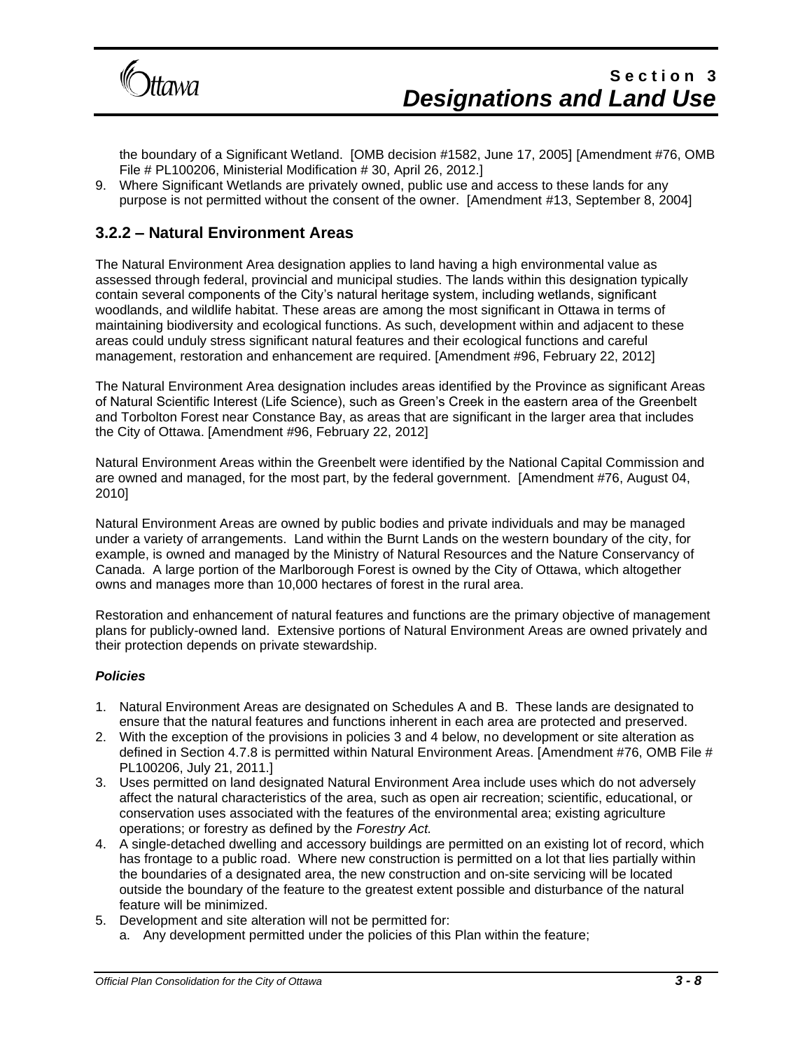the boundary of a Significant Wetland. [OMB decision #1582, June 17, 2005] [Amendment #76, OMB File # PL100206, Ministerial Modification # 30, April 26, 2012.]

9. Where Significant Wetlands are privately owned, public use and access to these lands for any purpose is not permitted without the consent of the owner. [Amendment #13, September 8, 2004]

## 3.2.2 – Natural Environment Areas

The Natural Environment Area designation applies to land having a high environmental value as assessed through federal, provincial and municipal studies. The lands within this designation typically contain several components of the City's natural heritage system, including wetlands, significant woodlands, and wildlife habitat. These areas are among the most significant in Ottawa in terms of maintaining biodiversity and ecological functions. As such, development within and adjacent to these areas could unduly stress significant natural features and their ecological functions and careful management, restoration and enhancement are required. [Amendment #96, February 22, 2012]

The Natural Environment Area designation includes areas identified by the Province as significant Areas of Natural Scientific Interest (Life Science), such as Green's Creek in the eastern area of the Greenbelt and Torbolton Forest near Constance Bay, as areas that are significant in the larger area that includes the City of Ottawa. [Amendment #96, February 22, 2012]

Natural Environment Areas within the Greenbelt were identified by the National Capital Commission and are owned and managed, for the most part, by the federal government. [Amendment #76, August 04, 2010]

Natural Environment Areas are owned by public bodies and private individuals and may be managed under a variety of arrangements. Land within the Burnt Lands on the western boundary of the city, for example, is owned and managed by the Ministry of Natural Resources and the Nature Conservancy of Canada. A large portion of the Marlborough Forest is owned by the City of Ottawa, which altogether owns and manages more than 10,000 hectares of forest in the rural area.

Restoration and enhancement of natural features and functions are the primary objective of management plans for publicly-owned land. Extensive portions of Natural Environment Areas are owned privately and their protection depends on private stewardship.

#### *Policies*

1. Natural Environment Areas are designated on Schedules A and B. These lands are designated to ensure that the natural features and functions inherent in each area are protected and preserved.
2. With the exception of the provisions in policies 3 and 4 below, no development or site alteration as defined in Section 4.7.8 is permitted within Natural Environment Areas. [Amendment #76, OMB File # PL100206, July 21, 2011.]
3. Uses permitted on land designated Natural Environment Area include uses which do not adversely affect the natural characteristics of the area, such as open air recreation; scientific, educational, or conservation uses associated with the features of the environmental area; existing agriculture operations; or forestry as defined by the *Forestry Act.*
4. A single-detached dwelling and accessory buildings are permitted on an existing lot of record, which has frontage to a public road. Where new construction is permitted on a lot that lies partially within the boundaries of a designated area, the new construction and on-site servicing will be located outside the boundary of the feature to the greatest extent possible and disturbance of the natural feature will be minimized.
5. Development and site alteration will not be permitted for:
   a. Any development permitted under the policies of this Plan within the feature;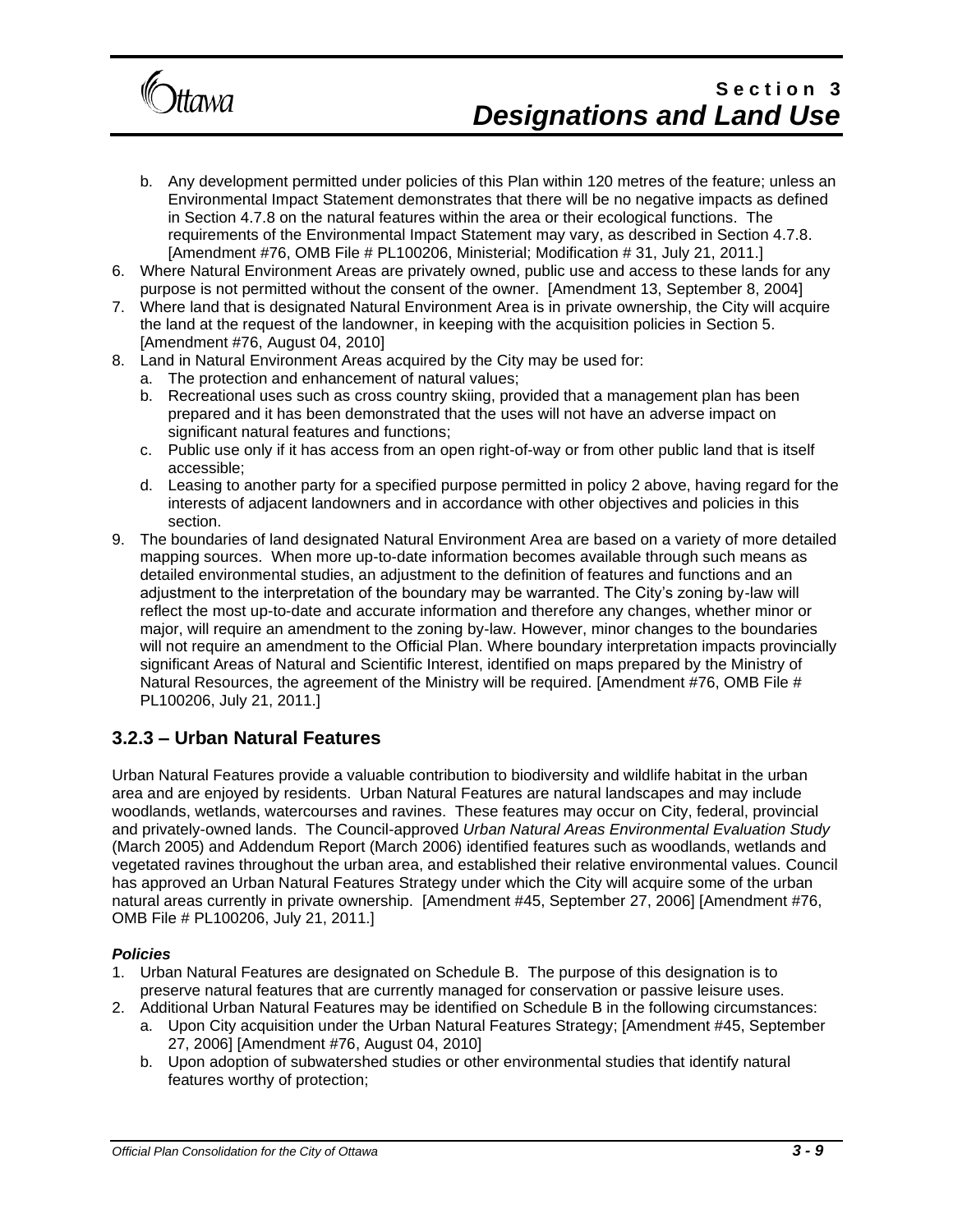b. Any development permitted under policies of this Plan within 120 metres of the feature; unless an Environmental Impact Statement demonstrates that there will be no negative impacts as defined in Section 4.7.8 on the natural features within the area or their ecological functions. The requirements of the Environmental Impact Statement may vary, as described in Section 4.7.8. [Amendment #76, OMB File # PL100206, Ministerial; Modification # 31, July 21, 2011.]

6. Where Natural Environment Areas are privately owned, public use and access to these lands for any purpose is not permitted without the consent of the owner. [Amendment 13, September 8, 2004]
7. Where land that is designated Natural Environment Area is in private ownership, the City will acquire the land at the request of the landowner, in keeping with the acquisition policies in Section 5. [Amendment #76, August 04, 2010]
8. Land in Natural Environment Areas acquired by the City may be used for:
   a. The protection and enhancement of natural values;
   b. Recreational uses such as cross country skiing, provided that a management plan has been prepared and it has been demonstrated that the uses will not have an adverse impact on significant natural features and functions;
   c. Public use only if it has access from an open right-of-way or from other public land that is itself accessible;
   d. Leasing to another party for a specified purpose permitted in policy 2 above, having regard for the interests of adjacent landowners and in accordance with other objectives and policies in this section.
9. The boundaries of land designated Natural Environment Area are based on a variety of more detailed mapping sources. When more up-to-date information becomes available through such means as detailed environmental studies, an adjustment to the definition of features and functions and an adjustment to the interpretation of the boundary may be warranted. The City's zoning by-law will reflect the most up-to-date and accurate information and therefore any changes, whether minor or major, will require an amendment to the zoning by-law. However, minor changes to the boundaries will not require an amendment to the Official Plan. Where boundary interpretation impacts provincially significant Areas of Natural and Scientific Interest, identified on maps prepared by the Ministry of Natural Resources, the agreement of the Ministry will be required. [Amendment #76, OMB File # PL100206, July 21, 2011.]

## 3.2.3 – Urban Natural Features

Urban Natural Features provide a valuable contribution to biodiversity and wildlife habitat in the urban area and are enjoyed by residents. Urban Natural Features are natural landscapes and may include woodlands, wetlands, watercourses and ravines. These features may occur on City, federal, provincial and privately-owned lands. The Council-approved *Urban Natural Areas Environmental Evaluation Study* (March 2005) and Addendum Report (March 2006) identified features such as woodlands, wetlands and vegetated ravines throughout the urban area, and established their relative environmental values. Council has approved an Urban Natural Features Strategy under which the City will acquire some of the urban natural areas currently in private ownership. [Amendment #45, September 27, 2006] [Amendment #76, OMB File # PL100206, July 21, 2011.]

***Policies***

1. Urban Natural Features are designated on Schedule B. The purpose of this designation is to preserve natural features that are currently managed for conservation or passive leisure uses.
2. Additional Urban Natural Features may be identified on Schedule B in the following circumstances:
   a. Upon City acquisition under the Urban Natural Features Strategy; [Amendment #45, September 27, 2006] [Amendment #76, August 04, 2010]
   b. Upon adoption of subwatershed studies or other environmental studies that identify natural features worthy of protection;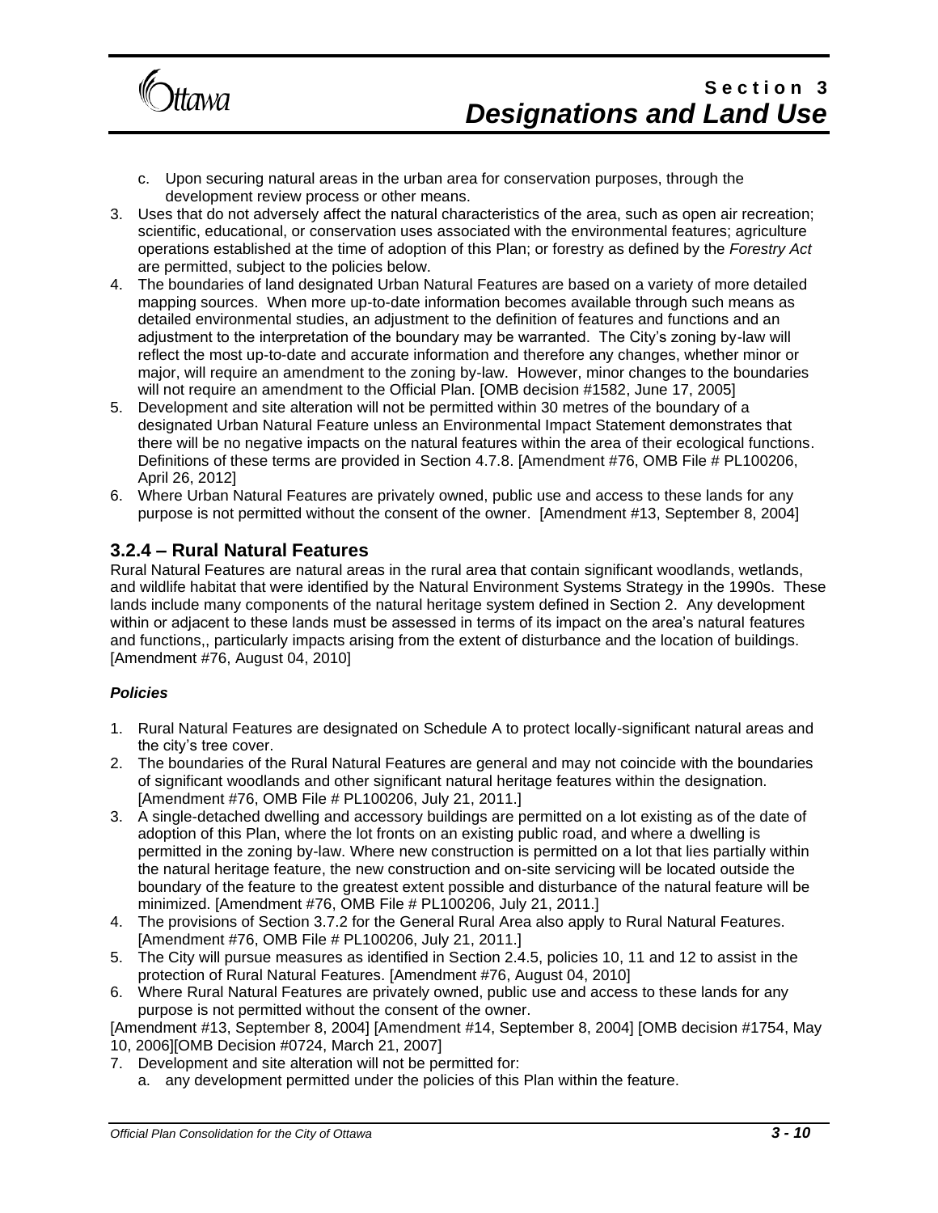c. Upon securing natural areas in the urban area for conservation purposes, through the development review process or other means.

3. Uses that do not adversely affect the natural characteristics of the area, such as open air recreation; scientific, educational, or conservation uses associated with the environmental features; agriculture operations established at the time of adoption of this Plan; or forestry as defined by the *Forestry Act* are permitted, subject to the policies below.
4. The boundaries of land designated Urban Natural Features are based on a variety of more detailed mapping sources. When more up-to-date information becomes available through such means as detailed environmental studies, an adjustment to the definition of features and functions and an adjustment to the interpretation of the boundary may be warranted. The City's zoning by-law will reflect the most up-to-date and accurate information and therefore any changes, whether minor or major, will require an amendment to the zoning by-law. However, minor changes to the boundaries will not require an amendment to the Official Plan. [OMB decision #1582, June 17, 2005]
5. Development and site alteration will not be permitted within 30 metres of the boundary of a designated Urban Natural Feature unless an Environmental Impact Statement demonstrates that there will be no negative impacts on the natural features within the area of their ecological functions. Definitions of these terms are provided in Section 4.7.8. [Amendment #76, OMB File # PL100206, April 26, 2012]
6. Where Urban Natural Features are privately owned, public use and access to these lands for any purpose is not permitted without the consent of the owner. [Amendment #13, September 8, 2004]

## 3.2.4 – Rural Natural Features

Rural Natural Features are natural areas in the rural area that contain significant woodlands, wetlands, and wildlife habitat that were identified by the Natural Environment Systems Strategy in the 1990s. These lands include many components of the natural heritage system defined in Section 2. Any development within or adjacent to these lands must be assessed in terms of its impact on the area's natural features and functions,, particularly impacts arising from the extent of disturbance and the location of buildings. [Amendment #76, August 04, 2010]

#### *Policies*

1. Rural Natural Features are designated on Schedule A to protect locally-significant natural areas and the city's tree cover.
2. The boundaries of the Rural Natural Features are general and may not coincide with the boundaries of significant woodlands and other significant natural heritage features within the designation. [Amendment #76, OMB File # PL100206, July 21, 2011.]
3. A single-detached dwelling and accessory buildings are permitted on a lot existing as of the date of adoption of this Plan, where the lot fronts on an existing public road, and where a dwelling is permitted in the zoning by-law. Where new construction is permitted on a lot that lies partially within the natural heritage feature, the new construction and on-site servicing will be located outside the boundary of the feature to the greatest extent possible and disturbance of the natural feature will be minimized. [Amendment #76, OMB File # PL100206, July 21, 2011.]
4. The provisions of Section 3.7.2 for the General Rural Area also apply to Rural Natural Features. [Amendment #76, OMB File # PL100206, July 21, 2011.]
5. The City will pursue measures as identified in Section 2.4.5, policies 10, 11 and 12 to assist in the protection of Rural Natural Features. [Amendment #76, August 04, 2010]
6. Where Rural Natural Features are privately owned, public use and access to these lands for any purpose is not permitted without the consent of the owner.

[Amendment #13, September 8, 2004] [Amendment #14, September 8, 2004] [OMB decision #1754, May 10, 2006][OMB Decision #0724, March 21, 2007]

7. Development and site alteration will not be permitted for:
   a. any development permitted under the policies of this Plan within the feature.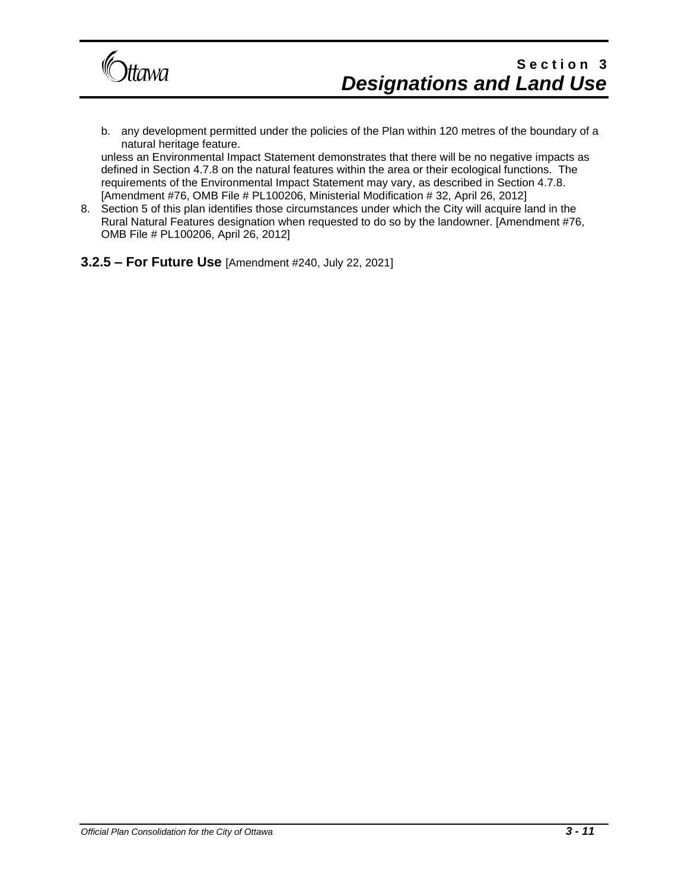b. any development permitted under the policies of the Plan within 120 metres of the boundary of a natural heritage feature.

unless an Environmental Impact Statement demonstrates that there will be no negative impacts as defined in Section 4.7.8 on the natural features within the area or their ecological functions. The requirements of the Environmental Impact Statement may vary, as described in Section 4.7.8. [Amendment #76, OMB File # PL100206, Ministerial Modification # 32, April 26, 2012]

8. Section 5 of this plan identifies those circumstances under which the City will acquire land in the Rural Natural Features designation when requested to do so by the landowner. [Amendment #76, OMB File # PL100206, April 26, 2012]

### 3.2.5 – For Future Use [Amendment #240, July 22, 2021]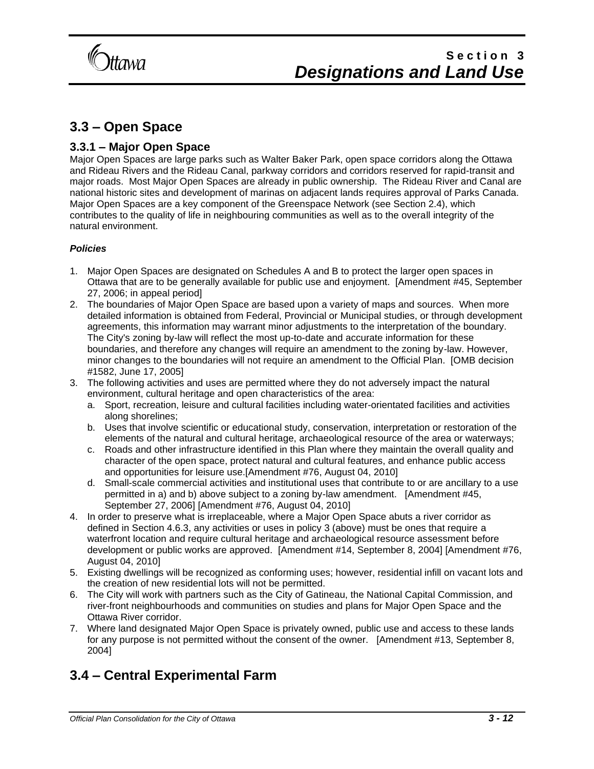## 3.3 – Open Space

### 3.3.1 – Major Open Space

Major Open Spaces are large parks such as Walter Baker Park, open space corridors along the Ottawa and Rideau Rivers and the Rideau Canal, parkway corridors and corridors reserved for rapid-transit and major roads. Most Major Open Spaces are already in public ownership. The Rideau River and Canal are national historic sites and development of marinas on adjacent lands requires approval of Parks Canada. Major Open Spaces are a key component of the Greenspace Network (see Section 2.4), which contributes to the quality of life in neighbouring communities as well as to the overall integrity of the natural environment.

***Policies***

1. Major Open Spaces are designated on Schedules A and B to protect the larger open spaces in Ottawa that are to be generally available for public use and enjoyment. [Amendment #45, September 27, 2006; in appeal period]
2. The boundaries of Major Open Space are based upon a variety of maps and sources. When more detailed information is obtained from Federal, Provincial or Municipal studies, or through development agreements, this information may warrant minor adjustments to the interpretation of the boundary. The City's zoning by-law will reflect the most up-to-date and accurate information for these boundaries, and therefore any changes will require an amendment to the zoning by-law. However, minor changes to the boundaries will not require an amendment to the Official Plan. [OMB decision #1582, June 17, 2005]
3. The following activities and uses are permitted where they do not adversely impact the natural environment, cultural heritage and open characteristics of the area:
   a. Sport, recreation, leisure and cultural facilities including water-orientated facilities and activities along shorelines;
   b. Uses that involve scientific or educational study, conservation, interpretation or restoration of the elements of the natural and cultural heritage, archaeological resource of the area or waterways;
   c. Roads and other infrastructure identified in this Plan where they maintain the overall quality and character of the open space, protect natural and cultural features, and enhance public access and opportunities for leisure use.[Amendment #76, August 04, 2010]
   d. Small-scale commercial activities and institutional uses that contribute to or are ancillary to a use permitted in a) and b) above subject to a zoning by-law amendment. [Amendment #45, September 27, 2006] [Amendment #76, August 04, 2010]
4. In order to preserve what is irreplaceable, where a Major Open Space abuts a river corridor as defined in Section 4.6.3, any activities or uses in policy 3 (above) must be ones that require a waterfront location and require cultural heritage and archaeological resource assessment before development or public works are approved. [Amendment #14, September 8, 2004] [Amendment #76, August 04, 2010]
5. Existing dwellings will be recognized as conforming uses; however, residential infill on vacant lots and the creation of new residential lots will not be permitted.
6. The City will work with partners such as the City of Gatineau, the National Capital Commission, and river-front neighbourhoods and communities on studies and plans for Major Open Space and the Ottawa River corridor.
7. Where land designated Major Open Space is privately owned, public use and access to these lands for any purpose is not permitted without the consent of the owner. [Amendment #13, September 8, 2004]

## 3.4 – Central Experimental Farm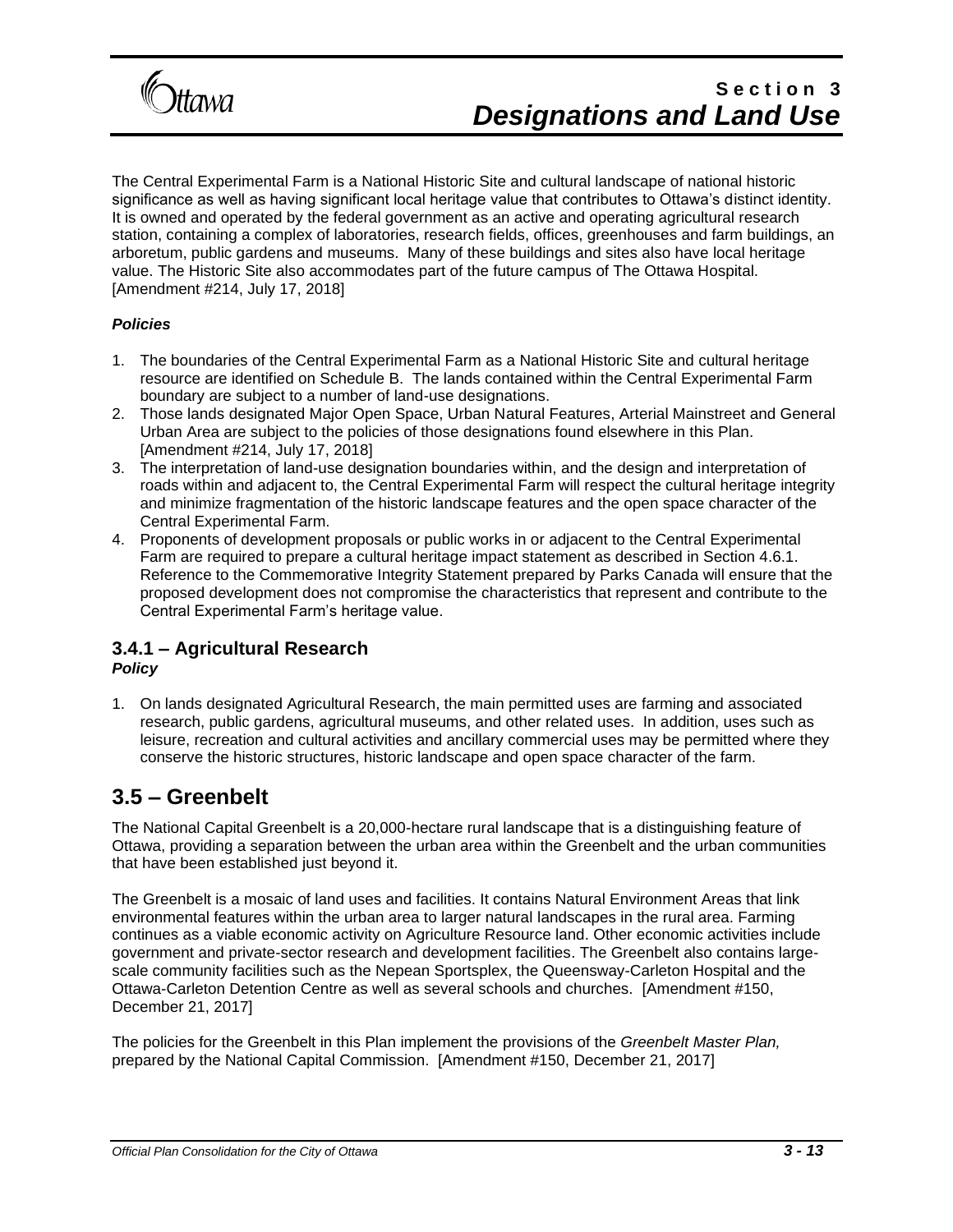The Central Experimental Farm is a National Historic Site and cultural landscape of national historic significance as well as having significant local heritage value that contributes to Ottawa's distinct identity. It is owned and operated by the federal government as an active and operating agricultural research station, containing a complex of laboratories, research fields, offices, greenhouses and farm buildings, an arboretum, public gardens and museums. Many of these buildings and sites also have local heritage value. The Historic Site also accommodates part of the future campus of The Ottawa Hospital. [Amendment #214, July 17, 2018]

***Policies***

1. The boundaries of the Central Experimental Farm as a National Historic Site and cultural heritage resource are identified on Schedule B. The lands contained within the Central Experimental Farm boundary are subject to a number of land-use designations.
2. Those lands designated Major Open Space, Urban Natural Features, Arterial Mainstreet and General Urban Area are subject to the policies of those designations found elsewhere in this Plan. [Amendment #214, July 17, 2018]
3. The interpretation of land-use designation boundaries within, and the design and interpretation of roads within and adjacent to, the Central Experimental Farm will respect the cultural heritage integrity and minimize fragmentation of the historic landscape features and the open space character of the Central Experimental Farm.
4. Proponents of development proposals or public works in or adjacent to the Central Experimental Farm are required to prepare a cultural heritage impact statement as described in Section 4.6.1. Reference to the Commemorative Integrity Statement prepared by Parks Canada will ensure that the proposed development does not compromise the characteristics that represent and contribute to the Central Experimental Farm's heritage value.

### 3.4.1 – Agricultural Research

***Policy***

1. On lands designated Agricultural Research, the main permitted uses are farming and associated research, public gardens, agricultural museums, and other related uses. In addition, uses such as leisure, recreation and cultural activities and ancillary commercial uses may be permitted where they conserve the historic structures, historic landscape and open space character of the farm.

## 3.5 – Greenbelt

The National Capital Greenbelt is a 20,000-hectare rural landscape that is a distinguishing feature of Ottawa, providing a separation between the urban area within the Greenbelt and the urban communities that have been established just beyond it.

The Greenbelt is a mosaic of land uses and facilities. It contains Natural Environment Areas that link environmental features within the urban area to larger natural landscapes in the rural area. Farming continues as a viable economic activity on Agriculture Resource land. Other economic activities include government and private-sector research and development facilities. The Greenbelt also contains large-scale community facilities such as the Nepean Sportsplex, the Queensway-Carleton Hospital and the Ottawa-Carleton Detention Centre as well as several schools and churches. [Amendment #150, December 21, 2017]

The policies for the Greenbelt in this Plan implement the provisions of the *Greenbelt Master Plan,* prepared by the National Capital Commission. [Amendment #150, December 21, 2017]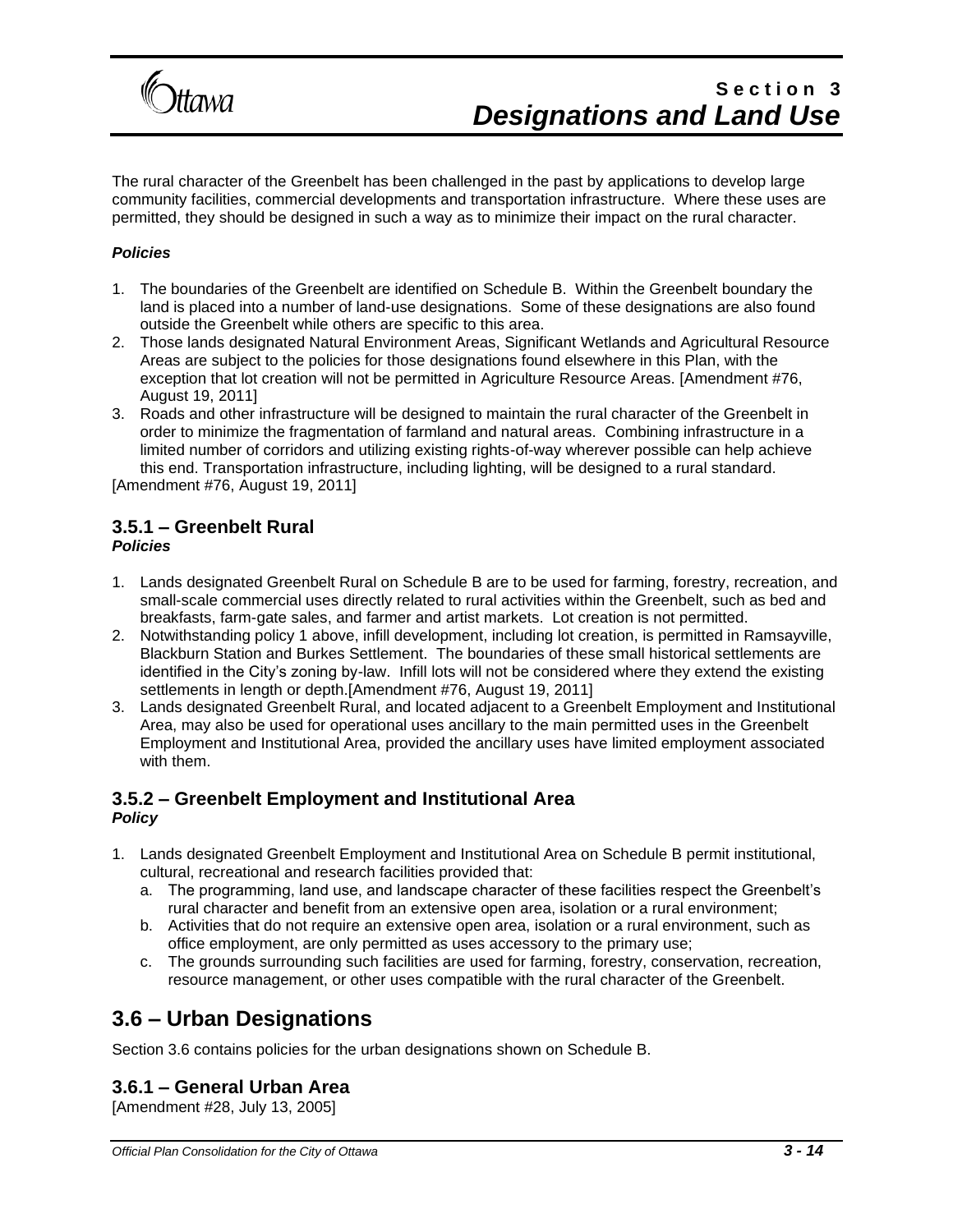The rural character of the Greenbelt has been challenged in the past by applications to develop large community facilities, commercial developments and transportation infrastructure. Where these uses are permitted, they should be designed in such a way as to minimize their impact on the rural character.

***Policies***

1. The boundaries of the Greenbelt are identified on Schedule B. Within the Greenbelt boundary the land is placed into a number of land-use designations. Some of these designations are also found outside the Greenbelt while others are specific to this area.
2. Those lands designated Natural Environment Areas, Significant Wetlands and Agricultural Resource Areas are subject to the policies for those designations found elsewhere in this Plan, with the exception that lot creation will not be permitted in Agriculture Resource Areas. [Amendment #76, August 19, 2011]
3. Roads and other infrastructure will be designed to maintain the rural character of the Greenbelt in order to minimize the fragmentation of farmland and natural areas. Combining infrastructure in a limited number of corridors and utilizing existing rights-of-way wherever possible can help achieve this end. Transportation infrastructure, including lighting, will be designed to a rural standard.

[Amendment #76, August 19, 2011]

### 3.5.1 – Greenbelt Rural

***Policies***

1. Lands designated Greenbelt Rural on Schedule B are to be used for farming, forestry, recreation, and small-scale commercial uses directly related to rural activities within the Greenbelt, such as bed and breakfasts, farm-gate sales, and farmer and artist markets. Lot creation is not permitted.
2. Notwithstanding policy 1 above, infill development, including lot creation, is permitted in Ramsayville, Blackburn Station and Burkes Settlement. The boundaries of these small historical settlements are identified in the City's zoning by-law. Infill lots will not be considered where they extend the existing settlements in length or depth.[Amendment #76, August 19, 2011]
3. Lands designated Greenbelt Rural, and located adjacent to a Greenbelt Employment and Institutional Area, may also be used for operational uses ancillary to the main permitted uses in the Greenbelt Employment and Institutional Area, provided the ancillary uses have limited employment associated with them.

### 3.5.2 – Greenbelt Employment and Institutional Area

***Policy***

1. Lands designated Greenbelt Employment and Institutional Area on Schedule B permit institutional, cultural, recreational and research facilities provided that:
   a. The programming, land use, and landscape character of these facilities respect the Greenbelt's rural character and benefit from an extensive open area, isolation or a rural environment;
   b. Activities that do not require an extensive open area, isolation or a rural environment, such as office employment, are only permitted as uses accessory to the primary use;
   c. The grounds surrounding such facilities are used for farming, forestry, conservation, recreation, resource management, or other uses compatible with the rural character of the Greenbelt.

## 3.6 – Urban Designations

Section 3.6 contains policies for the urban designations shown on Schedule B.

### 3.6.1 – General Urban Area

[Amendment #28, July 13, 2005]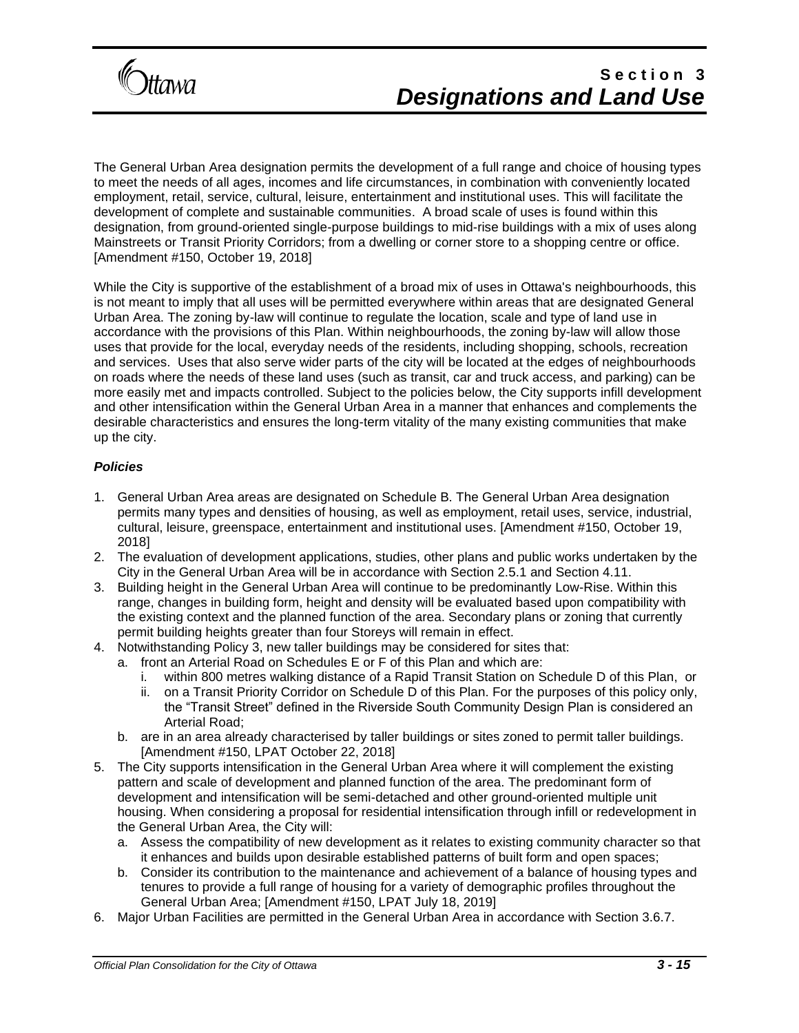The General Urban Area designation permits the development of a full range and choice of housing types to meet the needs of all ages, incomes and life circumstances, in combination with conveniently located employment, retail, service, cultural, leisure, entertainment and institutional uses. This will facilitate the development of complete and sustainable communities. A broad scale of uses is found within this designation, from ground-oriented single-purpose buildings to mid-rise buildings with a mix of uses along Mainstreets or Transit Priority Corridors; from a dwelling or corner store to a shopping centre or office. [Amendment #150, October 19, 2018]

While the City is supportive of the establishment of a broad mix of uses in Ottawa's neighbourhoods, this is not meant to imply that all uses will be permitted everywhere within areas that are designated General Urban Area. The zoning by-law will continue to regulate the location, scale and type of land use in accordance with the provisions of this Plan. Within neighbourhoods, the zoning by-law will allow those uses that provide for the local, everyday needs of the residents, including shopping, schools, recreation and services. Uses that also serve wider parts of the city will be located at the edges of neighbourhoods on roads where the needs of these land uses (such as transit, car and truck access, and parking) can be more easily met and impacts controlled. Subject to the policies below, the City supports infill development and other intensification within the General Urban Area in a manner that enhances and complements the desirable characteristics and ensures the long-term vitality of the many existing communities that make up the city.

***Policies***

1. General Urban Area areas are designated on Schedule B. The General Urban Area designation permits many types and densities of housing, as well as employment, retail uses, service, industrial, cultural, leisure, greenspace, entertainment and institutional uses. [Amendment #150, October 19, 2018]
2. The evaluation of development applications, studies, other plans and public works undertaken by the City in the General Urban Area will be in accordance with Section 2.5.1 and Section 4.11.
3. Building height in the General Urban Area will continue to be predominantly Low-Rise. Within this range, changes in building form, height and density will be evaluated based upon compatibility with the existing context and the planned function of the area. Secondary plans or zoning that currently permit building heights greater than four Storeys will remain in effect.
4. Notwithstanding Policy 3, new taller buildings may be considered for sites that:
   a. front an Arterial Road on Schedules E or F of this Plan and which are:
      i. within 800 metres walking distance of a Rapid Transit Station on Schedule D of this Plan, or
      ii. on a Transit Priority Corridor on Schedule D of this Plan. For the purposes of this policy only, the "Transit Street" defined in the Riverside South Community Design Plan is considered an Arterial Road;
   b. are in an area already characterised by taller buildings or sites zoned to permit taller buildings. [Amendment #150, LPAT October 22, 2018]
5. The City supports intensification in the General Urban Area where it will complement the existing pattern and scale of development and planned function of the area. The predominant form of development and intensification will be semi-detached and other ground-oriented multiple unit housing. When considering a proposal for residential intensification through infill or redevelopment in the General Urban Area, the City will:
   a. Assess the compatibility of new development as it relates to existing community character so that it enhances and builds upon desirable established patterns of built form and open spaces;
   b. Consider its contribution to the maintenance and achievement of a balance of housing types and tenures to provide a full range of housing for a variety of demographic profiles throughout the General Urban Area; [Amendment #150, LPAT July 18, 2019]
6. Major Urban Facilities are permitted in the General Urban Area in accordance with Section 3.6.7.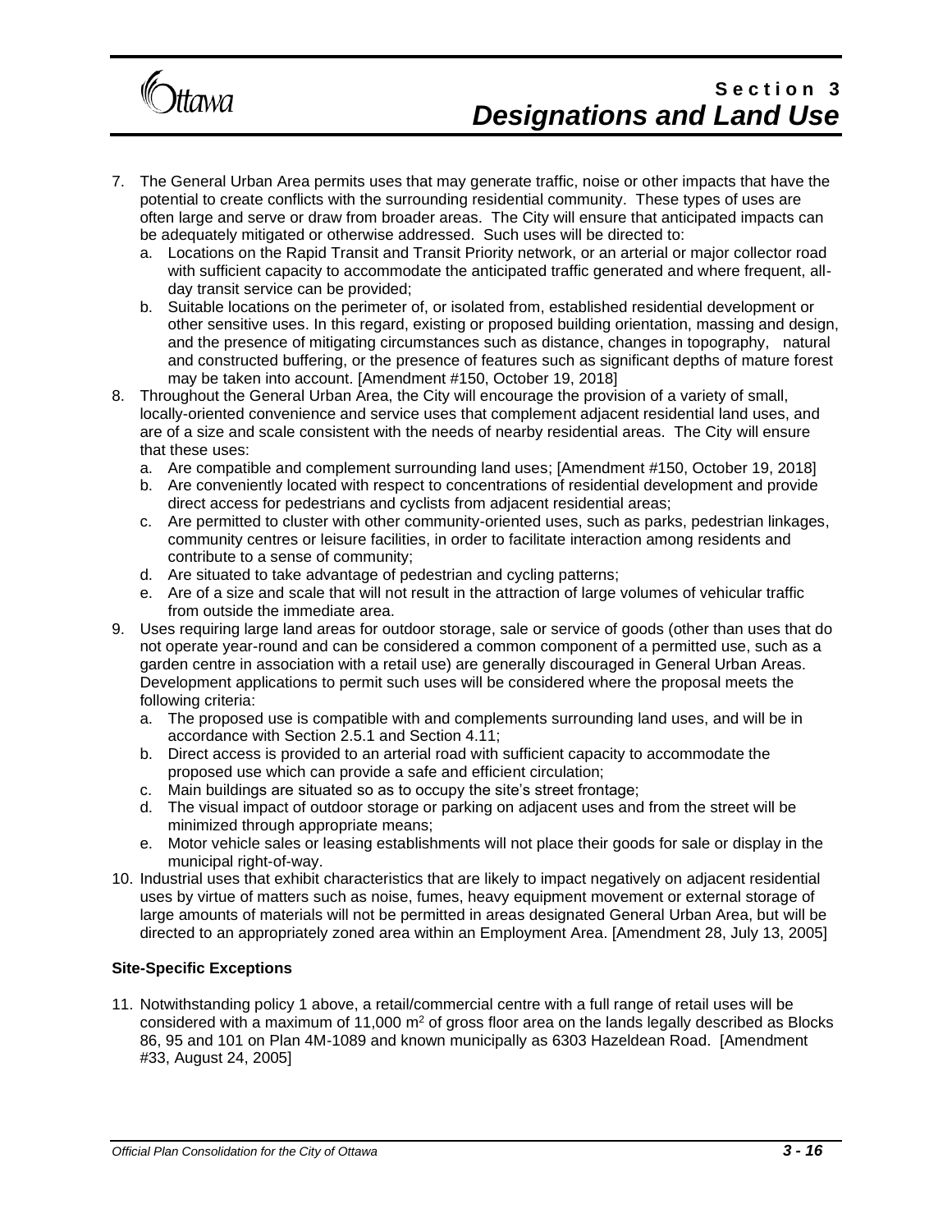7. The General Urban Area permits uses that may generate traffic, noise or other impacts that have the potential to create conflicts with the surrounding residential community. These types of uses are often large and serve or draw from broader areas. The City will ensure that anticipated impacts can be adequately mitigated or otherwise addressed. Such uses will be directed to:
   a. Locations on the Rapid Transit and Transit Priority network, or an arterial or major collector road with sufficient capacity to accommodate the anticipated traffic generated and where frequent, all-day transit service can be provided;
   b. Suitable locations on the perimeter of, or isolated from, established residential development or other sensitive uses. In this regard, existing or proposed building orientation, massing and design, and the presence of mitigating circumstances such as distance, changes in topography, natural and constructed buffering, or the presence of features such as significant depths of mature forest may be taken into account. [Amendment #150, October 19, 2018]
8. Throughout the General Urban Area, the City will encourage the provision of a variety of small, locally-oriented convenience and service uses that complement adjacent residential land uses, and are of a size and scale consistent with the needs of nearby residential areas. The City will ensure that these uses:
   a. Are compatible and complement surrounding land uses; [Amendment #150, October 19, 2018]
   b. Are conveniently located with respect to concentrations of residential development and provide direct access for pedestrians and cyclists from adjacent residential areas;
   c. Are permitted to cluster with other community-oriented uses, such as parks, pedestrian linkages, community centres or leisure facilities, in order to facilitate interaction among residents and contribute to a sense of community;
   d. Are situated to take advantage of pedestrian and cycling patterns;
   e. Are of a size and scale that will not result in the attraction of large volumes of vehicular traffic from outside the immediate area.
9. Uses requiring large land areas for outdoor storage, sale or service of goods (other than uses that do not operate year-round and can be considered a common component of a permitted use, such as a garden centre in association with a retail use) are generally discouraged in General Urban Areas. Development applications to permit such uses will be considered where the proposal meets the following criteria:
   a. The proposed use is compatible with and complements surrounding land uses, and will be in accordance with Section 2.5.1 and Section 4.11;
   b. Direct access is provided to an arterial road with sufficient capacity to accommodate the proposed use which can provide a safe and efficient circulation;
   c. Main buildings are situated so as to occupy the site's street frontage;
   d. The visual impact of outdoor storage or parking on adjacent uses and from the street will be minimized through appropriate means;
   e. Motor vehicle sales or leasing establishments will not place their goods for sale or display in the municipal right-of-way.
10. Industrial uses that exhibit characteristics that are likely to impact negatively on adjacent residential uses by virtue of matters such as noise, fumes, heavy equipment movement or external storage of large amounts of materials will not be permitted in areas designated General Urban Area, but will be directed to an appropriately zoned area within an Employment Area. [Amendment 28, July 13, 2005]

**Site-Specific Exceptions**

11. Notwithstanding policy 1 above, a retail/commercial centre with a full range of retail uses will be considered with a maximum of 11,000 $m^2$ of gross floor area on the lands legally described as Blocks 86, 95 and 101 on Plan 4M-1089 and known municipally as 6303 Hazeldean Road. [Amendment #33, August 24, 2005]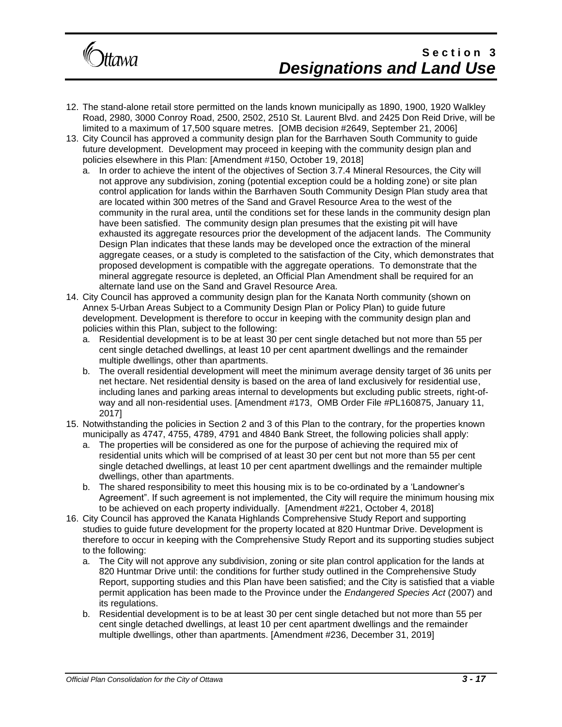12. The stand-alone retail store permitted on the lands known municipally as 1890, 1900, 1920 Walkley Road, 2980, 3000 Conroy Road, 2500, 2502, 2510 St. Laurent Blvd. and 2425 Don Reid Drive, will be limited to a maximum of 17,500 square metres. [OMB decision #2649, September 21, 2006]
13. City Council has approved a community design plan for the Barrhaven South Community to guide future development. Development may proceed in keeping with the community design plan and policies elsewhere in this Plan: [Amendment #150, October 19, 2018]
    a. In order to achieve the intent of the objectives of Section 3.7.4 Mineral Resources, the City will not approve any subdivision, zoning (potential exception could be a holding zone) or site plan control application for lands within the Barrhaven South Community Design Plan study area that are located within 300 metres of the Sand and Gravel Resource Area to the west of the community in the rural area, until the conditions set for these lands in the community design plan have been satisfied. The community design plan presumes that the existing pit will have exhausted its aggregate resources prior the development of the adjacent lands. The Community Design Plan indicates that these lands may be developed once the extraction of the mineral aggregate ceases, or a study is completed to the satisfaction of the City, which demonstrates that proposed development is compatible with the aggregate operations. To demonstrate that the mineral aggregate resource is depleted, an Official Plan Amendment shall be required for an alternate land use on the Sand and Gravel Resource Area.
14. City Council has approved a community design plan for the Kanata North community (shown on Annex 5-Urban Areas Subject to a Community Design Plan or Policy Plan) to guide future development. Development is therefore to occur in keeping with the community design plan and policies within this Plan, subject to the following:
    a. Residential development is to be at least 30 per cent single detached but not more than 55 per cent single detached dwellings, at least 10 per cent apartment dwellings and the remainder multiple dwellings, other than apartments.
    b. The overall residential development will meet the minimum average density target of 36 units per net hectare. Net residential density is based on the area of land exclusively for residential use, including lanes and parking areas internal to developments but excluding public streets, right-of-way and all non-residential uses. [Amendment #173, OMB Order File #PL160875, January 11, 2017]
15. Notwithstanding the policies in Section 2 and 3 of this Plan to the contrary, for the properties known municipally as 4747, 4755, 4789, 4791 and 4840 Bank Street, the following policies shall apply:
    a. The properties will be considered as one for the purpose of achieving the required mix of residential units which will be comprised of at least 30 per cent but not more than 55 per cent single detached dwellings, at least 10 per cent apartment dwellings and the remainder multiple dwellings, other than apartments.
    b. The shared responsibility to meet this housing mix is to be co-ordinated by a 'Landowner's Agreement". If such agreement is not implemented, the City will require the minimum housing mix to be achieved on each property individually. [Amendment #221, October 4, 2018]
16. City Council has approved the Kanata Highlands Comprehensive Study Report and supporting studies to guide future development for the property located at 820 Huntmar Drive. Development is therefore to occur in keeping with the Comprehensive Study Report and its supporting studies subject to the following:
    a. The City will not approve any subdivision, zoning or site plan control application for the lands at 820 Huntmar Drive until: the conditions for further study outlined in the Comprehensive Study Report, supporting studies and this Plan have been satisfied; and the City is satisfied that a viable permit application has been made to the Province under the *Endangered Species Act* (2007) and its regulations.
    b. Residential development is to be at least 30 per cent single detached but not more than 55 per cent single detached dwellings, at least 10 per cent apartment dwellings and the remainder multiple dwellings, other than apartments. [Amendment #236, December 31, 2019]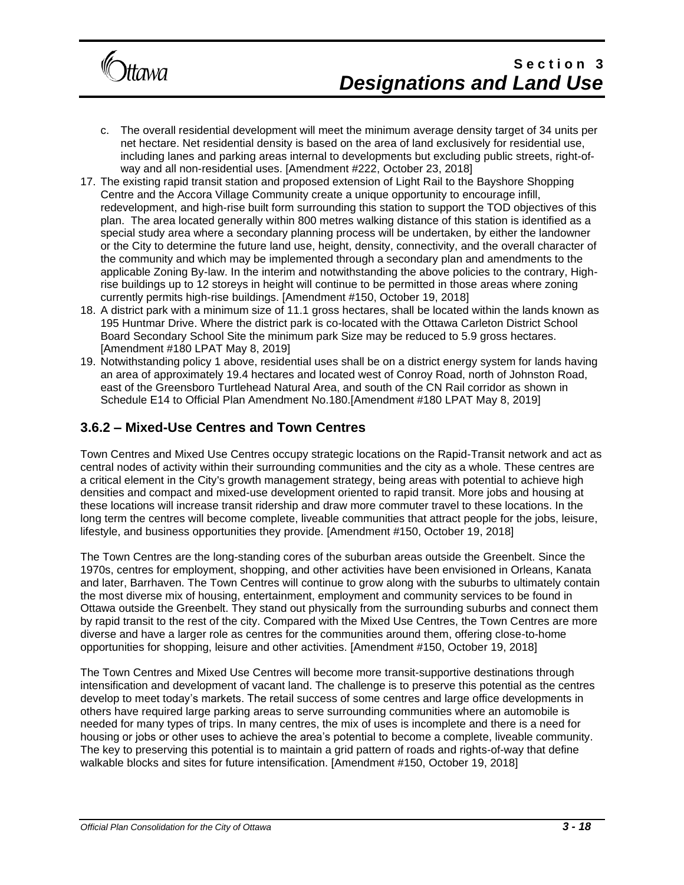c. The overall residential development will meet the minimum average density target of 34 units per net hectare. Net residential density is based on the area of land exclusively for residential use, including lanes and parking areas internal to developments but excluding public streets, right-of-way and all non-residential uses. [Amendment #222, October 23, 2018]

17. The existing rapid transit station and proposed extension of Light Rail to the Bayshore Shopping Centre and the Accora Village Community create a unique opportunity to encourage infill, redevelopment, and high-rise built form surrounding this station to support the TOD objectives of this plan. The area located generally within 800 metres walking distance of this station is identified as a special study area where a secondary planning process will be undertaken, by either the landowner or the City to determine the future land use, height, density, connectivity, and the overall character of the community and which may be implemented through a secondary plan and amendments to the applicable Zoning By-law. In the interim and notwithstanding the above policies to the contrary, High-rise buildings up to 12 storeys in height will continue to be permitted in those areas where zoning currently permits high-rise buildings. [Amendment #150, October 19, 2018]
18. A district park with a minimum size of 11.1 gross hectares, shall be located within the lands known as 195 Huntmar Drive. Where the district park is co-located with the Ottawa Carleton District School Board Secondary School Site the minimum park Size may be reduced to 5.9 gross hectares. [Amendment #180 LPAT May 8, 2019]
19. Notwithstanding policy 1 above, residential uses shall be on a district energy system for lands having an area of approximately 19.4 hectares and located west of Conroy Road, north of Johnston Road, east of the Greensboro Turtlehead Natural Area, and south of the CN Rail corridor as shown in Schedule E14 to Official Plan Amendment No.180.[Amendment #180 LPAT May 8, 2019]

## 3.6.2 – Mixed-Use Centres and Town Centres

Town Centres and Mixed Use Centres occupy strategic locations on the Rapid-Transit network and act as central nodes of activity within their surrounding communities and the city as a whole. These centres are a critical element in the City's growth management strategy, being areas with potential to achieve high densities and compact and mixed-use development oriented to rapid transit. More jobs and housing at these locations will increase transit ridership and draw more commuter travel to these locations. In the long term the centres will become complete, liveable communities that attract people for the jobs, leisure, lifestyle, and business opportunities they provide. [Amendment #150, October 19, 2018]

The Town Centres are the long-standing cores of the suburban areas outside the Greenbelt. Since the 1970s, centres for employment, shopping, and other activities have been envisioned in Orleans, Kanata and later, Barrhaven. The Town Centres will continue to grow along with the suburbs to ultimately contain the most diverse mix of housing, entertainment, employment and community services to be found in Ottawa outside the Greenbelt. They stand out physically from the surrounding suburbs and connect them by rapid transit to the rest of the city. Compared with the Mixed Use Centres, the Town Centres are more diverse and have a larger role as centres for the communities around them, offering close-to-home opportunities for shopping, leisure and other activities. [Amendment #150, October 19, 2018]

The Town Centres and Mixed Use Centres will become more transit-supportive destinations through intensification and development of vacant land. The challenge is to preserve this potential as the centres develop to meet today's markets. The retail success of some centres and large office developments in others have required large parking areas to serve surrounding communities where an automobile is needed for many types of trips. In many centres, the mix of uses is incomplete and there is a need for housing or jobs or other uses to achieve the area's potential to become a complete, liveable community. The key to preserving this potential is to maintain a grid pattern of roads and rights-of-way that define walkable blocks and sites for future intensification. [Amendment #150, October 19, 2018]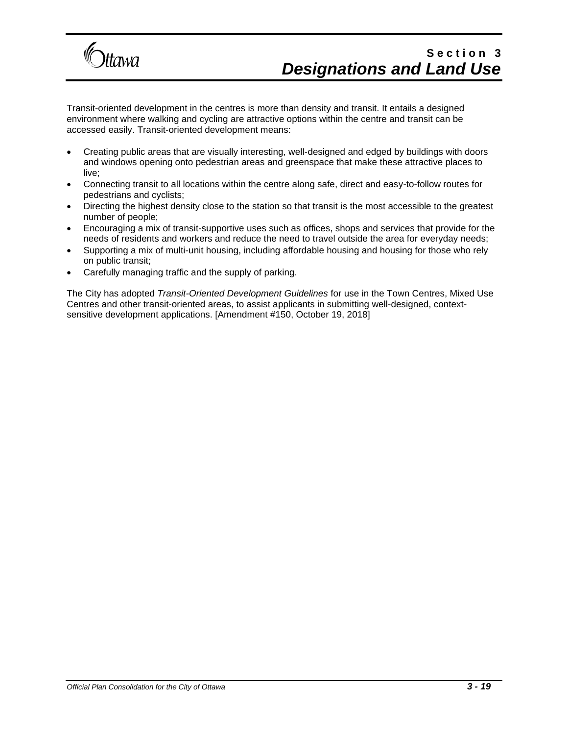Transit-oriented development in the centres is more than density and transit. It entails a designed environment where walking and cycling are attractive options within the centre and transit can be accessed easily. Transit-oriented development means:

- Creating public areas that are visually interesting, well-designed and edged by buildings with doors and windows opening onto pedestrian areas and greenspace that make these attractive places to live;
- Connecting transit to all locations within the centre along safe, direct and easy-to-follow routes for pedestrians and cyclists;
- Directing the highest density close to the station so that transit is the most accessible to the greatest number of people;
- Encouraging a mix of transit-supportive uses such as offices, shops and services that provide for the needs of residents and workers and reduce the need to travel outside the area for everyday needs;
- Supporting a mix of multi-unit housing, including affordable housing and housing for those who rely on public transit;
- Carefully managing traffic and the supply of parking.

The City has adopted *Transit-Oriented Development Guidelines* for use in the Town Centres, Mixed Use Centres and other transit-oriented areas, to assist applicants in submitting well-designed, context-sensitive development applications. [Amendment #150, October 19, 2018]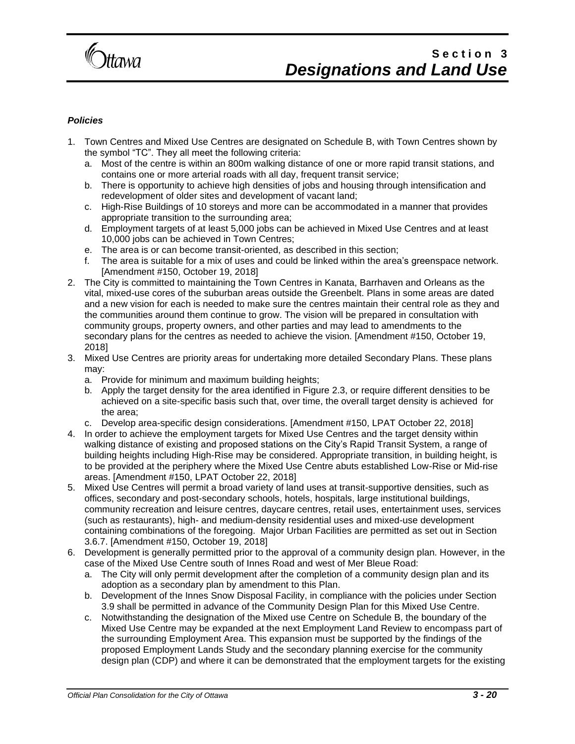***Policies***

1. Town Centres and Mixed Use Centres are designated on Schedule B, with Town Centres shown by the symbol "TC". They all meet the following criteria:
   a. Most of the centre is within an 800m walking distance of one or more rapid transit stations, and contains one or more arterial roads with all day, frequent transit service;
   b. There is opportunity to achieve high densities of jobs and housing through intensification and redevelopment of older sites and development of vacant land;
   c. High-Rise Buildings of 10 storeys and more can be accommodated in a manner that provides appropriate transition to the surrounding area;
   d. Employment targets of at least 5,000 jobs can be achieved in Mixed Use Centres and at least 10,000 jobs can be achieved in Town Centres;
   e. The area is or can become transit-oriented, as described in this section;
   f. The area is suitable for a mix of uses and could be linked within the area's greenspace network. [Amendment #150, October 19, 2018]
2. The City is committed to maintaining the Town Centres in Kanata, Barrhaven and Orleans as the vital, mixed-use cores of the suburban areas outside the Greenbelt. Plans in some areas are dated and a new vision for each is needed to make sure the centres maintain their central role as they and the communities around them continue to grow. The vision will be prepared in consultation with community groups, property owners, and other parties and may lead to amendments to the secondary plans for the centres as needed to achieve the vision. [Amendment #150, October 19, 2018]
3. Mixed Use Centres are priority areas for undertaking more detailed Secondary Plans. These plans may:
   a. Provide for minimum and maximum building heights;
   b. Apply the target density for the area identified in Figure 2.3, or require different densities to be achieved on a site-specific basis such that, over time, the overall target density is achieved for the area;
   c. Develop area-specific design considerations. [Amendment #150, LPAT October 22, 2018]
4. In order to achieve the employment targets for Mixed Use Centres and the target density within walking distance of existing and proposed stations on the City's Rapid Transit System, a range of building heights including High-Rise may be considered. Appropriate transition, in building height, is to be provided at the periphery where the Mixed Use Centre abuts established Low-Rise or Mid-rise areas. [Amendment #150, LPAT October 22, 2018]
5. Mixed Use Centres will permit a broad variety of land uses at transit-supportive densities, such as offices, secondary and post-secondary schools, hotels, hospitals, large institutional buildings, community recreation and leisure centres, daycare centres, retail uses, entertainment uses, services (such as restaurants), high- and medium-density residential uses and mixed-use development containing combinations of the foregoing. Major Urban Facilities are permitted as set out in Section 3.6.7. [Amendment #150, October 19, 2018]
6. Development is generally permitted prior to the approval of a community design plan. However, in the case of the Mixed Use Centre south of Innes Road and west of Mer Bleue Road:
   a. The City will only permit development after the completion of a community design plan and its adoption as a secondary plan by amendment to this Plan.
   b. Development of the Innes Snow Disposal Facility, in compliance with the policies under Section 3.9 shall be permitted in advance of the Community Design Plan for this Mixed Use Centre.
   c. Notwithstanding the designation of the Mixed use Centre on Schedule B, the boundary of the Mixed Use Centre may be expanded at the next Employment Land Review to encompass part of the surrounding Employment Area. This expansion must be supported by the findings of the proposed Employment Lands Study and the secondary planning exercise for the community design plan (CDP) and where it can be demonstrated that the employment targets for the existing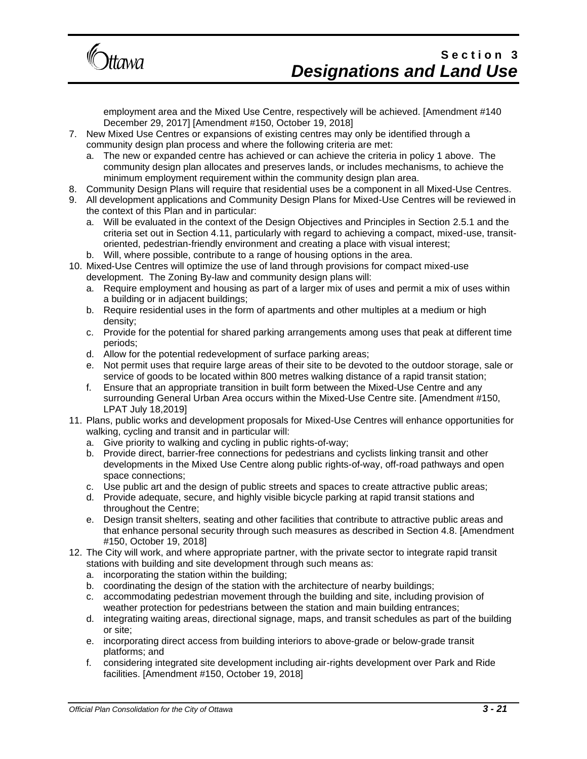employment area and the Mixed Use Centre, respectively will be achieved. [Amendment #140 December 29, 2017] [Amendment #150, October 19, 2018]

7. New Mixed Use Centres or expansions of existing centres may only be identified through a community design plan process and where the following criteria are met:
   a. The new or expanded centre has achieved or can achieve the criteria in policy 1 above. The community design plan allocates and preserves lands, or includes mechanisms, to achieve the minimum employment requirement within the community design plan area.
8. Community Design Plans will require that residential uses be a component in all Mixed-Use Centres.
9. All development applications and Community Design Plans for Mixed-Use Centres will be reviewed in the context of this Plan and in particular:
   a. Will be evaluated in the context of the Design Objectives and Principles in Section 2.5.1 and the criteria set out in Section 4.11, particularly with regard to achieving a compact, mixed-use, transit-oriented, pedestrian-friendly environment and creating a place with visual interest;
   b. Will, where possible, contribute to a range of housing options in the area.
10. Mixed-Use Centres will optimize the use of land through provisions for compact mixed-use development. The Zoning By-law and community design plans will:
    a. Require employment and housing as part of a larger mix of uses and permit a mix of uses within a building or in adjacent buildings;
    b. Require residential uses in the form of apartments and other multiples at a medium or high density;
    c. Provide for the potential for shared parking arrangements among uses that peak at different time periods;
    d. Allow for the potential redevelopment of surface parking areas;
    e. Not permit uses that require large areas of their site to be devoted to the outdoor storage, sale or service of goods to be located within 800 metres walking distance of a rapid transit station;
    f. Ensure that an appropriate transition in built form between the Mixed-Use Centre and any surrounding General Urban Area occurs within the Mixed-Use Centre site. [Amendment #150, LPAT July 18,2019]
11. Plans, public works and development proposals for Mixed-Use Centres will enhance opportunities for walking, cycling and transit and in particular will:
    a. Give priority to walking and cycling in public rights-of-way;
    b. Provide direct, barrier-free connections for pedestrians and cyclists linking transit and other developments in the Mixed Use Centre along public rights-of-way, off-road pathways and open space connections;
    c. Use public art and the design of public streets and spaces to create attractive public areas;
    d. Provide adequate, secure, and highly visible bicycle parking at rapid transit stations and throughout the Centre;
    e. Design transit shelters, seating and other facilities that contribute to attractive public areas and that enhance personal security through such measures as described in Section 4.8. [Amendment #150, October 19, 2018]
12. The City will work, and where appropriate partner, with the private sector to integrate rapid transit stations with building and site development through such means as:
    a. incorporating the station within the building;
    b. coordinating the design of the station with the architecture of nearby buildings;
    c. accommodating pedestrian movement through the building and site, including provision of weather protection for pedestrians between the station and main building entrances;
    d. integrating waiting areas, directional signage, maps, and transit schedules as part of the building or site;
    e. incorporating direct access from building interiors to above-grade or below-grade transit platforms; and
    f. considering integrated site development including air-rights development over Park and Ride facilities. [Amendment #150, October 19, 2018]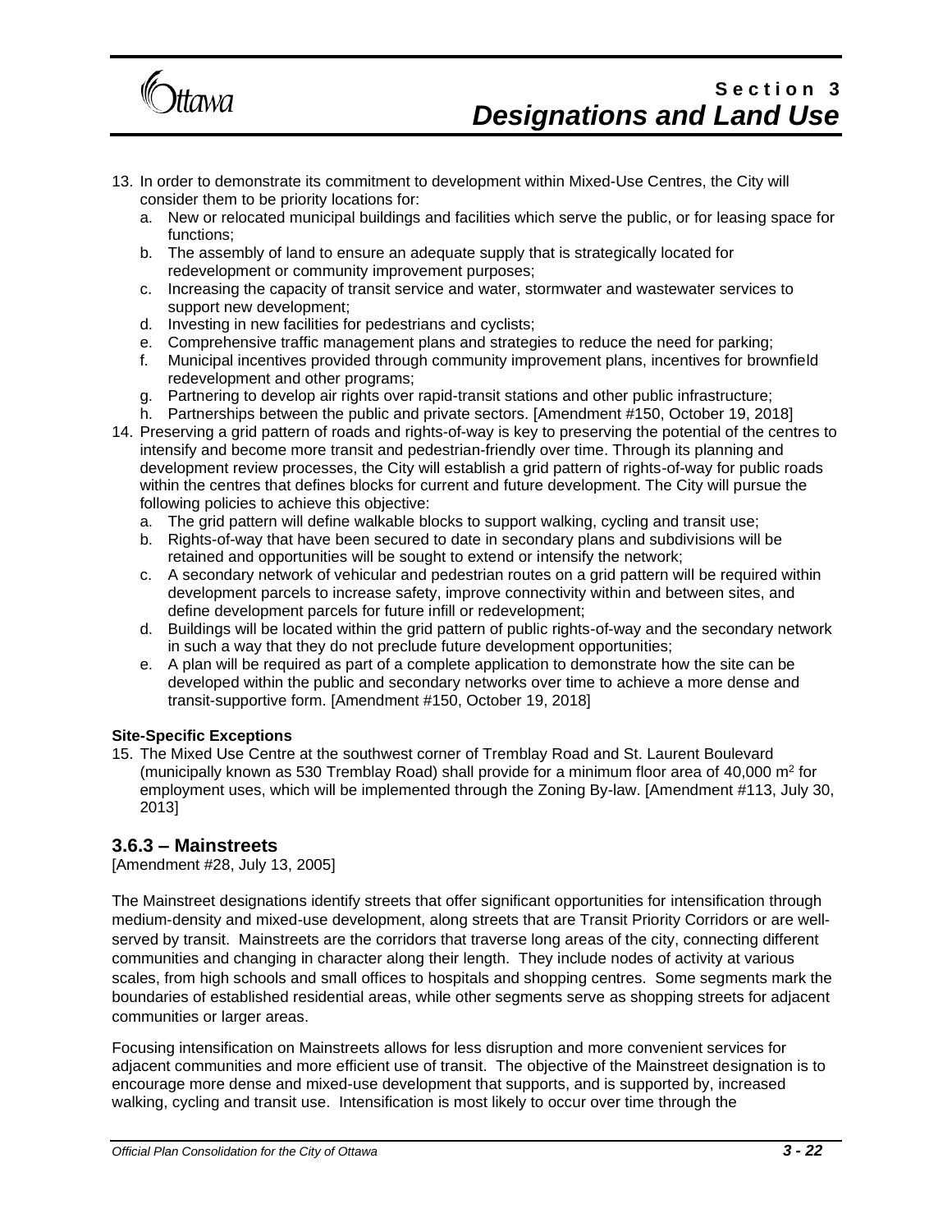13. In order to demonstrate its commitment to development within Mixed-Use Centres, the City will consider them to be priority locations for:
    a. New or relocated municipal buildings and facilities which serve the public, or for leasing space for functions;
    b. The assembly of land to ensure an adequate supply that is strategically located for redevelopment or community improvement purposes;
    c. Increasing the capacity of transit service and water, stormwater and wastewater services to support new development;
    d. Investing in new facilities for pedestrians and cyclists;
    e. Comprehensive traffic management plans and strategies to reduce the need for parking;
    f. Municipal incentives provided through community improvement plans, incentives for brownfield redevelopment and other programs;
    g. Partnering to develop air rights over rapid-transit stations and other public infrastructure;
    h. Partnerships between the public and private sectors. [Amendment #150, October 19, 2018]
14. Preserving a grid pattern of roads and rights-of-way is key to preserving the potential of the centres to intensify and become more transit and pedestrian-friendly over time. Through its planning and development review processes, the City will establish a grid pattern of rights-of-way for public roads within the centres that defines blocks for current and future development. The City will pursue the following policies to achieve this objective:
    a. The grid pattern will define walkable blocks to support walking, cycling and transit use;
    b. Rights-of-way that have been secured to date in secondary plans and subdivisions will be retained and opportunities will be sought to extend or intensify the network;
    c. A secondary network of vehicular and pedestrian routes on a grid pattern will be required within development parcels to increase safety, improve connectivity within and between sites, and define development parcels for future infill or redevelopment;
    d. Buildings will be located within the grid pattern of public rights-of-way and the secondary network in such a way that they do not preclude future development opportunities;
    e. A plan will be required as part of a complete application to demonstrate how the site can be developed within the public and secondary networks over time to achieve a more dense and transit-supportive form. [Amendment #150, October 19, 2018]

**Site-Specific Exceptions**

15. The Mixed Use Centre at the southwest corner of Tremblay Road and St. Laurent Boulevard (municipally known as 530 Tremblay Road) shall provide for a minimum floor area of 40,000 $m^2$ for employment uses, which will be implemented through the Zoning By-law. [Amendment #113, July 30, 2013]

### 3.6.3 – Mainstreets

[Amendment #28, July 13, 2005]

The Mainstreet designations identify streets that offer significant opportunities for intensification through medium-density and mixed-use development, along streets that are Transit Priority Corridors or are well-served by transit. Mainstreets are the corridors that traverse long areas of the city, connecting different communities and changing in character along their length. They include nodes of activity at various scales, from high schools and small offices to hospitals and shopping centres. Some segments mark the boundaries of established residential areas, while other segments serve as shopping streets for adjacent communities or larger areas.

Focusing intensification on Mainstreets allows for less disruption and more convenient services for adjacent communities and more efficient use of transit. The objective of the Mainstreet designation is to encourage more dense and mixed-use development that supports, and is supported by, increased walking, cycling and transit use. Intensification is most likely to occur over time through the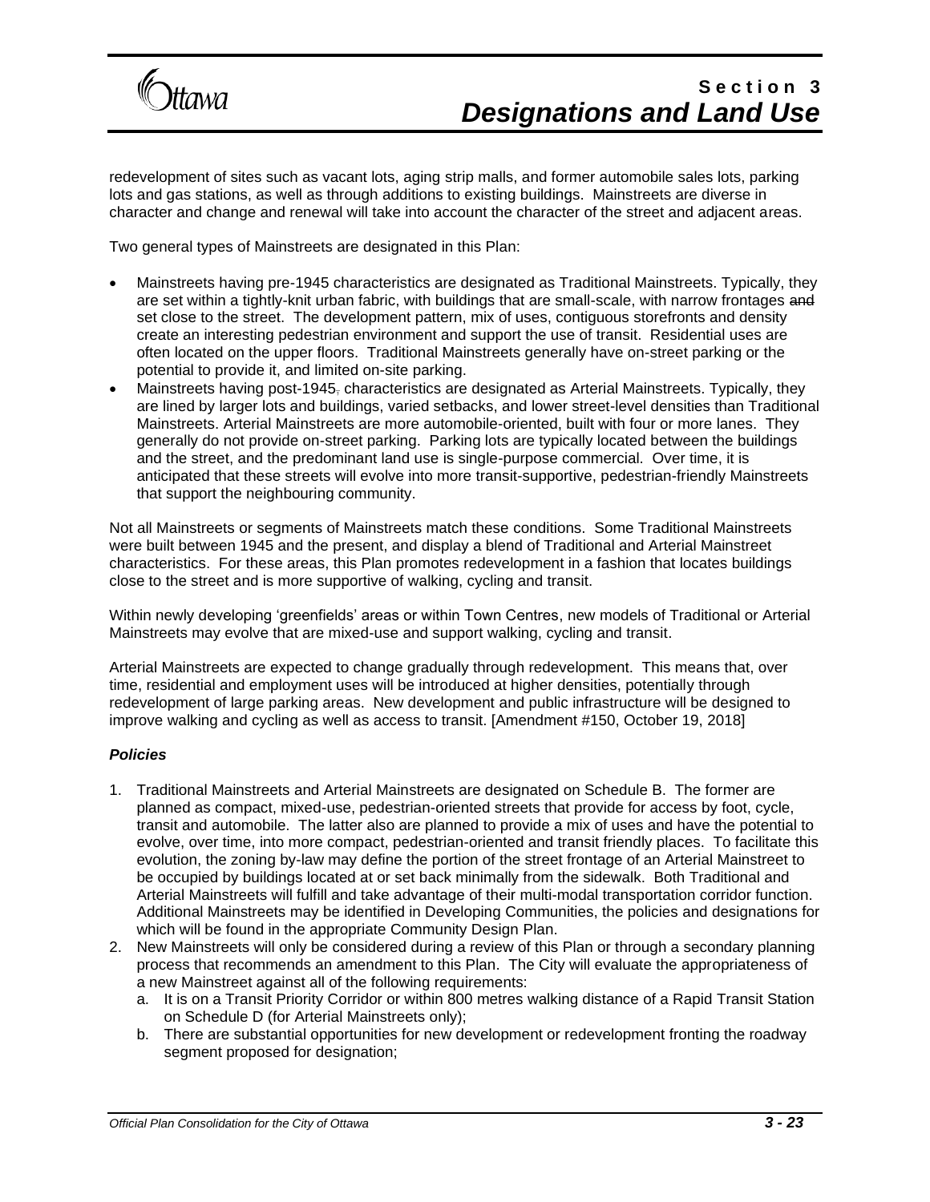redevelopment of sites such as vacant lots, aging strip malls, and former automobile sales lots, parking lots and gas stations, as well as through additions to existing buildings. Mainstreets are diverse in character and change and renewal will take into account the character of the street and adjacent areas.

Two general types of Mainstreets are designated in this Plan:

- Mainstreets having pre-1945 characteristics are designated as Traditional Mainstreets. Typically, they are set within a tightly-knit urban fabric, with buildings that are small-scale, with narrow frontages ~~and~~ set close to the street. The development pattern, mix of uses, contiguous storefronts and density create an interesting pedestrian environment and support the use of transit. Residential uses are often located on the upper floors. Traditional Mainstreets generally have on-street parking or the potential to provide it, and limited on-site parking.
- Mainstreets having post-1945~~,~~ characteristics are designated as Arterial Mainstreets. Typically, they are lined by larger lots and buildings, varied setbacks, and lower street-level densities than Traditional Mainstreets. Arterial Mainstreets are more automobile-oriented, built with four or more lanes. They generally do not provide on-street parking. Parking lots are typically located between the buildings and the street, and the predominant land use is single-purpose commercial. Over time, it is anticipated that these streets will evolve into more transit-supportive, pedestrian-friendly Mainstreets that support the neighbouring community.

Not all Mainstreets or segments of Mainstreets match these conditions. Some Traditional Mainstreets were built between 1945 and the present, and display a blend of Traditional and Arterial Mainstreet characteristics. For these areas, this Plan promotes redevelopment in a fashion that locates buildings close to the street and is more supportive of walking, cycling and transit.

Within newly developing 'greenfields' areas or within Town Centres, new models of Traditional or Arterial Mainstreets may evolve that are mixed-use and support walking, cycling and transit.

Arterial Mainstreets are expected to change gradually through redevelopment. This means that, over time, residential and employment uses will be introduced at higher densities, potentially through redevelopment of large parking areas. New development and public infrastructure will be designed to improve walking and cycling as well as access to transit. [Amendment #150, October 19, 2018]

***Policies***

1. Traditional Mainstreets and Arterial Mainstreets are designated on Schedule B. The former are planned as compact, mixed-use, pedestrian-oriented streets that provide for access by foot, cycle, transit and automobile. The latter also are planned to provide a mix of uses and have the potential to evolve, over time, into more compact, pedestrian-oriented and transit friendly places. To facilitate this evolution, the zoning by-law may define the portion of the street frontage of an Arterial Mainstreet to be occupied by buildings located at or set back minimally from the sidewalk. Both Traditional and Arterial Mainstreets will fulfill and take advantage of their multi-modal transportation corridor function. Additional Mainstreets may be identified in Developing Communities, the policies and designations for which will be found in the appropriate Community Design Plan.
2. New Mainstreets will only be considered during a review of this Plan or through a secondary planning process that recommends an amendment to this Plan. The City will evaluate the appropriateness of a new Mainstreet against all of the following requirements:
   a. It is on a Transit Priority Corridor or within 800 metres walking distance of a Rapid Transit Station on Schedule D (for Arterial Mainstreets only);
   b. There are substantial opportunities for new development or redevelopment fronting the roadway segment proposed for designation;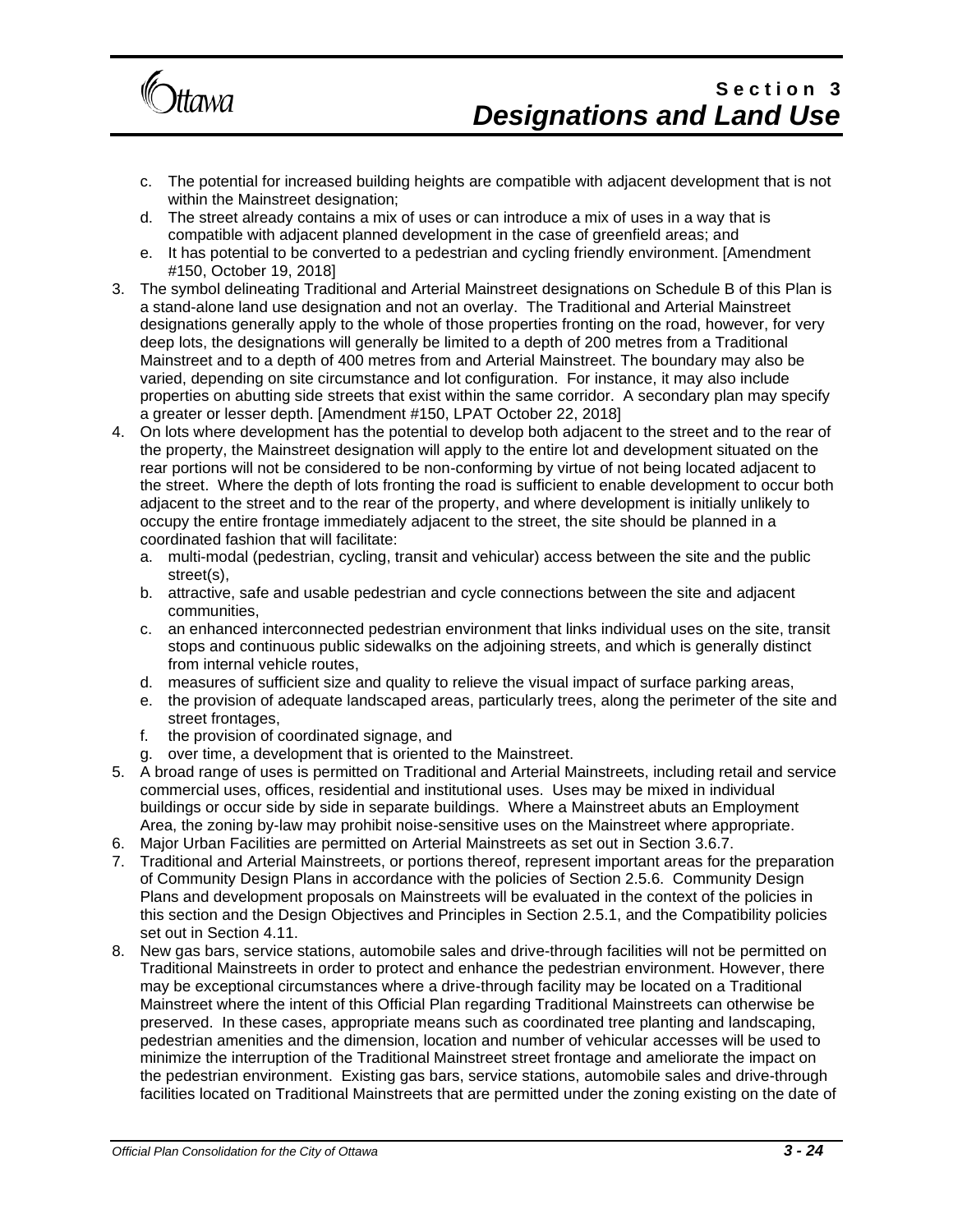c. The potential for increased building heights are compatible with adjacent development that is not within the Mainstreet designation;
   d. The street already contains a mix of uses or can introduce a mix of uses in a way that is compatible with adjacent planned development in the case of greenfield areas; and
   e. It has potential to be converted to a pedestrian and cycling friendly environment. [Amendment #150, October 19, 2018]
3. The symbol delineating Traditional and Arterial Mainstreet designations on Schedule B of this Plan is a stand-alone land use designation and not an overlay. The Traditional and Arterial Mainstreet designations generally apply to the whole of those properties fronting on the road, however, for very deep lots, the designations will generally be limited to a depth of 200 metres from a Traditional Mainstreet and to a depth of 400 metres from and Arterial Mainstreet. The boundary may also be varied, depending on site circumstance and lot configuration. For instance, it may also include properties on abutting side streets that exist within the same corridor. A secondary plan may specify a greater or lesser depth. [Amendment #150, LPAT October 22, 2018]
4. On lots where development has the potential to develop both adjacent to the street and to the rear of the property, the Mainstreet designation will apply to the entire lot and development situated on the rear portions will not be considered to be non-conforming by virtue of not being located adjacent to the street. Where the depth of lots fronting the road is sufficient to enable development to occur both adjacent to the street and to the rear of the property, and where development is initially unlikely to occupy the entire frontage immediately adjacent to the street, the site should be planned in a coordinated fashion that will facilitate:
   a. multi-modal (pedestrian, cycling, transit and vehicular) access between the site and the public street(s),
   b. attractive, safe and usable pedestrian and cycle connections between the site and adjacent communities,
   c. an enhanced interconnected pedestrian environment that links individual uses on the site, transit stops and continuous public sidewalks on the adjoining streets, and which is generally distinct from internal vehicle routes,
   d. measures of sufficient size and quality to relieve the visual impact of surface parking areas,
   e. the provision of adequate landscaped areas, particularly trees, along the perimeter of the site and street frontages,
   f. the provision of coordinated signage, and
   g. over time, a development that is oriented to the Mainstreet.
5. A broad range of uses is permitted on Traditional and Arterial Mainstreets, including retail and service commercial uses, offices, residential and institutional uses. Uses may be mixed in individual buildings or occur side by side in separate buildings. Where a Mainstreet abuts an Employment Area, the zoning by-law may prohibit noise-sensitive uses on the Mainstreet where appropriate.
6. Major Urban Facilities are permitted on Arterial Mainstreets as set out in Section 3.6.7.
7. Traditional and Arterial Mainstreets, or portions thereof, represent important areas for the preparation of Community Design Plans in accordance with the policies of Section 2.5.6. Community Design Plans and development proposals on Mainstreets will be evaluated in the context of the policies in this section and the Design Objectives and Principles in Section 2.5.1, and the Compatibility policies set out in Section 4.11.
8. New gas bars, service stations, automobile sales and drive-through facilities will not be permitted on Traditional Mainstreets in order to protect and enhance the pedestrian environment. However, there may be exceptional circumstances where a drive-through facility may be located on a Traditional Mainstreet where the intent of this Official Plan regarding Traditional Mainstreets can otherwise be preserved. In these cases, appropriate means such as coordinated tree planting and landscaping, pedestrian amenities and the dimension, location and number of vehicular accesses will be used to minimize the interruption of the Traditional Mainstreet street frontage and ameliorate the impact on the pedestrian environment. Existing gas bars, service stations, automobile sales and drive-through facilities located on Traditional Mainstreets that are permitted under the zoning existing on the date of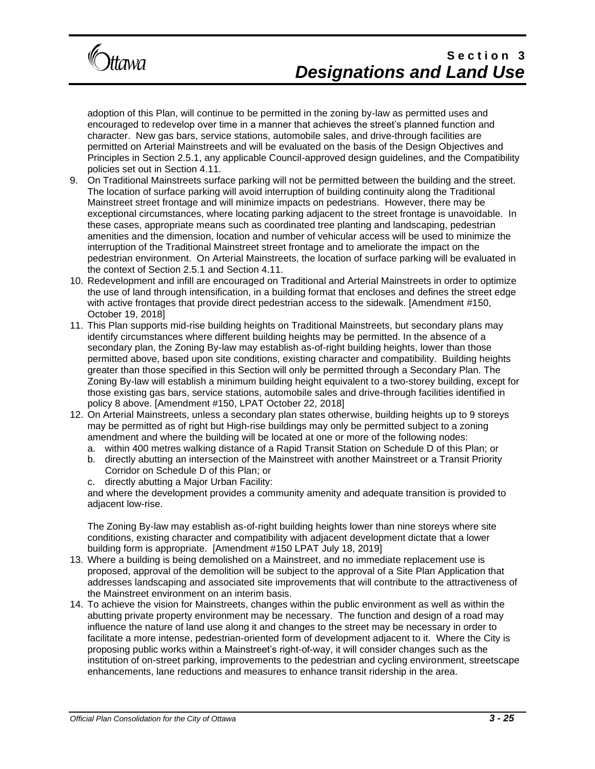adoption of this Plan, will continue to be permitted in the zoning by-law as permitted uses and encouraged to redevelop over time in a manner that achieves the street's planned function and character. New gas bars, service stations, automobile sales, and drive-through facilities are permitted on Arterial Mainstreets and will be evaluated on the basis of the Design Objectives and Principles in Section 2.5.1, any applicable Council-approved design guidelines, and the Compatibility policies set out in Section 4.11.

9. On Traditional Mainstreets surface parking will not be permitted between the building and the street. The location of surface parking will avoid interruption of building continuity along the Traditional Mainstreet street frontage and will minimize impacts on pedestrians. However, there may be exceptional circumstances, where locating parking adjacent to the street frontage is unavoidable. In these cases, appropriate means such as coordinated tree planting and landscaping, pedestrian amenities and the dimension, location and number of vehicular access will be used to minimize the interruption of the Traditional Mainstreet street frontage and to ameliorate the impact on the pedestrian environment. On Arterial Mainstreets, the location of surface parking will be evaluated in the context of Section 2.5.1 and Section 4.11.
10. Redevelopment and infill are encouraged on Traditional and Arterial Mainstreets in order to optimize the use of land through intensification, in a building format that encloses and defines the street edge with active frontages that provide direct pedestrian access to the sidewalk. [Amendment #150, October 19, 2018]
11. This Plan supports mid-rise building heights on Traditional Mainstreets, but secondary plans may identify circumstances where different building heights may be permitted. In the absence of a secondary plan, the Zoning By-law may establish as-of-right building heights, lower than those permitted above, based upon site conditions, existing character and compatibility. Building heights greater than those specified in this Section will only be permitted through a Secondary Plan. The Zoning By-law will establish a minimum building height equivalent to a two-storey building, except for those existing gas bars, service stations, automobile sales and drive-through facilities identified in policy 8 above. [Amendment #150, LPAT October 22, 2018]
12. On Arterial Mainstreets, unless a secondary plan states otherwise, building heights up to 9 storeys may be permitted as of right but High-rise buildings may only be permitted subject to a zoning amendment and where the building will be located at one or more of the following nodes:
    a. within 400 metres walking distance of a Rapid Transit Station on Schedule D of this Plan; or
    b. directly abutting an intersection of the Mainstreet with another Mainstreet or a Transit Priority Corridor on Schedule D of this Plan; or
    c. directly abutting a Major Urban Facility:

    and where the development provides a community amenity and adequate transition is provided to adjacent low-rise.

    The Zoning By-law may establish as-of-right building heights lower than nine storeys where site conditions, existing character and compatibility with adjacent development dictate that a lower building form is appropriate. [Amendment #150 LPAT July 18, 2019]
13. Where a building is being demolished on a Mainstreet, and no immediate replacement use is proposed, approval of the demolition will be subject to the approval of a Site Plan Application that addresses landscaping and associated site improvements that will contribute to the attractiveness of the Mainstreet environment on an interim basis.
14. To achieve the vision for Mainstreets, changes within the public environment as well as within the abutting private property environment may be necessary. The function and design of a road may influence the nature of land use along it and changes to the street may be necessary in order to facilitate a more intense, pedestrian-oriented form of development adjacent to it. Where the City is proposing public works within a Mainstreet's right-of-way, it will consider changes such as the institution of on-street parking, improvements to the pedestrian and cycling environment, streetscape enhancements, lane reductions and measures to enhance transit ridership in the area.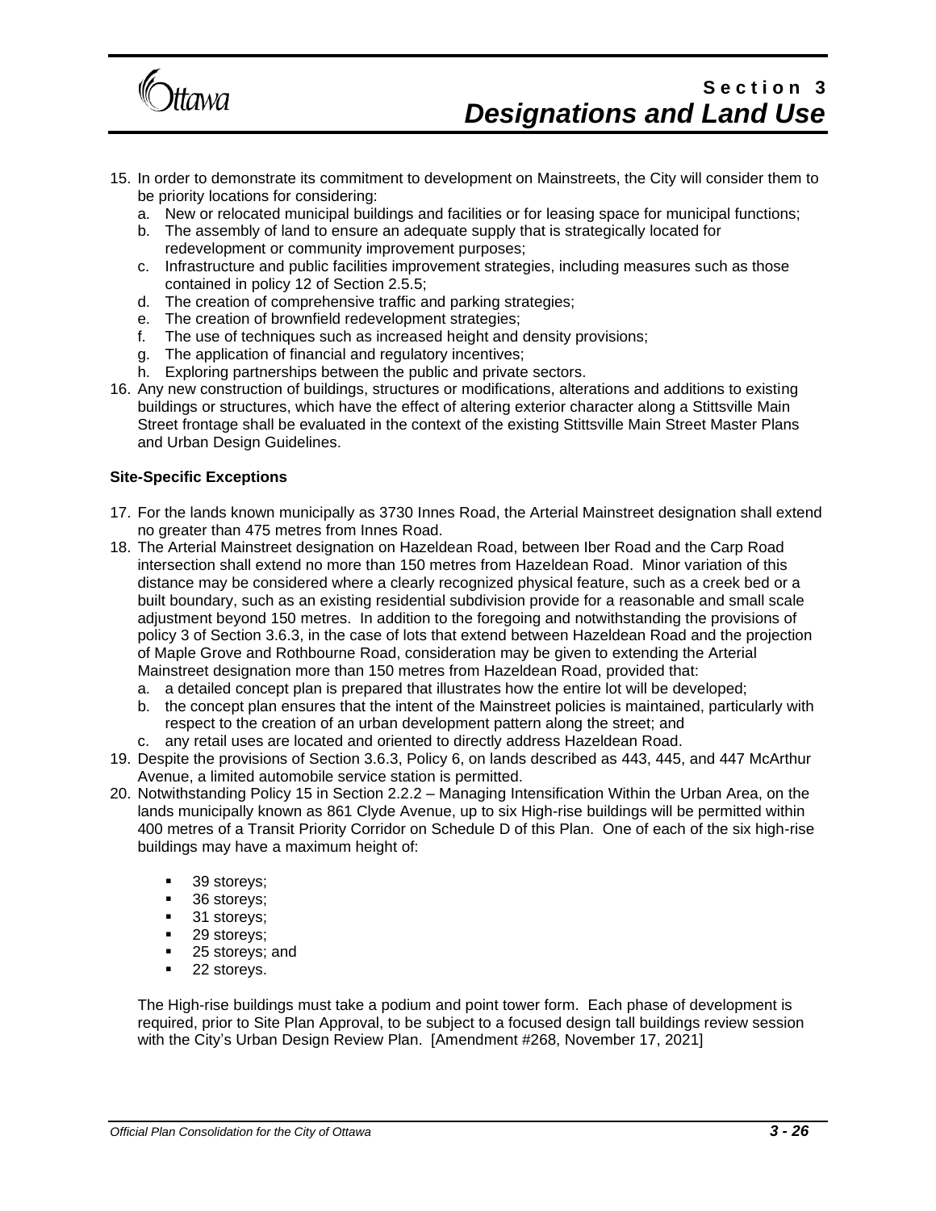15. In order to demonstrate its commitment to development on Mainstreets, the City will consider them to be priority locations for considering:
    a. New or relocated municipal buildings and facilities or for leasing space for municipal functions;
    b. The assembly of land to ensure an adequate supply that is strategically located for redevelopment or community improvement purposes;
    c. Infrastructure and public facilities improvement strategies, including measures such as those contained in policy 12 of Section 2.5.5;
    d. The creation of comprehensive traffic and parking strategies;
    e. The creation of brownfield redevelopment strategies;
    f. The use of techniques such as increased height and density provisions;
    g. The application of financial and regulatory incentives;
    h. Exploring partnerships between the public and private sectors.
16. Any new construction of buildings, structures or modifications, alterations and additions to existing buildings or structures, which have the effect of altering exterior character along a Stittsville Main Street frontage shall be evaluated in the context of the existing Stittsville Main Street Master Plans and Urban Design Guidelines.

**Site-Specific Exceptions**

17. For the lands known municipally as 3730 Innes Road, the Arterial Mainstreet designation shall extend no greater than 475 metres from Innes Road.
18. The Arterial Mainstreet designation on Hazeldean Road, between Iber Road and the Carp Road intersection shall extend no more than 150 metres from Hazeldean Road. Minor variation of this distance may be considered where a clearly recognized physical feature, such as a creek bed or a built boundary, such as an existing residential subdivision provide for a reasonable and small scale adjustment beyond 150 metres. In addition to the foregoing and notwithstanding the provisions of policy 3 of Section 3.6.3, in the case of lots that extend between Hazeldean Road and the projection of Maple Grove and Rothbourne Road, consideration may be given to extending the Arterial Mainstreet designation more than 150 metres from Hazeldean Road, provided that:
    a. a detailed concept plan is prepared that illustrates how the entire lot will be developed;
    b. the concept plan ensures that the intent of the Mainstreet policies is maintained, particularly with respect to the creation of an urban development pattern along the street; and
    c. any retail uses are located and oriented to directly address Hazeldean Road.
19. Despite the provisions of Section 3.6.3, Policy 6, on lands described as 443, 445, and 447 McArthur Avenue, a limited automobile service station is permitted.
20. Notwithstanding Policy 15 in Section 2.2.2 – Managing Intensification Within the Urban Area, on the lands municipally known as 861 Clyde Avenue, up to six High-rise buildings will be permitted within 400 metres of a Transit Priority Corridor on Schedule D of this Plan. One of each of the six high-rise buildings may have a maximum height of:

    - 39 storeys;
    - 36 storeys;
    - 31 storeys;
    - 29 storeys;
    - 25 storeys; and
    - 22 storeys.

    The High-rise buildings must take a podium and point tower form. Each phase of development is required, prior to Site Plan Approval, to be subject to a focused design tall buildings review session with the City's Urban Design Review Plan. [Amendment #268, November 17, 2021]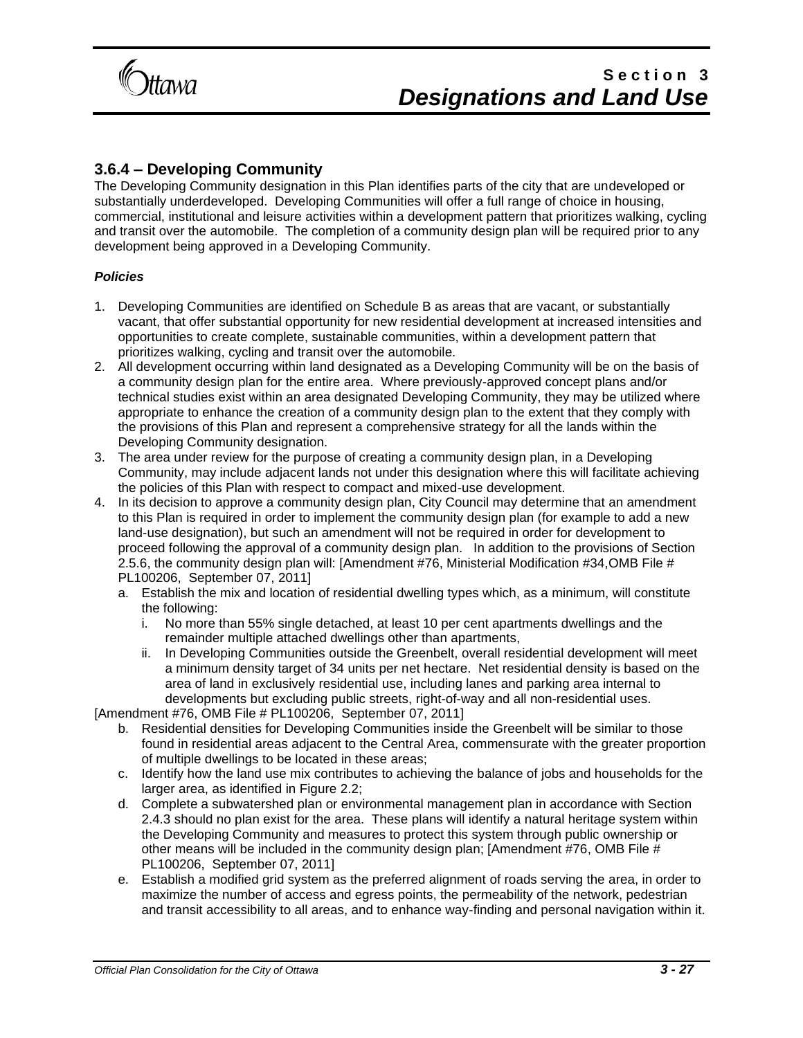### 3.6.4 – Developing Community

The Developing Community designation in this Plan identifies parts of the city that are undeveloped or substantially underdeveloped. Developing Communities will offer a full range of choice in housing, commercial, institutional and leisure activities within a development pattern that prioritizes walking, cycling and transit over the automobile. The completion of a community design plan will be required prior to any development being approved in a Developing Community.

***Policies***

1. Developing Communities are identified on Schedule B as areas that are vacant, or substantially vacant, that offer substantial opportunity for new residential development at increased intensities and opportunities to create complete, sustainable communities, within a development pattern that prioritizes walking, cycling and transit over the automobile.
2. All development occurring within land designated as a Developing Community will be on the basis of a community design plan for the entire area. Where previously-approved concept plans and/or technical studies exist within an area designated Developing Community, they may be utilized where appropriate to enhance the creation of a community design plan to the extent that they comply with the provisions of this Plan and represent a comprehensive strategy for all the lands within the Developing Community designation.
3. The area under review for the purpose of creating a community design plan, in a Developing Community, may include adjacent lands not under this designation where this will facilitate achieving the policies of this Plan with respect to compact and mixed-use development.
4. In its decision to approve a community design plan, City Council may determine that an amendment to this Plan is required in order to implement the community design plan (for example to add a new land-use designation), but such an amendment will not be required in order for development to proceed following the approval of a community design plan. In addition to the provisions of Section 2.5.6, the community design plan will: [Amendment #76, Ministerial Modification #34,OMB File # PL100206, September 07, 2011]
   a. Establish the mix and location of residential dwelling types which, as a minimum, will constitute the following:
      i. No more than 55% single detached, at least 10 per cent apartments dwellings and the remainder multiple attached dwellings other than apartments,
      ii. In Developing Communities outside the Greenbelt, overall residential development will meet a minimum density target of 34 units per net hectare. Net residential density is based on the area of land in exclusively residential use, including lanes and parking area internal to developments but excluding public streets, right-of-way and all non-residential uses.

[Amendment #76, OMB File # PL100206, September 07, 2011]

   b. Residential densities for Developing Communities inside the Greenbelt will be similar to those found in residential areas adjacent to the Central Area, commensurate with the greater proportion of multiple dwellings to be located in these areas;
   c. Identify how the land use mix contributes to achieving the balance of jobs and households for the larger area, as identified in Figure 2.2;
   d. Complete a subwatershed plan or environmental management plan in accordance with Section 2.4.3 should no plan exist for the area. These plans will identify a natural heritage system within the Developing Community and measures to protect this system through public ownership or other means will be included in the community design plan; [Amendment #76, OMB File # PL100206, September 07, 2011]
   e. Establish a modified grid system as the preferred alignment of roads serving the area, in order to maximize the number of access and egress points, the permeability of the network, pedestrian and transit accessibility to all areas, and to enhance way-finding and personal navigation within it.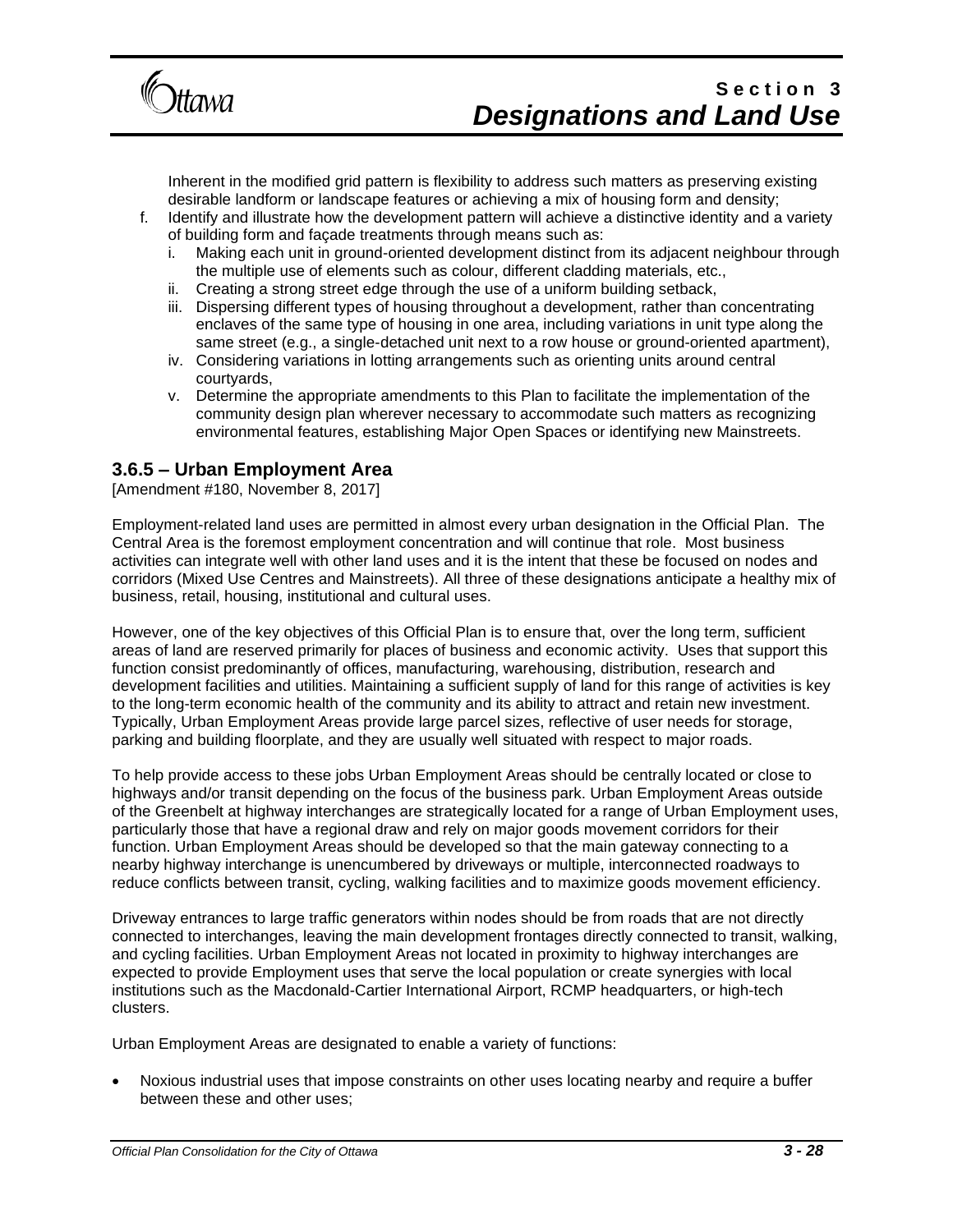Inherent in the modified grid pattern is flexibility to address such matters as preserving existing desirable landform or landscape features or achieving a mix of housing form and density;

f. Identify and illustrate how the development pattern will achieve a distinctive identity and a variety of building form and façade treatments through means such as:
   i. Making each unit in ground-oriented development distinct from its adjacent neighbour through the multiple use of elements such as colour, different cladding materials, etc.,
   ii. Creating a strong street edge through the use of a uniform building setback,
   iii. Dispersing different types of housing throughout a development, rather than concentrating enclaves of the same type of housing in one area, including variations in unit type along the same street (e.g., a single-detached unit next to a row house or ground-oriented apartment),
   iv. Considering variations in lotting arrangements such as orienting units around central courtyards,
   v. Determine the appropriate amendments to this Plan to facilitate the implementation of the community design plan wherever necessary to accommodate such matters as recognizing environmental features, establishing Major Open Spaces or identifying new Mainstreets.

### 3.6.5 – Urban Employment Area

[Amendment #180, November 8, 2017]

Employment-related land uses are permitted in almost every urban designation in the Official Plan. The Central Area is the foremost employment concentration and will continue that role. Most business activities can integrate well with other land uses and it is the intent that these be focused on nodes and corridors (Mixed Use Centres and Mainstreets). All three of these designations anticipate a healthy mix of business, retail, housing, institutional and cultural uses.

However, one of the key objectives of this Official Plan is to ensure that, over the long term, sufficient areas of land are reserved primarily for places of business and economic activity. Uses that support this function consist predominantly of offices, manufacturing, warehousing, distribution, research and development facilities and utilities. Maintaining a sufficient supply of land for this range of activities is key to the long-term economic health of the community and its ability to attract and retain new investment. Typically, Urban Employment Areas provide large parcel sizes, reflective of user needs for storage, parking and building floorplate, and they are usually well situated with respect to major roads.

To help provide access to these jobs Urban Employment Areas should be centrally located or close to highways and/or transit depending on the focus of the business park. Urban Employment Areas outside of the Greenbelt at highway interchanges are strategically located for a range of Urban Employment uses, particularly those that have a regional draw and rely on major goods movement corridors for their function. Urban Employment Areas should be developed so that the main gateway connecting to a nearby highway interchange is unencumbered by driveways or multiple, interconnected roadways to reduce conflicts between transit, cycling, walking facilities and to maximize goods movement efficiency.

Driveway entrances to large traffic generators within nodes should be from roads that are not directly connected to interchanges, leaving the main development frontages directly connected to transit, walking, and cycling facilities. Urban Employment Areas not located in proximity to highway interchanges are expected to provide Employment uses that serve the local population or create synergies with local institutions such as the Macdonald-Cartier International Airport, RCMP headquarters, or high-tech clusters.

Urban Employment Areas are designated to enable a variety of functions:

- Noxious industrial uses that impose constraints on other uses locating nearby and require a buffer between these and other uses;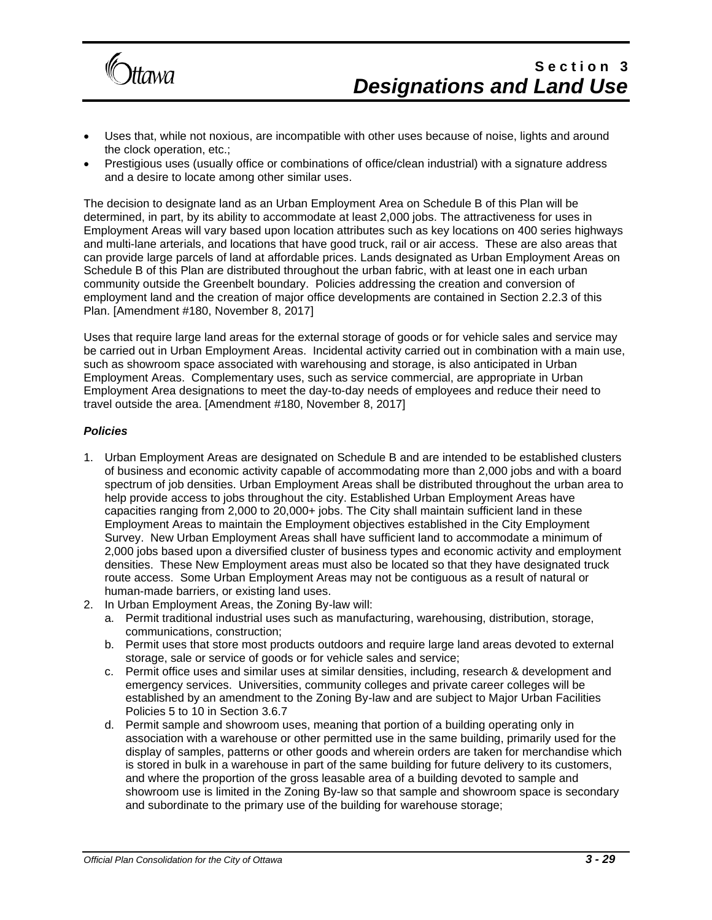- Uses that, while not noxious, are incompatible with other uses because of noise, lights and around the clock operation, etc.;
- Prestigious uses (usually office or combinations of office/clean industrial) with a signature address and a desire to locate among other similar uses.

The decision to designate land as an Urban Employment Area on Schedule B of this Plan will be determined, in part, by its ability to accommodate at least 2,000 jobs. The attractiveness for uses in Employment Areas will vary based upon location attributes such as key locations on 400 series highways and multi-lane arterials, and locations that have good truck, rail or air access. These are also areas that can provide large parcels of land at affordable prices. Lands designated as Urban Employment Areas on Schedule B of this Plan are distributed throughout the urban fabric, with at least one in each urban community outside the Greenbelt boundary. Policies addressing the creation and conversion of employment land and the creation of major office developments are contained in Section 2.2.3 of this Plan. [Amendment #180, November 8, 2017]

Uses that require large land areas for the external storage of goods or for vehicle sales and service may be carried out in Urban Employment Areas. Incidental activity carried out in combination with a main use, such as showroom space associated with warehousing and storage, is also anticipated in Urban Employment Areas. Complementary uses, such as service commercial, are appropriate in Urban Employment Area designations to meet the day-to-day needs of employees and reduce their need to travel outside the area. [Amendment #180, November 8, 2017]

***Policies***

1. Urban Employment Areas are designated on Schedule B and are intended to be established clusters of business and economic activity capable of accommodating more than 2,000 jobs and with a board spectrum of job densities. Urban Employment Areas shall be distributed throughout the urban area to help provide access to jobs throughout the city. Established Urban Employment Areas have capacities ranging from 2,000 to 20,000+ jobs. The City shall maintain sufficient land in these Employment Areas to maintain the Employment objectives established in the City Employment Survey. New Urban Employment Areas shall have sufficient land to accommodate a minimum of 2,000 jobs based upon a diversified cluster of business types and economic activity and employment densities. These New Employment areas must also be located so that they have designated truck route access. Some Urban Employment Areas may not be contiguous as a result of natural or human-made barriers, or existing land uses.
2. In Urban Employment Areas, the Zoning By-law will:
   a. Permit traditional industrial uses such as manufacturing, warehousing, distribution, storage, communications, construction;
   b. Permit uses that store most products outdoors and require large land areas devoted to external storage, sale or service of goods or for vehicle sales and service;
   c. Permit office uses and similar uses at similar densities, including, research & development and emergency services. Universities, community colleges and private career colleges will be established by an amendment to the Zoning By-law and are subject to Major Urban Facilities Policies 5 to 10 in Section 3.6.7
   d. Permit sample and showroom uses, meaning that portion of a building operating only in association with a warehouse or other permitted use in the same building, primarily used for the display of samples, patterns or other goods and wherein orders are taken for merchandise which is stored in bulk in a warehouse in part of the same building for future delivery to its customers, and where the proportion of the gross leasable area of a building devoted to sample and showroom use is limited in the Zoning By-law so that sample and showroom space is secondary and subordinate to the primary use of the building for warehouse storage;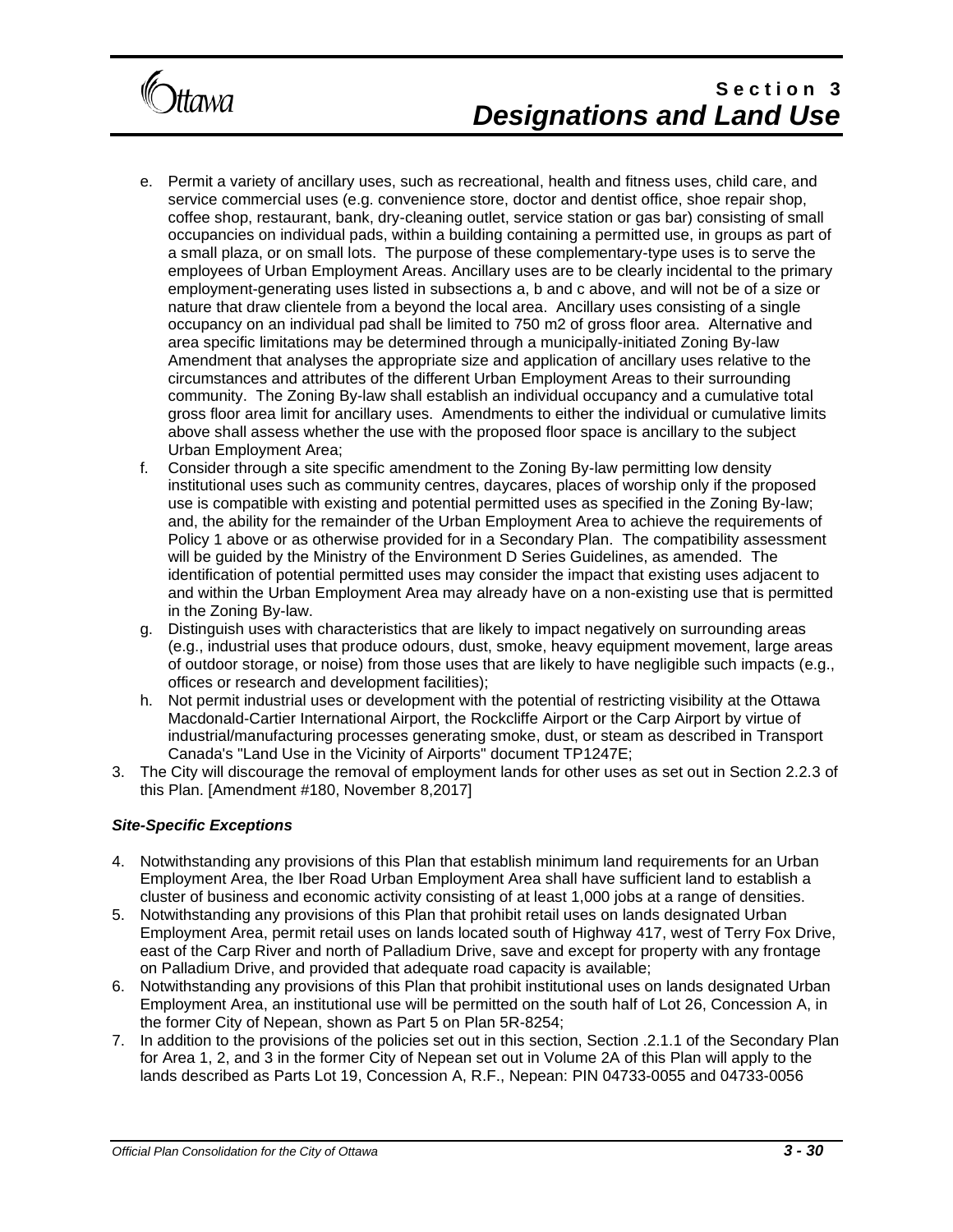e. Permit a variety of ancillary uses, such as recreational, health and fitness uses, child care, and service commercial uses (e.g. convenience store, doctor and dentist office, shoe repair shop, coffee shop, restaurant, bank, dry-cleaning outlet, service station or gas bar) consisting of small occupancies on individual pads, within a building containing a permitted use, in groups as part of a small plaza, or on small lots. The purpose of these complementary-type uses is to serve the employees of Urban Employment Areas. Ancillary uses are to be clearly incidental to the primary employment-generating uses listed in subsections a, b and c above, and will not be of a size or nature that draw clientele from a beyond the local area. Ancillary uses consisting of a single occupancy on an individual pad shall be limited to 750 m2 of gross floor area. Alternative and area specific limitations may be determined through a municipally-initiated Zoning By-law Amendment that analyses the appropriate size and application of ancillary uses relative to the circumstances and attributes of the different Urban Employment Areas to their surrounding community. The Zoning By-law shall establish an individual occupancy and a cumulative total gross floor area limit for ancillary uses. Amendments to either the individual or cumulative limits above shall assess whether the use with the proposed floor space is ancillary to the subject Urban Employment Area;
f. Consider through a site specific amendment to the Zoning By-law permitting low density institutional uses such as community centres, daycares, places of worship only if the proposed use is compatible with existing and potential permitted uses as specified in the Zoning By-law; and, the ability for the remainder of the Urban Employment Area to achieve the requirements of Policy 1 above or as otherwise provided for in a Secondary Plan. The compatibility assessment will be guided by the Ministry of the Environment D Series Guidelines, as amended. The identification of potential permitted uses may consider the impact that existing uses adjacent to and within the Urban Employment Area may already have on a non-existing use that is permitted in the Zoning By-law.
g. Distinguish uses with characteristics that are likely to impact negatively on surrounding areas (e.g., industrial uses that produce odours, dust, smoke, heavy equipment movement, large areas of outdoor storage, or noise) from those uses that are likely to have negligible such impacts (e.g., offices or research and development facilities);
h. Not permit industrial uses or development with the potential of restricting visibility at the Ottawa Macdonald-Cartier International Airport, the Rockcliffe Airport or the Carp Airport by virtue of industrial/manufacturing processes generating smoke, dust, or steam as described in Transport Canada's "Land Use in the Vicinity of Airports" document TP1247E;

3. The City will discourage the removal of employment lands for other uses as set out in Section 2.2.3 of this Plan. [Amendment #180, November 8,2017]

### *Site-Specific Exceptions*

4. Notwithstanding any provisions of this Plan that establish minimum land requirements for an Urban Employment Area, the Iber Road Urban Employment Area shall have sufficient land to establish a cluster of business and economic activity consisting of at least 1,000 jobs at a range of densities.
5. Notwithstanding any provisions of this Plan that prohibit retail uses on lands designated Urban Employment Area, permit retail uses on lands located south of Highway 417, west of Terry Fox Drive, east of the Carp River and north of Palladium Drive, save and except for property with any frontage on Palladium Drive, and provided that adequate road capacity is available;
6. Notwithstanding any provisions of this Plan that prohibit institutional uses on lands designated Urban Employment Area, an institutional use will be permitted on the south half of Lot 26, Concession A, in the former City of Nepean, shown as Part 5 on Plan 5R-8254;
7. In addition to the provisions of the policies set out in this section, Section .2.1.1 of the Secondary Plan for Area 1, 2, and 3 in the former City of Nepean set out in Volume 2A of this Plan will apply to the lands described as Parts Lot 19, Concession A, R.F., Nepean: PIN 04733-0055 and 04733-0056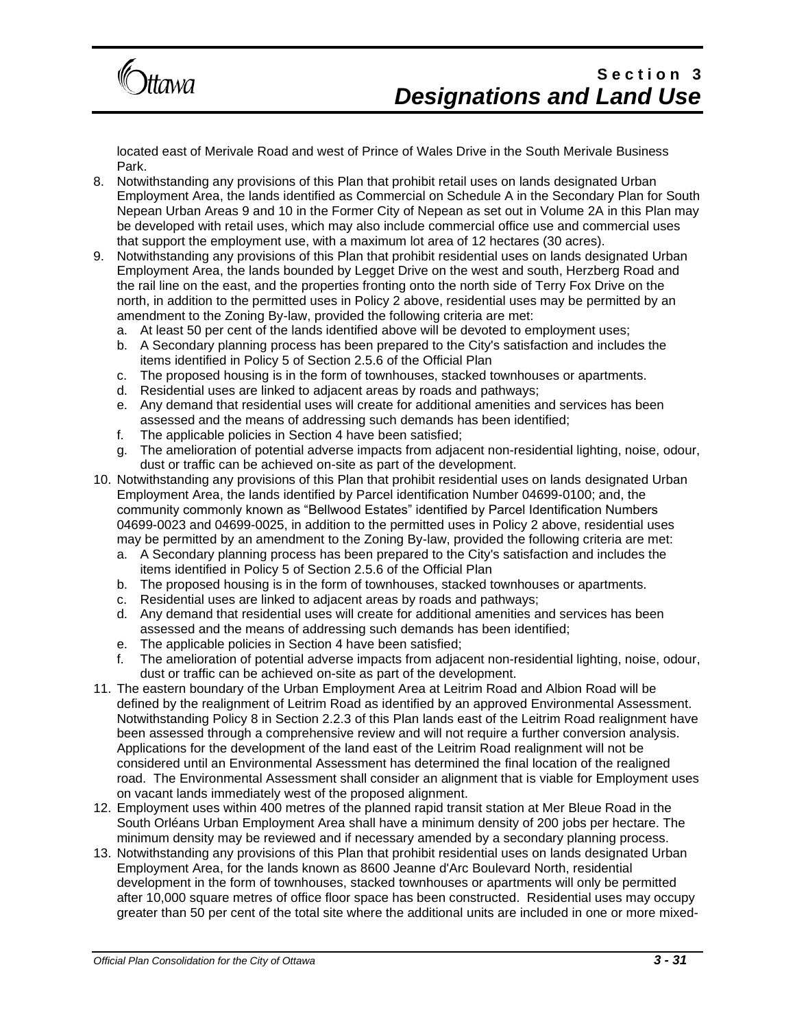located east of Merivale Road and west of Prince of Wales Drive in the South Merivale Business Park.

8. Notwithstanding any provisions of this Plan that prohibit retail uses on lands designated Urban Employment Area, the lands identified as Commercial on Schedule A in the Secondary Plan for South Nepean Urban Areas 9 and 10 in the Former City of Nepean as set out in Volume 2A in this Plan may be developed with retail uses, which may also include commercial office use and commercial uses that support the employment use, with a maximum lot area of 12 hectares (30 acres).
9. Notwithstanding any provisions of this Plan that prohibit residential uses on lands designated Urban Employment Area, the lands bounded by Legget Drive on the west and south, Herzberg Road and the rail line on the east, and the properties fronting onto the north side of Terry Fox Drive on the north, in addition to the permitted uses in Policy 2 above, residential uses may be permitted by an amendment to the Zoning By-law, provided the following criteria are met:
   a. At least 50 per cent of the lands identified above will be devoted to employment uses;
   b. A Secondary planning process has been prepared to the City's satisfaction and includes the items identified in Policy 5 of Section 2.5.6 of the Official Plan
   c. The proposed housing is in the form of townhouses, stacked townhouses or apartments.
   d. Residential uses are linked to adjacent areas by roads and pathways;
   e. Any demand that residential uses will create for additional amenities and services has been assessed and the means of addressing such demands has been identified;
   f. The applicable policies in Section 4 have been satisfied;
   g. The amelioration of potential adverse impacts from adjacent non-residential lighting, noise, odour, dust or traffic can be achieved on-site as part of the development.
10. Notwithstanding any provisions of this Plan that prohibit residential uses on lands designated Urban Employment Area, the lands identified by Parcel identification Number 04699-0100; and, the community commonly known as “Bellwood Estates” identified by Parcel Identification Numbers 04699-0023 and 04699-0025, in addition to the permitted uses in Policy 2 above, residential uses may be permitted by an amendment to the Zoning By-law, provided the following criteria are met:
    a. A Secondary planning process has been prepared to the City's satisfaction and includes the items identified in Policy 5 of Section 2.5.6 of the Official Plan
    b. The proposed housing is in the form of townhouses, stacked townhouses or apartments.
    c. Residential uses are linked to adjacent areas by roads and pathways;
    d. Any demand that residential uses will create for additional amenities and services has been assessed and the means of addressing such demands has been identified;
    e. The applicable policies in Section 4 have been satisfied;
    f. The amelioration of potential adverse impacts from adjacent non-residential lighting, noise, odour, dust or traffic can be achieved on-site as part of the development.
11. The eastern boundary of the Urban Employment Area at Leitrim Road and Albion Road will be defined by the realignment of Leitrim Road as identified by an approved Environmental Assessment. Notwithstanding Policy 8 in Section 2.2.3 of this Plan lands east of the Leitrim Road realignment have been assessed through a comprehensive review and will not require a further conversion analysis. Applications for the development of the land east of the Leitrim Road realignment will not be considered until an Environmental Assessment has determined the final location of the realigned road. The Environmental Assessment shall consider an alignment that is viable for Employment uses on vacant lands immediately west of the proposed alignment.
12. Employment uses within 400 metres of the planned rapid transit station at Mer Bleue Road in the South Orléans Urban Employment Area shall have a minimum density of 200 jobs per hectare. The minimum density may be reviewed and if necessary amended by a secondary planning process.
13. Notwithstanding any provisions of this Plan that prohibit residential uses on lands designated Urban Employment Area, for the lands known as 8600 Jeanne d'Arc Boulevard North, residential development in the form of townhouses, stacked townhouses or apartments will only be permitted after 10,000 square metres of office floor space has been constructed. Residential uses may occupy greater than 50 per cent of the total site where the additional units are included in one or more mixed-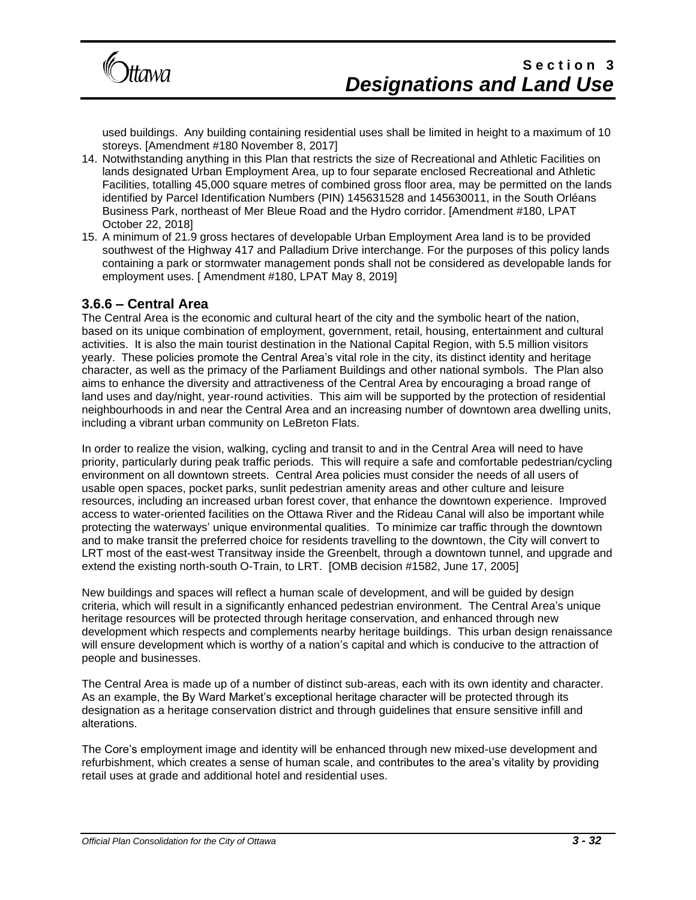used buildings. Any building containing residential uses shall be limited in height to a maximum of 10 storeys. [Amendment #180 November 8, 2017]

14. Notwithstanding anything in this Plan that restricts the size of Recreational and Athletic Facilities on lands designated Urban Employment Area, up to four separate enclosed Recreational and Athletic Facilities, totalling 45,000 square metres of combined gross floor area, may be permitted on the lands identified by Parcel Identification Numbers (PIN) 145631528 and 145630011, in the South Orléans Business Park, northeast of Mer Bleue Road and the Hydro corridor. [Amendment #180, LPAT October 22, 2018]
15. A minimum of 21.9 gross hectares of developable Urban Employment Area land is to be provided southwest of the Highway 417 and Palladium Drive interchange. For the purposes of this policy lands containing a park or stormwater management ponds shall not be considered as developable lands for employment uses. [ Amendment #180, LPAT May 8, 2019]

## 3.6.6 – Central Area

The Central Area is the economic and cultural heart of the city and the symbolic heart of the nation, based on its unique combination of employment, government, retail, housing, entertainment and cultural activities. It is also the main tourist destination in the National Capital Region, with 5.5 million visitors yearly. These policies promote the Central Area's vital role in the city, its distinct identity and heritage character, as well as the primacy of the Parliament Buildings and other national symbols. The Plan also aims to enhance the diversity and attractiveness of the Central Area by encouraging a broad range of land uses and day/night, year-round activities. This aim will be supported by the protection of residential neighbourhoods in and near the Central Area and an increasing number of downtown area dwelling units, including a vibrant urban community on LeBreton Flats.

In order to realize the vision, walking, cycling and transit to and in the Central Area will need to have priority, particularly during peak traffic periods. This will require a safe and comfortable pedestrian/cycling environment on all downtown streets. Central Area policies must consider the needs of all users of usable open spaces, pocket parks, sunlit pedestrian amenity areas and other culture and leisure resources, including an increased urban forest cover, that enhance the downtown experience. Improved access to water-oriented facilities on the Ottawa River and the Rideau Canal will also be important while protecting the waterways' unique environmental qualities. To minimize car traffic through the downtown and to make transit the preferred choice for residents travelling to the downtown, the City will convert to LRT most of the east-west Transitway inside the Greenbelt, through a downtown tunnel, and upgrade and extend the existing north-south O-Train, to LRT. [OMB decision #1582, June 17, 2005]

New buildings and spaces will reflect a human scale of development, and will be guided by design criteria, which will result in a significantly enhanced pedestrian environment. The Central Area's unique heritage resources will be protected through heritage conservation, and enhanced through new development which respects and complements nearby heritage buildings. This urban design renaissance will ensure development which is worthy of a nation's capital and which is conducive to the attraction of people and businesses.

The Central Area is made up of a number of distinct sub-areas, each with its own identity and character. As an example, the By Ward Market's exceptional heritage character will be protected through its designation as a heritage conservation district and through guidelines that ensure sensitive infill and alterations.

The Core's employment image and identity will be enhanced through new mixed-use development and refurbishment, which creates a sense of human scale, and contributes to the area's vitality by providing retail uses at grade and additional hotel and residential uses.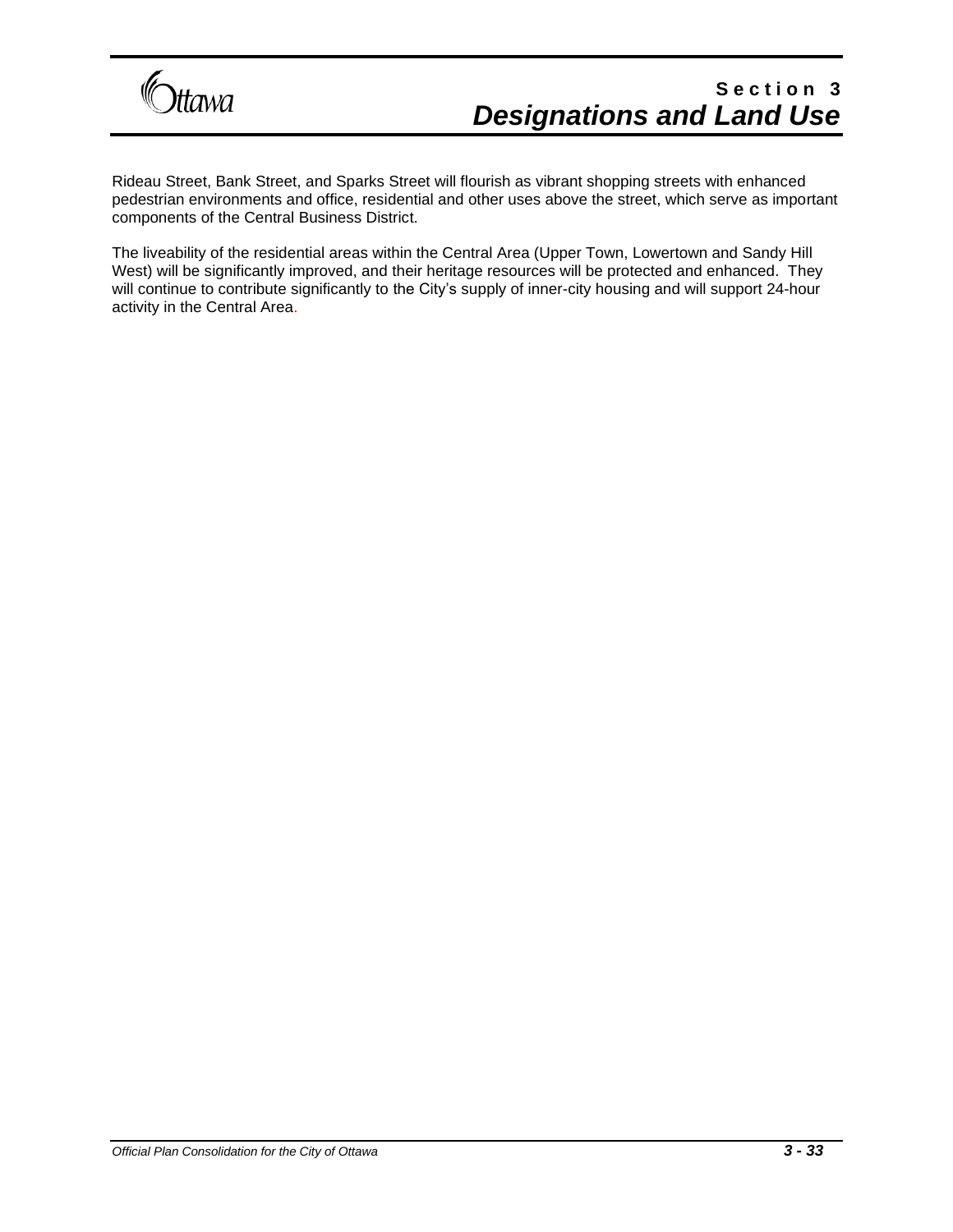Rideau Street, Bank Street, and Sparks Street will flourish as vibrant shopping streets with enhanced pedestrian environments and office, residential and other uses above the street, which serve as important components of the Central Business District.

The liveability of the residential areas within the Central Area (Upper Town, Lowertown and Sandy Hill West) will be significantly improved, and their heritage resources will be protected and enhanced. They will continue to contribute significantly to the City's supply of inner-city housing and will support 24-hour activity in the Central Area.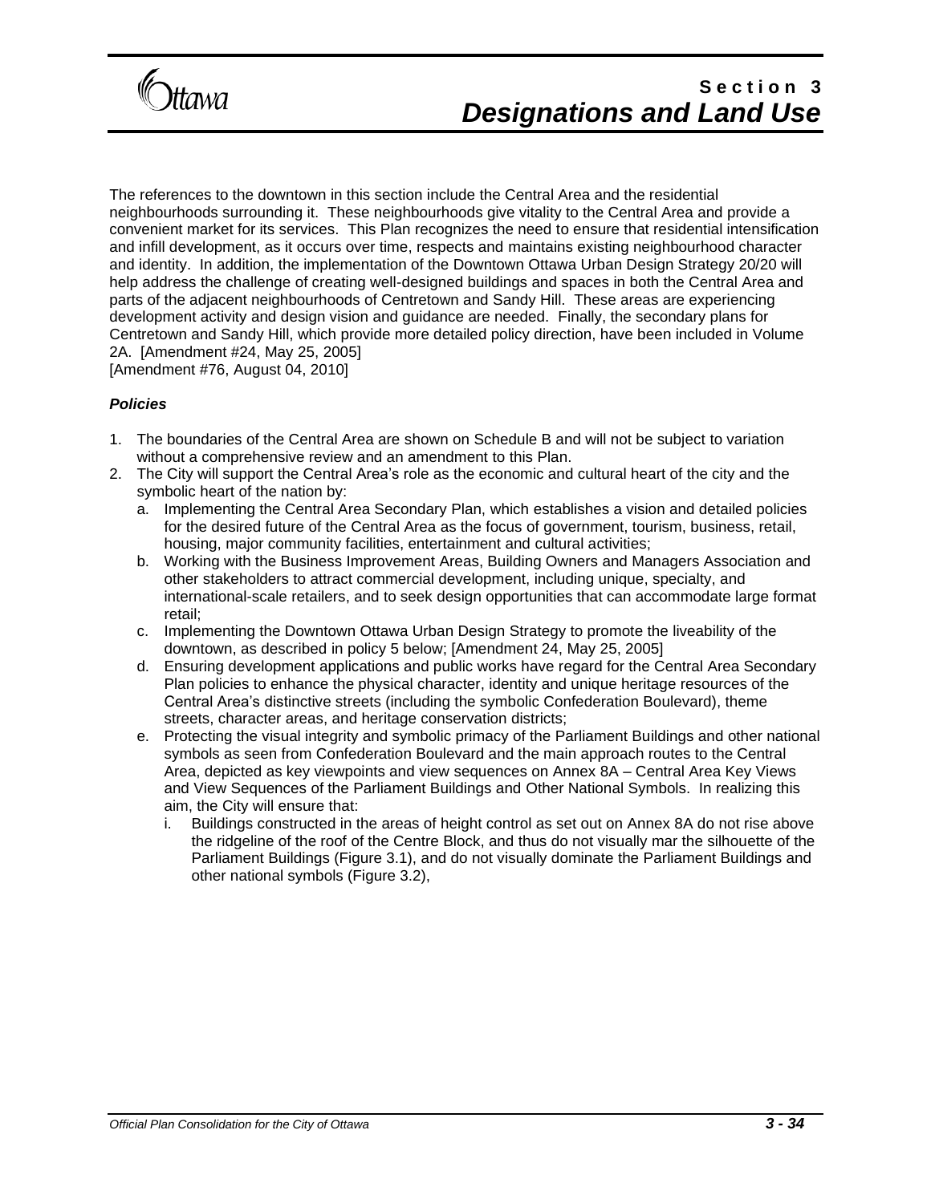The references to the downtown in this section include the Central Area and the residential neighbourhoods surrounding it. These neighbourhoods give vitality to the Central Area and provide a convenient market for its services. This Plan recognizes the need to ensure that residential intensification and infill development, as it occurs over time, respects and maintains existing neighbourhood character and identity. In addition, the implementation of the Downtown Ottawa Urban Design Strategy 20/20 will help address the challenge of creating well-designed buildings and spaces in both the Central Area and parts of the adjacent neighbourhoods of Centretown and Sandy Hill. These areas are experiencing development activity and design vision and guidance are needed. Finally, the secondary plans for Centretown and Sandy Hill, which provide more detailed policy direction, have been included in Volume 2A. [Amendment #24, May 25, 2005]
[Amendment #76, August 04, 2010]

***Policies***

1. The boundaries of the Central Area are shown on Schedule B and will not be subject to variation without a comprehensive review and an amendment to this Plan.
2. The City will support the Central Area's role as the economic and cultural heart of the city and the symbolic heart of the nation by:
   a. Implementing the Central Area Secondary Plan, which establishes a vision and detailed policies for the desired future of the Central Area as the focus of government, tourism, business, retail, housing, major community facilities, entertainment and cultural activities;
   b. Working with the Business Improvement Areas, Building Owners and Managers Association and other stakeholders to attract commercial development, including unique, specialty, and international-scale retailers, and to seek design opportunities that can accommodate large format retail;
   c. Implementing the Downtown Ottawa Urban Design Strategy to promote the liveability of the downtown, as described in policy 5 below; [Amendment 24, May 25, 2005]
   d. Ensuring development applications and public works have regard for the Central Area Secondary Plan policies to enhance the physical character, identity and unique heritage resources of the Central Area's distinctive streets (including the symbolic Confederation Boulevard), theme streets, character areas, and heritage conservation districts;
   e. Protecting the visual integrity and symbolic primacy of the Parliament Buildings and other national symbols as seen from Confederation Boulevard and the main approach routes to the Central Area, depicted as key viewpoints and view sequences on Annex 8A – Central Area Key Views and View Sequences of the Parliament Buildings and Other National Symbols. In realizing this aim, the City will ensure that:
      i. Buildings constructed in the areas of height control as set out on Annex 8A do not rise above the ridgeline of the roof of the Centre Block, and thus do not visually mar the silhouette of the Parliament Buildings (Figure 3.1), and do not visually dominate the Parliament Buildings and other national symbols (Figure 3.2),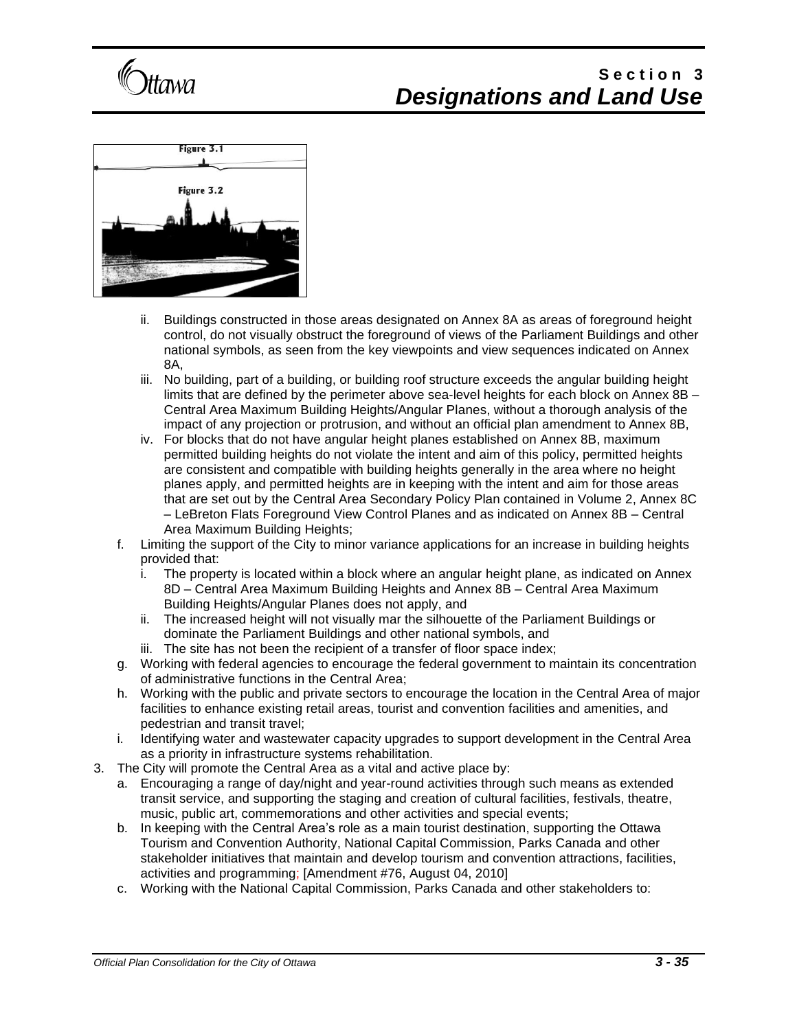Figure 3.1

Figure 3.2

ii. Buildings constructed in those areas designated on Annex 8A as areas of foreground height control, do not visually obstruct the foreground of views of the Parliament Buildings and other national symbols, as seen from the key viewpoints and view sequences indicated on Annex 8A,
iii. No building, part of a building, or building roof structure exceeds the angular building height limits that are defined by the perimeter above sea-level heights for each block on Annex 8B – Central Area Maximum Building Heights/Angular Planes, without a thorough analysis of the impact of any projection or protrusion, and without an official plan amendment to Annex 8B,
iv. For blocks that do not have angular height planes established on Annex 8B, maximum permitted building heights do not violate the intent and aim of this policy, permitted heights are consistent and compatible with building heights generally in the area where no height planes apply, and permitted heights are in keeping with the intent and aim for those areas that are set out by the Central Area Secondary Policy Plan contained in Volume 2, Annex 8C – LeBreton Flats Foreground View Control Planes and as indicated on Annex 8B – Central Area Maximum Building Heights;

f. Limiting the support of the City to minor variance applications for an increase in building heights provided that:
   i. The property is located within a block where an angular height plane, as indicated on Annex 8D – Central Area Maximum Building Heights and Annex 8B – Central Area Maximum Building Heights/Angular Planes does not apply, and
   ii. The increased height will not visually mar the silhouette of the Parliament Buildings or dominate the Parliament Buildings and other national symbols, and
   iii. The site has not been the recipient of a transfer of floor space index;
g. Working with federal agencies to encourage the federal government to maintain its concentration of administrative functions in the Central Area;
h. Working with the public and private sectors to encourage the location in the Central Area of major facilities to enhance existing retail areas, tourist and convention facilities and amenities, and pedestrian and transit travel;
i. Identifying water and wastewater capacity upgrades to support development in the Central Area as a priority in infrastructure systems rehabilitation.

3. The City will promote the Central Area as a vital and active place by:
   a. Encouraging a range of day/night and year-round activities through such means as extended transit service, and supporting the staging and creation of cultural facilities, festivals, theatre, music, public art, commemorations and other activities and special events;
   b. In keeping with the Central Area's role as a main tourist destination, supporting the Ottawa Tourism and Convention Authority, National Capital Commission, Parks Canada and other stakeholder initiatives that maintain and develop tourism and convention attractions, facilities, activities and programming; [Amendment #76, August 04, 2010]
   c. Working with the National Capital Commission, Parks Canada and other stakeholders to: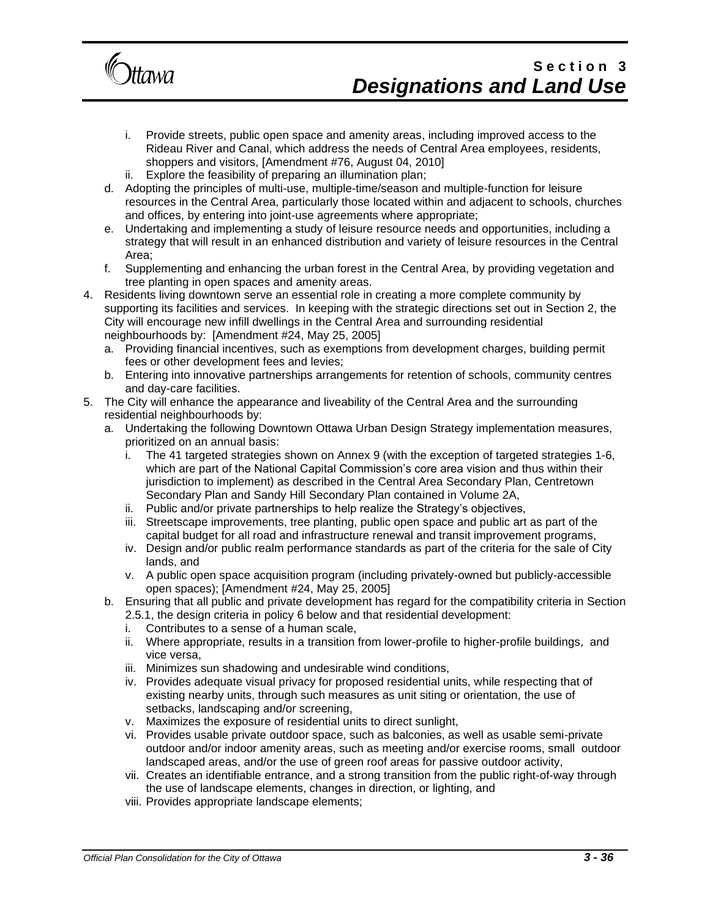i. Provide streets, public open space and amenity areas, including improved access to the Rideau River and Canal, which address the needs of Central Area employees, residents, shoppers and visitors, [Amendment #76, August 04, 2010]
   ii. Explore the feasibility of preparing an illumination plan;

d. Adopting the principles of multi-use, multiple-time/season and multiple-function for leisure resources in the Central Area, particularly those located within and adjacent to schools, churches and offices, by entering into joint-use agreements where appropriate;
e. Undertaking and implementing a study of leisure resource needs and opportunities, including a strategy that will result in an enhanced distribution and variety of leisure resources in the Central Area;
f. Supplementing and enhancing the urban forest in the Central Area, by providing vegetation and tree planting in open spaces and amenity areas.

4. Residents living downtown serve an essential role in creating a more complete community by supporting its facilities and services. In keeping with the strategic directions set out in Section 2, the City will encourage new infill dwellings in the Central Area and surrounding residential neighbourhoods by: [Amendment #24, May 25, 2005]
   a. Providing financial incentives, such as exemptions from development charges, building permit fees or other development fees and levies;
   b. Entering into innovative partnerships arrangements for retention of schools, community centres and day-care facilities.
5. The City will enhance the appearance and liveability of the Central Area and the surrounding residential neighbourhoods by:
   a. Undertaking the following Downtown Ottawa Urban Design Strategy implementation measures, prioritized on an annual basis:
      i. The 41 targeted strategies shown on Annex 9 (with the exception of targeted strategies 1-6, which are part of the National Capital Commission's core area vision and thus within their jurisdiction to implement) as described in the Central Area Secondary Plan, Centretown Secondary Plan and Sandy Hill Secondary Plan contained in Volume 2A,
      ii. Public and/or private partnerships to help realize the Strategy's objectives,
      iii. Streetscape improvements, tree planting, public open space and public art as part of the capital budget for all road and infrastructure renewal and transit improvement programs,
      iv. Design and/or public realm performance standards as part of the criteria for the sale of City lands, and
      v. A public open space acquisition program (including privately-owned but publicly-accessible open spaces); [Amendment #24, May 25, 2005]
   b. Ensuring that all public and private development has regard for the compatibility criteria in Section 2.5.1, the design criteria in policy 6 below and that residential development:
      i. Contributes to a sense of a human scale,
      ii. Where appropriate, results in a transition from lower-profile to higher-profile buildings, and vice versa,
      iii. Minimizes sun shadowing and undesirable wind conditions,
      iv. Provides adequate visual privacy for proposed residential units, while respecting that of existing nearby units, through such measures as unit siting or orientation, the use of setbacks, landscaping and/or screening,
      v. Maximizes the exposure of residential units to direct sunlight,
      vi. Provides usable private outdoor space, such as balconies, as well as usable semi-private outdoor and/or indoor amenity areas, such as meeting and/or exercise rooms, small outdoor landscaped areas, and/or the use of green roof areas for passive outdoor activity,
      vii. Creates an identifiable entrance, and a strong transition from the public right-of-way through the use of landscape elements, changes in direction, or lighting, and
      viii. Provides appropriate landscape elements;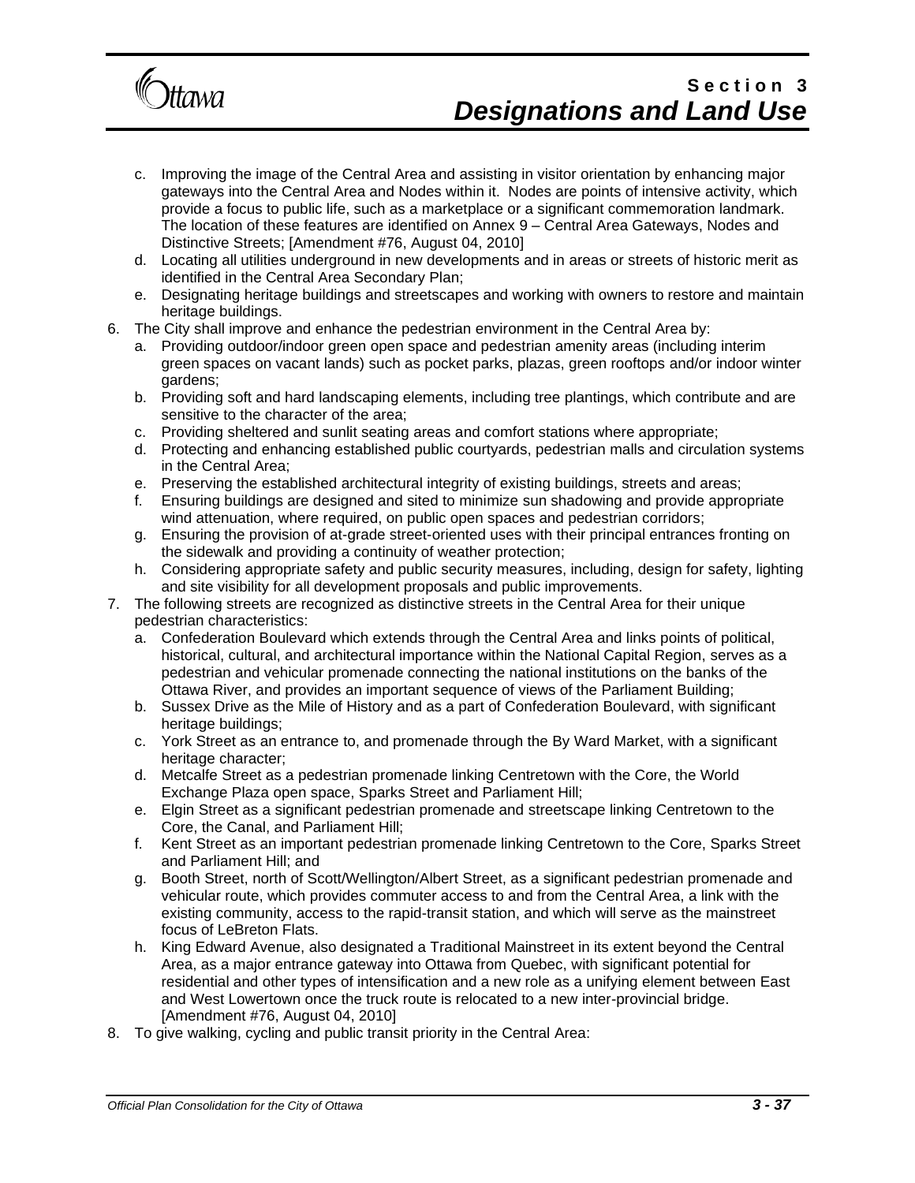c. Improving the image of the Central Area and assisting in visitor orientation by enhancing major gateways into the Central Area and Nodes within it. Nodes are points of intensive activity, which provide a focus to public life, such as a marketplace or a significant commemoration landmark. The location of these features are identified on Annex 9 – Central Area Gateways, Nodes and Distinctive Streets; [Amendment #76, August 04, 2010]
d. Locating all utilities underground in new developments and in areas or streets of historic merit as identified in the Central Area Secondary Plan;
e. Designating heritage buildings and streetscapes and working with owners to restore and maintain heritage buildings.

6. The City shall improve and enhance the pedestrian environment in the Central Area by:
   a. Providing outdoor/indoor green open space and pedestrian amenity areas (including interim green spaces on vacant lands) such as pocket parks, plazas, green rooftops and/or indoor winter gardens;
   b. Providing soft and hard landscaping elements, including tree plantings, which contribute and are sensitive to the character of the area;
   c. Providing sheltered and sunlit seating areas and comfort stations where appropriate;
   d. Protecting and enhancing established public courtyards, pedestrian malls and circulation systems in the Central Area;
   e. Preserving the established architectural integrity of existing buildings, streets and areas;
   f. Ensuring buildings are designed and sited to minimize sun shadowing and provide appropriate wind attenuation, where required, on public open spaces and pedestrian corridors;
   g. Ensuring the provision of at-grade street-oriented uses with their principal entrances fronting on the sidewalk and providing a continuity of weather protection;
   h. Considering appropriate safety and public security measures, including, design for safety, lighting and site visibility for all development proposals and public improvements.
7. The following streets are recognized as distinctive streets in the Central Area for their unique pedestrian characteristics:
   a. Confederation Boulevard which extends through the Central Area and links points of political, historical, cultural, and architectural importance within the National Capital Region, serves as a pedestrian and vehicular promenade connecting the national institutions on the banks of the Ottawa River, and provides an important sequence of views of the Parliament Building;
   b. Sussex Drive as the Mile of History and as a part of Confederation Boulevard, with significant heritage buildings;
   c. York Street as an entrance to, and promenade through the By Ward Market, with a significant heritage character;
   d. Metcalfe Street as a pedestrian promenade linking Centretown with the Core, the World Exchange Plaza open space, Sparks Street and Parliament Hill;
   e. Elgin Street as a significant pedestrian promenade and streetscape linking Centretown to the Core, the Canal, and Parliament Hill;
   f. Kent Street as an important pedestrian promenade linking Centretown to the Core, Sparks Street and Parliament Hill; and
   g. Booth Street, north of Scott/Wellington/Albert Street, as a significant pedestrian promenade and vehicular route, which provides commuter access to and from the Central Area, a link with the existing community, access to the rapid-transit station, and which will serve as the mainstreet focus of LeBreton Flats.
   h. King Edward Avenue, also designated a Traditional Mainstreet in its extent beyond the Central Area, as a major entrance gateway into Ottawa from Quebec, with significant potential for residential and other types of intensification and a new role as a unifying element between East and West Lowertown once the truck route is relocated to a new inter-provincial bridge. [Amendment #76, August 04, 2010]
8. To give walking, cycling and public transit priority in the Central Area: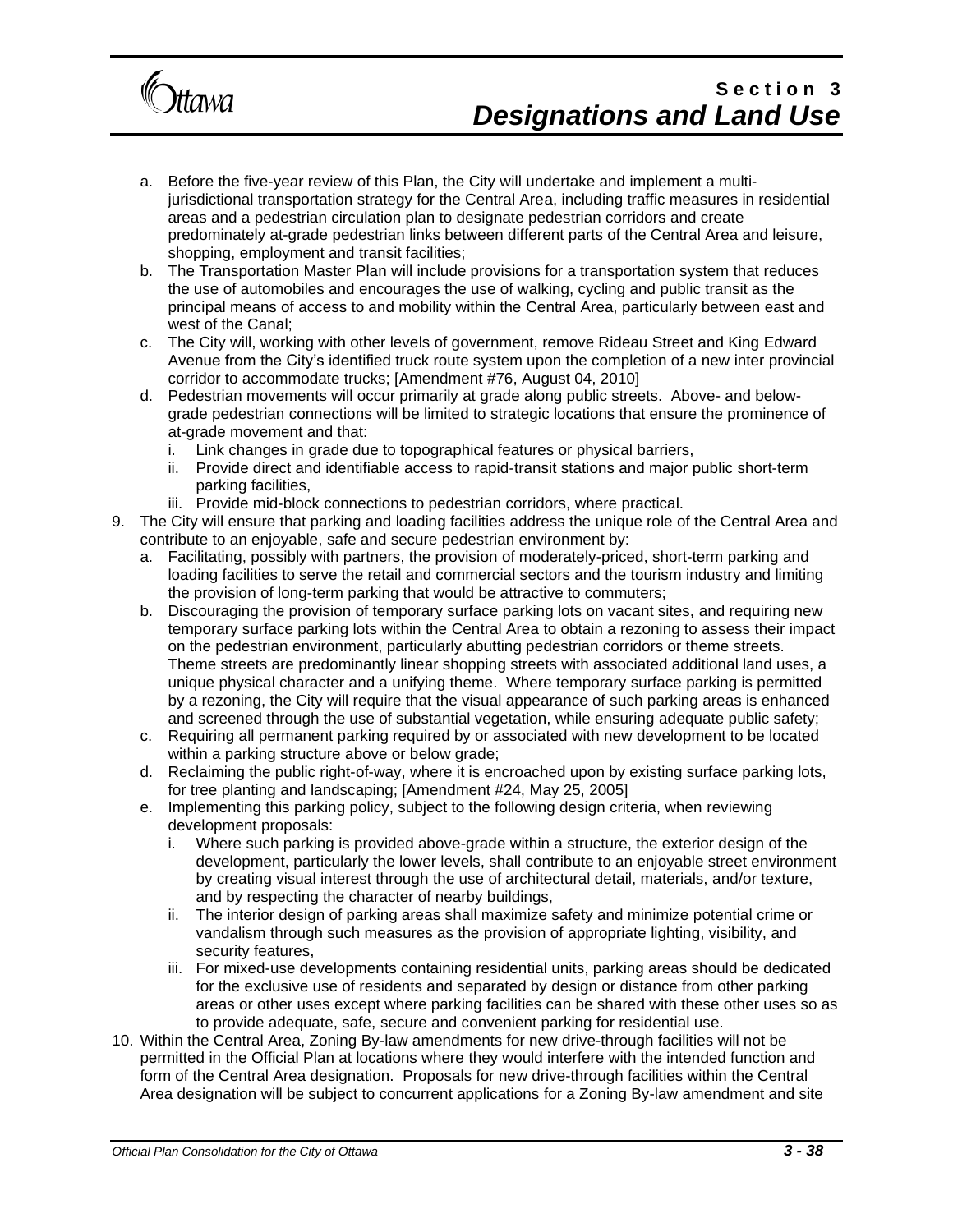a. Before the five-year review of this Plan, the City will undertake and implement a multi-jurisdictional transportation strategy for the Central Area, including traffic measures in residential areas and a pedestrian circulation plan to designate pedestrian corridors and create predominately at-grade pedestrian links between different parts of the Central Area and leisure, shopping, employment and transit facilities;
b. The Transportation Master Plan will include provisions for a transportation system that reduces the use of automobiles and encourages the use of walking, cycling and public transit as the principal means of access to and mobility within the Central Area, particularly between east and west of the Canal;
c. The City will, working with other levels of government, remove Rideau Street and King Edward Avenue from the City's identified truck route system upon the completion of a new inter provincial corridor to accommodate trucks; [Amendment #76, August 04, 2010]
d. Pedestrian movements will occur primarily at grade along public streets. Above- and below-grade pedestrian connections will be limited to strategic locations that ensure the prominence of at-grade movement and that:
    i. Link changes in grade due to topographical features or physical barriers,
    ii. Provide direct and identifiable access to rapid-transit stations and major public short-term parking facilities,
    iii. Provide mid-block connections to pedestrian corridors, where practical.

9. The City will ensure that parking and loading facilities address the unique role of the Central Area and contribute to an enjoyable, safe and secure pedestrian environment by:
    a. Facilitating, possibly with partners, the provision of moderately-priced, short-term parking and loading facilities to serve the retail and commercial sectors and the tourism industry and limiting the provision of long-term parking that would be attractive to commuters;
    b. Discouraging the provision of temporary surface parking lots on vacant sites, and requiring new temporary surface parking lots within the Central Area to obtain a rezoning to assess their impact on the pedestrian environment, particularly abutting pedestrian corridors or theme streets. Theme streets are predominantly linear shopping streets with associated additional land uses, a unique physical character and a unifying theme. Where temporary surface parking is permitted by a rezoning, the City will require that the visual appearance of such parking areas is enhanced and screened through the use of substantial vegetation, while ensuring adequate public safety;
    c. Requiring all permanent parking required by or associated with new development to be located within a parking structure above or below grade;
    d. Reclaiming the public right-of-way, where it is encroached upon by existing surface parking lots, for tree planting and landscaping; [Amendment #24, May 25, 2005]
    e. Implementing this parking policy, subject to the following design criteria, when reviewing development proposals:
        i. Where such parking is provided above-grade within a structure, the exterior design of the development, particularly the lower levels, shall contribute to an enjoyable street environment by creating visual interest through the use of architectural detail, materials, and/or texture, and by respecting the character of nearby buildings,
        ii. The interior design of parking areas shall maximize safety and minimize potential crime or vandalism through such measures as the provision of appropriate lighting, visibility, and security features,
        iii. For mixed-use developments containing residential units, parking areas should be dedicated for the exclusive use of residents and separated by design or distance from other parking areas or other uses except where parking facilities can be shared with these other uses so as to provide adequate, safe, secure and convenient parking for residential use.

10. Within the Central Area, Zoning By-law amendments for new drive-through facilities will not be permitted in the Official Plan at locations where they would interfere with the intended function and form of the Central Area designation. Proposals for new drive-through facilities within the Central Area designation will be subject to concurrent applications for a Zoning By-law amendment and site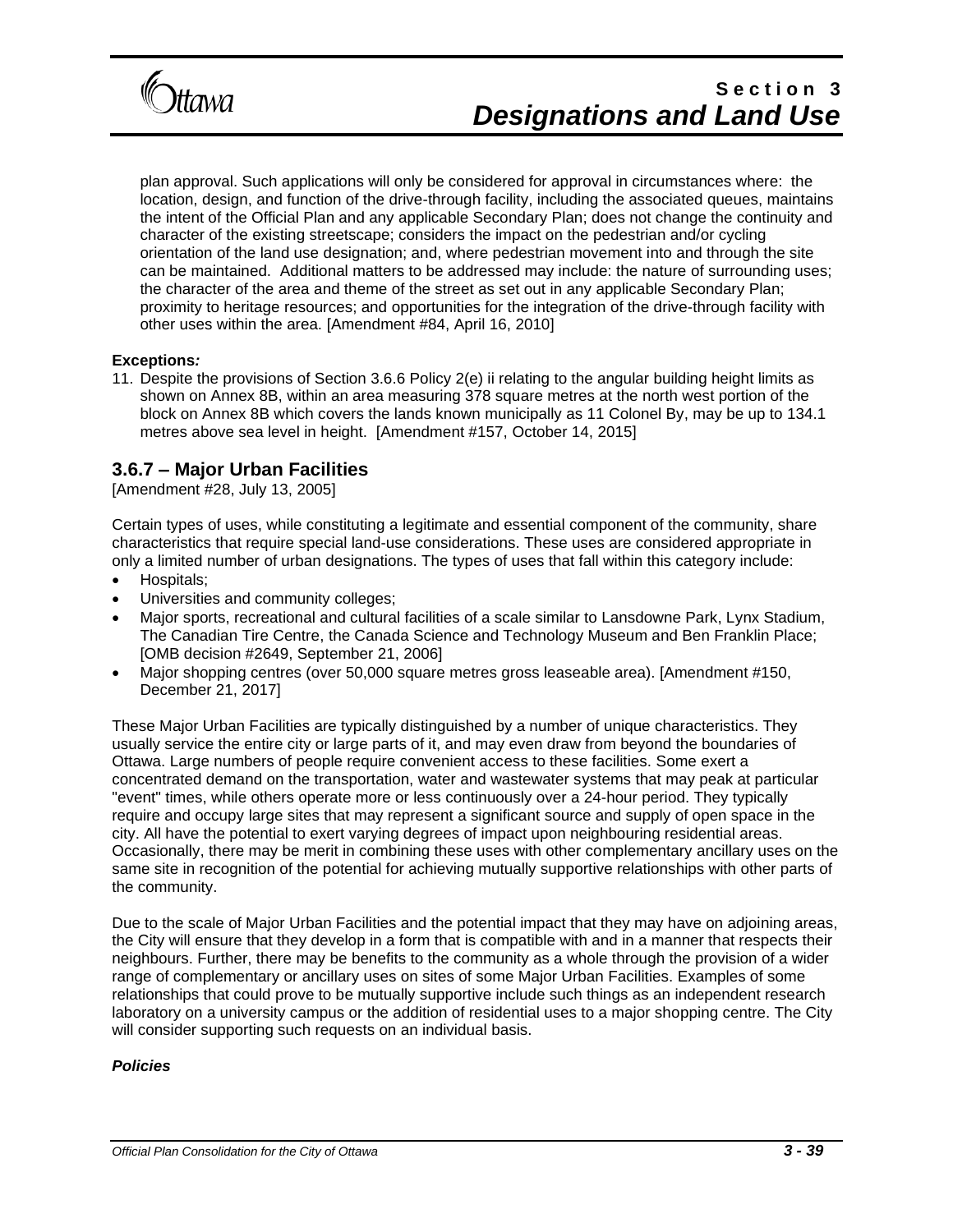plan approval. Such applications will only be considered for approval in circumstances where: the location, design, and function of the drive-through facility, including the associated queues, maintains the intent of the Official Plan and any applicable Secondary Plan; does not change the continuity and character of the existing streetscape; considers the impact on the pedestrian and/or cycling orientation of the land use designation; and, where pedestrian movement into and through the site can be maintained. Additional matters to be addressed may include: the nature of surrounding uses; the character of the area and theme of the street as set out in any applicable Secondary Plan; proximity to heritage resources; and opportunities for the integration of the drive-through facility with other uses within the area. [Amendment #84, April 16, 2010]

**Exceptions*:***

11. Despite the provisions of Section 3.6.6 Policy 2(e) ii relating to the angular building height limits as shown on Annex 8B, within an area measuring 378 square metres at the north west portion of the block on Annex 8B which covers the lands known municipally as 11 Colonel By, may be up to 134.1 metres above sea level in height. [Amendment #157, October 14, 2015]

## 3.6.7 – Major Urban Facilities

[Amendment #28, July 13, 2005]

Certain types of uses, while constituting a legitimate and essential component of the community, share characteristics that require special land-use considerations. These uses are considered appropriate in only a limited number of urban designations. The types of uses that fall within this category include:

- Hospitals;
- Universities and community colleges;
- Major sports, recreational and cultural facilities of a scale similar to Lansdowne Park, Lynx Stadium, The Canadian Tire Centre, the Canada Science and Technology Museum and Ben Franklin Place; [OMB decision #2649, September 21, 2006]
- Major shopping centres (over 50,000 square metres gross leaseable area). [Amendment #150, December 21, 2017]

These Major Urban Facilities are typically distinguished by a number of unique characteristics. They usually service the entire city or large parts of it, and may even draw from beyond the boundaries of Ottawa. Large numbers of people require convenient access to these facilities. Some exert a concentrated demand on the transportation, water and wastewater systems that may peak at particular "event" times, while others operate more or less continuously over a 24-hour period. They typically require and occupy large sites that may represent a significant source and supply of open space in the city. All have the potential to exert varying degrees of impact upon neighbouring residential areas. Occasionally, there may be merit in combining these uses with other complementary ancillary uses on the same site in recognition of the potential for achieving mutually supportive relationships with other parts of the community.

Due to the scale of Major Urban Facilities and the potential impact that they may have on adjoining areas, the City will ensure that they develop in a form that is compatible with and in a manner that respects their neighbours. Further, there may be benefits to the community as a whole through the provision of a wider range of complementary or ancillary uses on sites of some Major Urban Facilities. Examples of some relationships that could prove to be mutually supportive include such things as an independent research laboratory on a university campus or the addition of residential uses to a major shopping centre. The City will consider supporting such requests on an individual basis.

***Policies***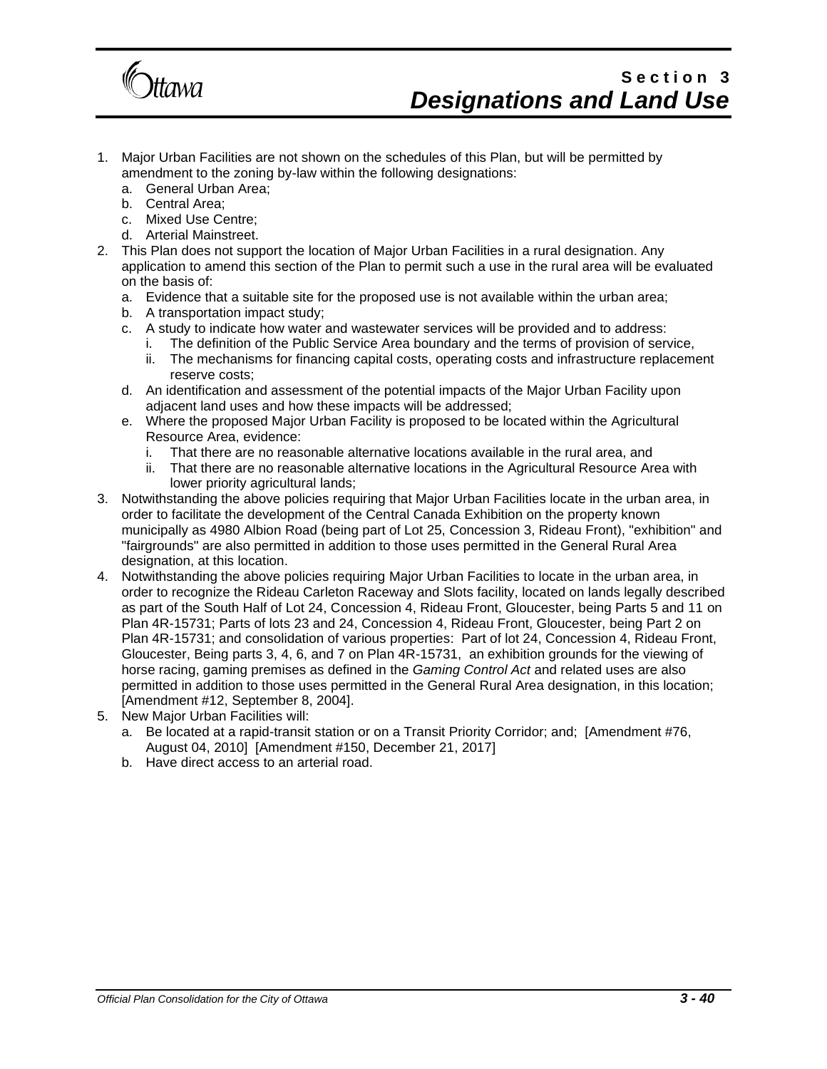1. Major Urban Facilities are not shown on the schedules of this Plan, but will be permitted by amendment to the zoning by-law within the following designations:
   a. General Urban Area;
   b. Central Area;
   c. Mixed Use Centre;
   d. Arterial Mainstreet.
2. This Plan does not support the location of Major Urban Facilities in a rural designation. Any application to amend this section of the Plan to permit such a use in the rural area will be evaluated on the basis of:
   a. Evidence that a suitable site for the proposed use is not available within the urban area;
   b. A transportation impact study;
   c. A study to indicate how water and wastewater services will be provided and to address:
      i. The definition of the Public Service Area boundary and the terms of provision of service,
      ii. The mechanisms for financing capital costs, operating costs and infrastructure replacement reserve costs;
   d. An identification and assessment of the potential impacts of the Major Urban Facility upon adjacent land uses and how these impacts will be addressed;
   e. Where the proposed Major Urban Facility is proposed to be located within the Agricultural Resource Area, evidence:
      i. That there are no reasonable alternative locations available in the rural area, and
      ii. That there are no reasonable alternative locations in the Agricultural Resource Area with lower priority agricultural lands;
3. Notwithstanding the above policies requiring that Major Urban Facilities locate in the urban area, in order to facilitate the development of the Central Canada Exhibition on the property known municipally as 4980 Albion Road (being part of Lot 25, Concession 3, Rideau Front), "exhibition" and "fairgrounds" are also permitted in addition to those uses permitted in the General Rural Area designation, at this location.
4. Notwithstanding the above policies requiring Major Urban Facilities to locate in the urban area, in order to recognize the Rideau Carleton Raceway and Slots facility, located on lands legally described as part of the South Half of Lot 24, Concession 4, Rideau Front, Gloucester, being Parts 5 and 11 on Plan 4R-15731; Parts of lots 23 and 24, Concession 4, Rideau Front, Gloucester, being Part 2 on Plan 4R-15731; and consolidation of various properties: Part of lot 24, Concession 4, Rideau Front, Gloucester, Being parts 3, 4, 6, and 7 on Plan 4R-15731, an exhibition grounds for the viewing of horse racing, gaming premises as defined in the *Gaming Control Act* and related uses are also permitted in addition to those uses permitted in the General Rural Area designation, in this location; [Amendment #12, September 8, 2004].
5. New Major Urban Facilities will:
   a. Be located at a rapid-transit station or on a Transit Priority Corridor; and; [Amendment #76, August 04, 2010] [Amendment #150, December 21, 2017]
   b. Have direct access to an arterial road.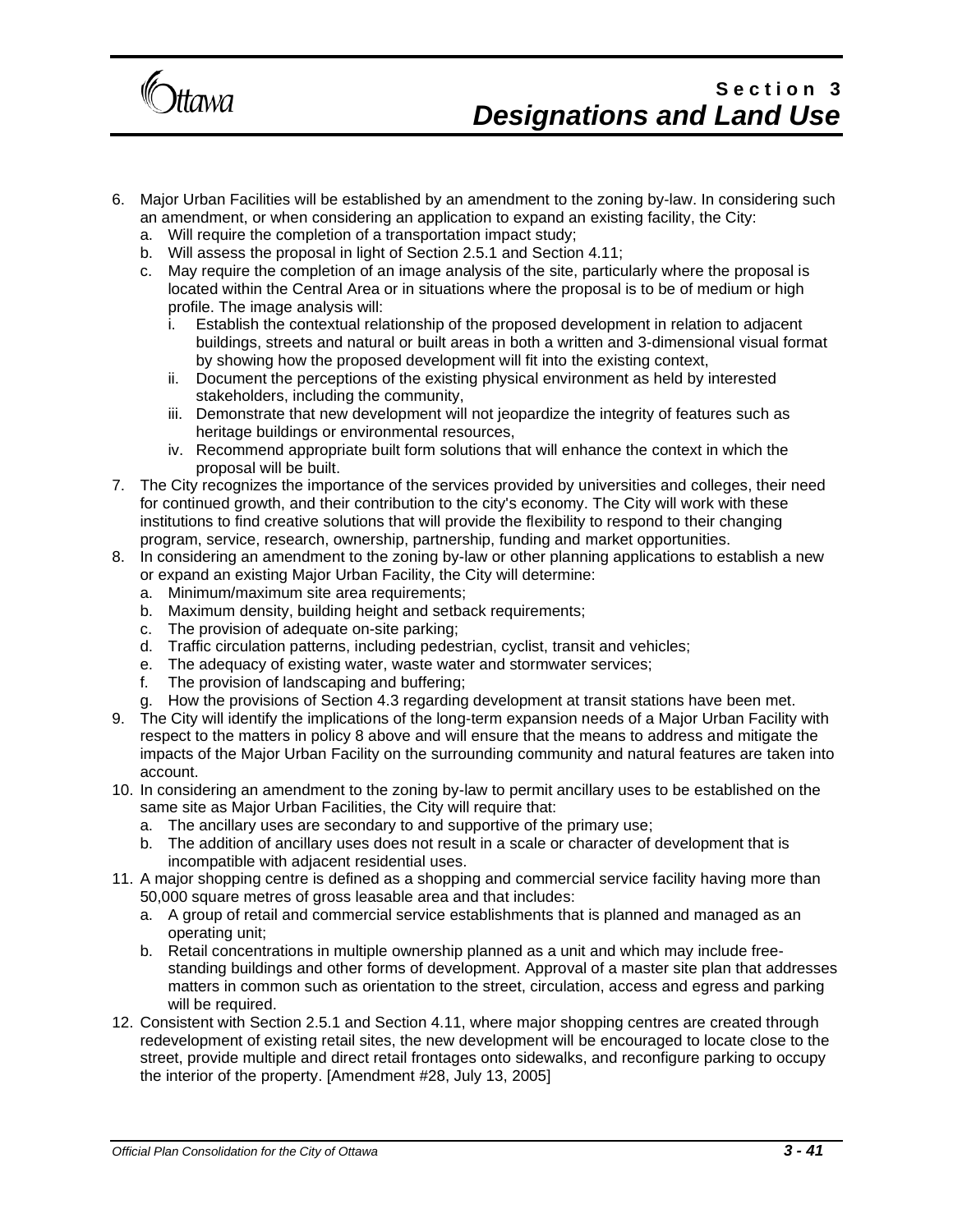6. Major Urban Facilities will be established by an amendment to the zoning by-law. In considering such an amendment, or when considering an application to expand an existing facility, the City:
   a. Will require the completion of a transportation impact study;
   b. Will assess the proposal in light of Section 2.5.1 and Section 4.11;
   c. May require the completion of an image analysis of the site, particularly where the proposal is located within the Central Area or in situations where the proposal is to be of medium or high profile. The image analysis will:
      i. Establish the contextual relationship of the proposed development in relation to adjacent buildings, streets and natural or built areas in both a written and 3-dimensional visual format by showing how the proposed development will fit into the existing context,
      ii. Document the perceptions of the existing physical environment as held by interested stakeholders, including the community,
      iii. Demonstrate that new development will not jeopardize the integrity of features such as heritage buildings or environmental resources,
      iv. Recommend appropriate built form solutions that will enhance the context in which the proposal will be built.
7. The City recognizes the importance of the services provided by universities and colleges, their need for continued growth, and their contribution to the city's economy. The City will work with these institutions to find creative solutions that will provide the flexibility to respond to their changing program, service, research, ownership, partnership, funding and market opportunities.
8. In considering an amendment to the zoning by-law or other planning applications to establish a new or expand an existing Major Urban Facility, the City will determine:
   a. Minimum/maximum site area requirements;
   b. Maximum density, building height and setback requirements;
   c. The provision of adequate on-site parking;
   d. Traffic circulation patterns, including pedestrian, cyclist, transit and vehicles;
   e. The adequacy of existing water, waste water and stormwater services;
   f. The provision of landscaping and buffering;
   g. How the provisions of Section 4.3 regarding development at transit stations have been met.
9. The City will identify the implications of the long-term expansion needs of a Major Urban Facility with respect to the matters in policy 8 above and will ensure that the means to address and mitigate the impacts of the Major Urban Facility on the surrounding community and natural features are taken into account.
10. In considering an amendment to the zoning by-law to permit ancillary uses to be established on the same site as Major Urban Facilities, the City will require that:
    a. The ancillary uses are secondary to and supportive of the primary use;
    b. The addition of ancillary uses does not result in a scale or character of development that is incompatible with adjacent residential uses.
11. A major shopping centre is defined as a shopping and commercial service facility having more than 50,000 square metres of gross leasable area and that includes:
    a. A group of retail and commercial service establishments that is planned and managed as an operating unit;
    b. Retail concentrations in multiple ownership planned as a unit and which may include free-standing buildings and other forms of development. Approval of a master site plan that addresses matters in common such as orientation to the street, circulation, access and egress and parking will be required.
12. Consistent with Section 2.5.1 and Section 4.11, where major shopping centres are created through redevelopment of existing retail sites, the new development will be encouraged to locate close to the street, provide multiple and direct retail frontages onto sidewalks, and reconfigure parking to occupy the interior of the property. [Amendment #28, July 13, 2005]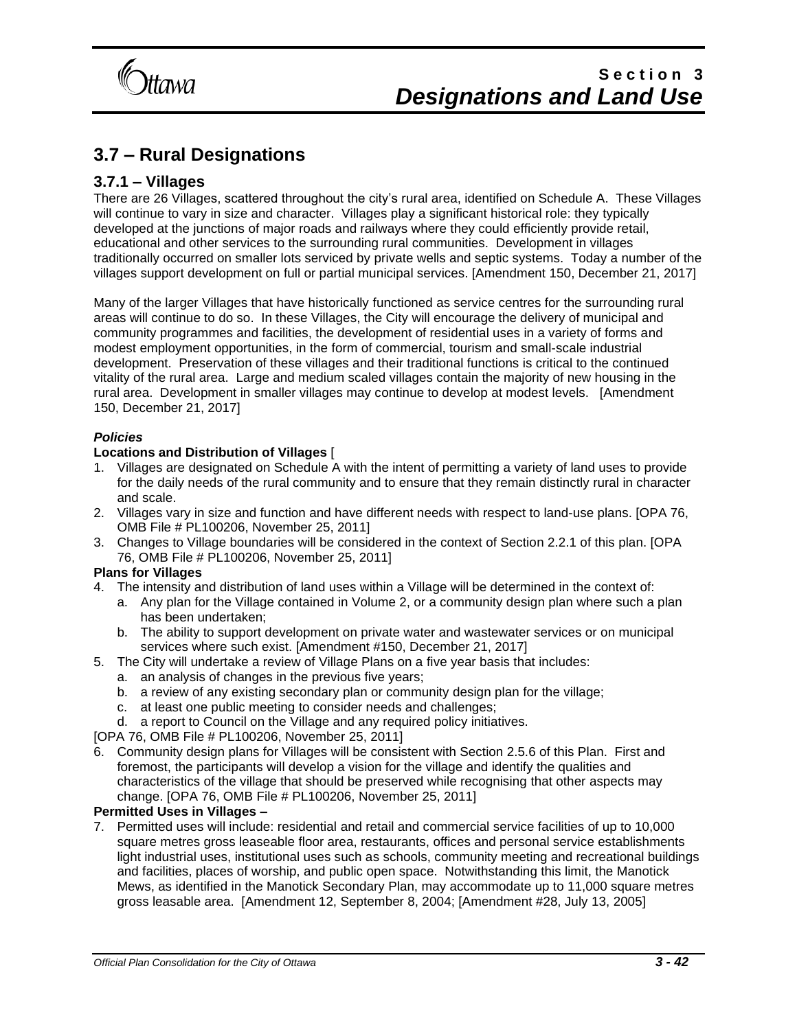## 3.7 – Rural Designations

### 3.7.1 – Villages

There are 26 Villages, scattered throughout the city's rural area, identified on Schedule A. These Villages will continue to vary in size and character. Villages play a significant historical role: they typically developed at the junctions of major roads and railways where they could efficiently provide retail, educational and other services to the surrounding rural communities. Development in villages traditionally occurred on smaller lots serviced by private wells and septic systems. Today a number of the villages support development on full or partial municipal services. [Amendment 150, December 21, 2017]

Many of the larger Villages that have historically functioned as service centres for the surrounding rural areas will continue to do so. In these Villages, the City will encourage the delivery of municipal and community programmes and facilities, the development of residential uses in a variety of forms and modest employment opportunities, in the form of commercial, tourism and small-scale industrial development. Preservation of these villages and their traditional functions is critical to the continued vitality of the rural area. Large and medium scaled villages contain the majority of new housing in the rural area. Development in smaller villages may continue to develop at modest levels. [Amendment 150, December 21, 2017]

***Policies***

**Locations and Distribution of Villages** [

1. Villages are designated on Schedule A with the intent of permitting a variety of land uses to provide for the daily needs of the rural community and to ensure that they remain distinctly rural in character and scale.
2. Villages vary in size and function and have different needs with respect to land-use plans. [OPA 76, OMB File # PL100206, November 25, 2011]
3. Changes to Village boundaries will be considered in the context of Section 2.2.1 of this plan. [OPA 76, OMB File # PL100206, November 25, 2011]

**Plans for Villages**

4. The intensity and distribution of land uses within a Village will be determined in the context of:
   a. Any plan for the Village contained in Volume 2, or a community design plan where such a plan has been undertaken;
   b. The ability to support development on private water and wastewater services or on municipal services where such exist. [Amendment #150, December 21, 2017]
5. The City will undertake a review of Village Plans on a five year basis that includes:
   a. an analysis of changes in the previous five years;
   b. a review of any existing secondary plan or community design plan for the village;
   c. at least one public meeting to consider needs and challenges;
   d. a report to Council on the Village and any required policy initiatives.

[OPA 76, OMB File # PL100206, November 25, 2011]

6. Community design plans for Villages will be consistent with Section 2.5.6 of this Plan. First and foremost, the participants will develop a vision for the village and identify the qualities and characteristics of the village that should be preserved while recognising that other aspects may change. [OPA 76, OMB File # PL100206, November 25, 2011]

**Permitted Uses in Villages –**

7. Permitted uses will include: residential and retail and commercial service facilities of up to 10,000 square metres gross leaseable floor area, restaurants, offices and personal service establishments light industrial uses, institutional uses such as schools, community meeting and recreational buildings and facilities, places of worship, and public open space. Notwithstanding this limit, the Manotick Mews, as identified in the Manotick Secondary Plan, may accommodate up to 11,000 square metres gross leasable area. [Amendment 12, September 8, 2004; [Amendment #28, July 13, 2005]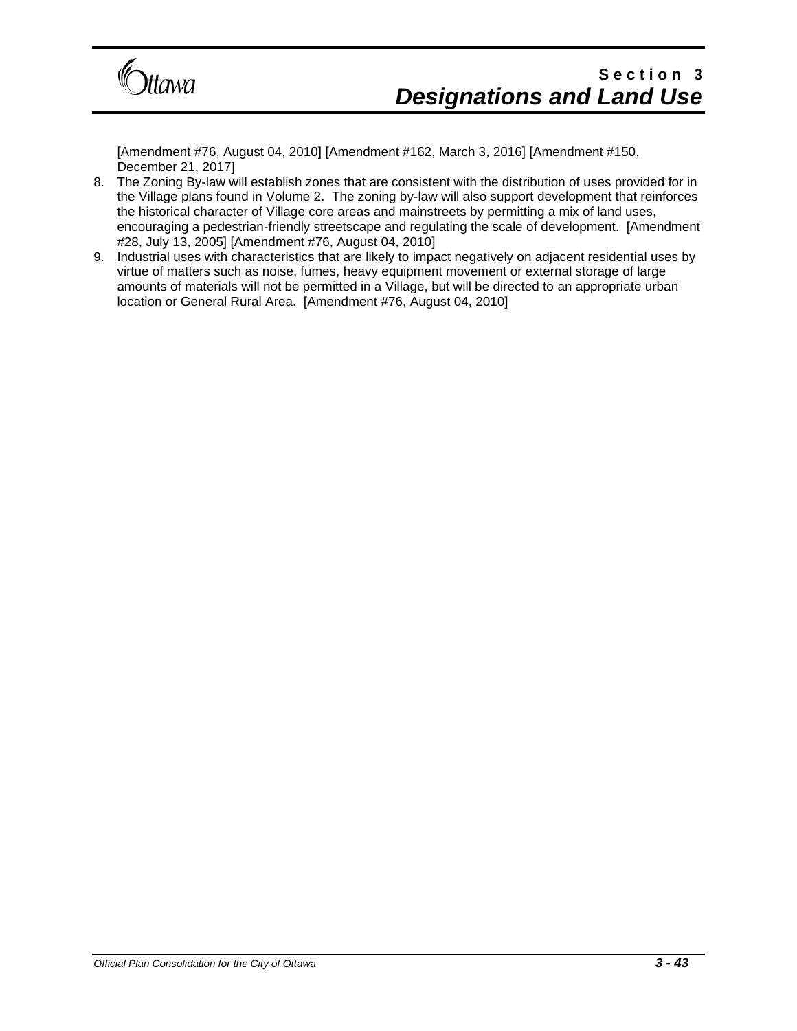[Amendment #76, August 04, 2010] [Amendment #162, March 3, 2016] [Amendment #150, December 21, 2017]

8. The Zoning By-law will establish zones that are consistent with the distribution of uses provided for in the Village plans found in Volume 2. The zoning by-law will also support development that reinforces the historical character of Village core areas and mainstreets by permitting a mix of land uses, encouraging a pedestrian-friendly streetscape and regulating the scale of development. [Amendment #28, July 13, 2005] [Amendment #76, August 04, 2010]
9. Industrial uses with characteristics that are likely to impact negatively on adjacent residential uses by virtue of matters such as noise, fumes, heavy equipment movement or external storage of large amounts of materials will not be permitted in a Village, but will be directed to an appropriate urban location or General Rural Area. [Amendment #76, August 04, 2010]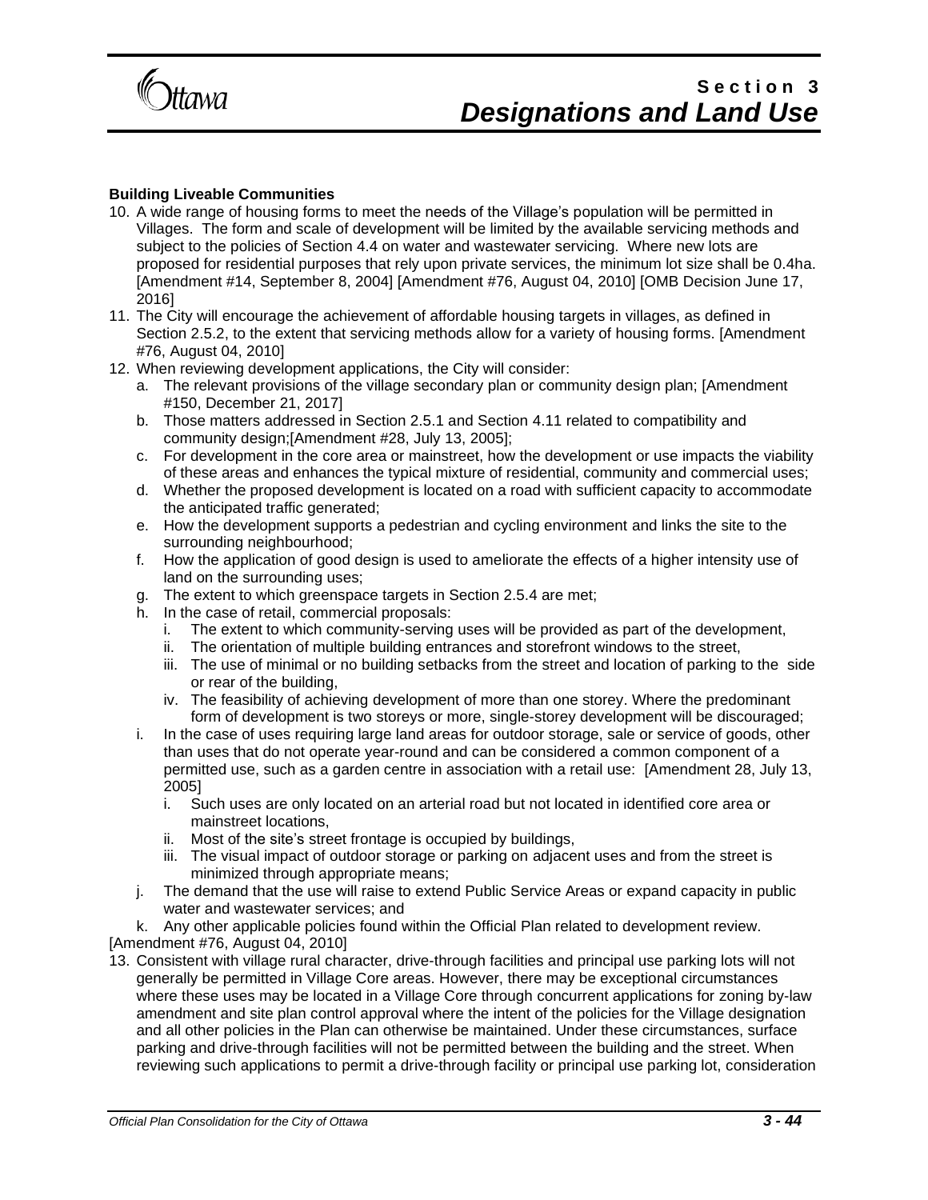**Building Liveable Communities**

10. A wide range of housing forms to meet the needs of the Village's population will be permitted in Villages. The form and scale of development will be limited by the available servicing methods and subject to the policies of Section 4.4 on water and wastewater servicing. Where new lots are proposed for residential purposes that rely upon private services, the minimum lot size shall be 0.4ha. [Amendment #14, September 8, 2004] [Amendment #76, August 04, 2010] [OMB Decision June 17, 2016]
11. The City will encourage the achievement of affordable housing targets in villages, as defined in Section 2.5.2, to the extent that servicing methods allow for a variety of housing forms. [Amendment #76, August 04, 2010]
12. When reviewing development applications, the City will consider:
    a. The relevant provisions of the village secondary plan or community design plan; [Amendment #150, December 21, 2017]
    b. Those matters addressed in Section 2.5.1 and Section 4.11 related to compatibility and community design;[Amendment #28, July 13, 2005];
    c. For development in the core area or mainstreet, how the development or use impacts the viability of these areas and enhances the typical mixture of residential, community and commercial uses;
    d. Whether the proposed development is located on a road with sufficient capacity to accommodate the anticipated traffic generated;
    e. How the development supports a pedestrian and cycling environment and links the site to the surrounding neighbourhood;
    f. How the application of good design is used to ameliorate the effects of a higher intensity use of land on the surrounding uses;
    g. The extent to which greenspace targets in Section 2.5.4 are met;
    h. In the case of retail, commercial proposals:
        i. The extent to which community-serving uses will be provided as part of the development,
        ii. The orientation of multiple building entrances and storefront windows to the street,
        iii. The use of minimal or no building setbacks from the street and location of parking to the side or rear of the building,
        iv. The feasibility of achieving development of more than one storey. Where the predominant form of development is two storeys or more, single-storey development will be discouraged;
    i. In the case of uses requiring large land areas for outdoor storage, sale or service of goods, other than uses that do not operate year-round and can be considered a common component of a permitted use, such as a garden centre in association with a retail use: [Amendment 28, July 13, 2005]
        i. Such uses are only located on an arterial road but not located in identified core area or mainstreet locations,
        ii. Most of the site's street frontage is occupied by buildings,
        iii. The visual impact of outdoor storage or parking on adjacent uses and from the street is minimized through appropriate means;
    j. The demand that the use will raise to extend Public Service Areas or expand capacity in public water and wastewater services; and
    k. Any other applicable policies found within the Official Plan related to development review.

[Amendment #76, August 04, 2010]

13. Consistent with village rural character, drive-through facilities and principal use parking lots will not generally be permitted in Village Core areas. However, there may be exceptional circumstances where these uses may be located in a Village Core through concurrent applications for zoning by-law amendment and site plan control approval where the intent of the policies for the Village designation and all other policies in the Plan can otherwise be maintained. Under these circumstances, surface parking and drive-through facilities will not be permitted between the building and the street. When reviewing such applications to permit a drive-through facility or principal use parking lot, consideration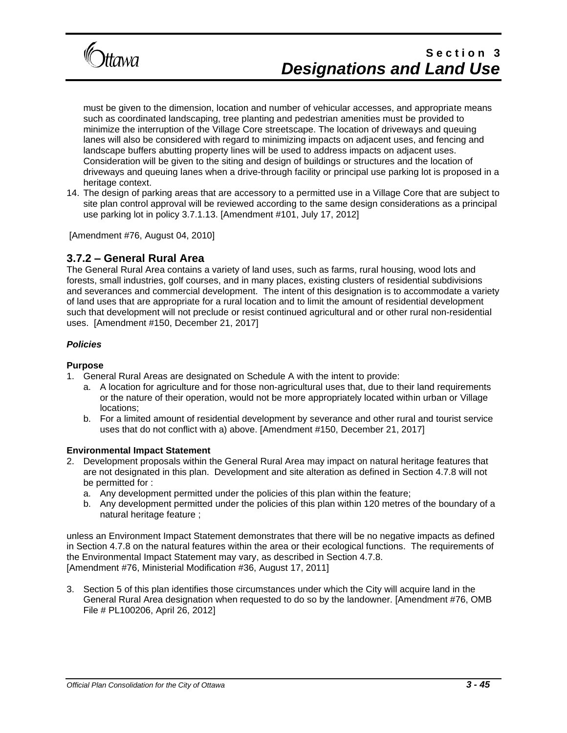must be given to the dimension, location and number of vehicular accesses, and appropriate means such as coordinated landscaping, tree planting and pedestrian amenities must be provided to minimize the interruption of the Village Core streetscape. The location of driveways and queuing lanes will also be considered with regard to minimizing impacts on adjacent uses, and fencing and landscape buffers abutting property lines will be used to address impacts on adjacent uses. Consideration will be given to the siting and design of buildings or structures and the location of driveways and queuing lanes when a drive-through facility or principal use parking lot is proposed in a heritage context.

14. The design of parking areas that are accessory to a permitted use in a Village Core that are subject to site plan control approval will be reviewed according to the same design considerations as a principal use parking lot in policy 3.7.1.13. [Amendment #101, July 17, 2012]

[Amendment #76, August 04, 2010]

## 3.7.2 – General Rural Area

The General Rural Area contains a variety of land uses, such as farms, rural housing, wood lots and forests, small industries, golf courses, and in many places, existing clusters of residential subdivisions and severances and commercial development. The intent of this designation is to accommodate a variety of land uses that are appropriate for a rural location and to limit the amount of residential development such that development will not preclude or resist continued agricultural and or other rural non-residential uses. [Amendment #150, December 21, 2017]

### *Policies*

**Purpose**

1. General Rural Areas are designated on Schedule A with the intent to provide:
   a. A location for agriculture and for those non-agricultural uses that, due to their land requirements or the nature of their operation, would not be more appropriately located within urban or Village locations;
   b. For a limited amount of residential development by severance and other rural and tourist service uses that do not conflict with a) above. [Amendment #150, December 21, 2017]

**Environmental Impact Statement**

2. Development proposals within the General Rural Area may impact on natural heritage features that are not designated in this plan. Development and site alteration as defined in Section 4.7.8 will not be permitted for :
   a. Any development permitted under the policies of this plan within the feature;
   b. Any development permitted under the policies of this plan within 120 metres of the boundary of a natural heritage feature ;

unless an Environment Impact Statement demonstrates that there will be no negative impacts as defined in Section 4.7.8 on the natural features within the area or their ecological functions. The requirements of the Environmental Impact Statement may vary, as described in Section 4.7.8.
[Amendment #76, Ministerial Modification #36, August 17, 2011]

3. Section 5 of this plan identifies those circumstances under which the City will acquire land in the General Rural Area designation when requested to do so by the landowner. [Amendment #76, OMB File # PL100206, April 26, 2012]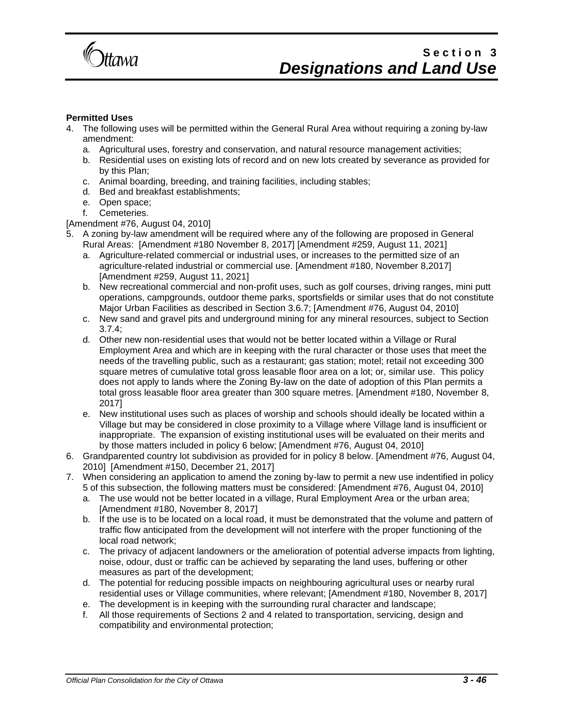**Permitted Uses**

4. The following uses will be permitted within the General Rural Area without requiring a zoning by-law amendment:
   a. Agricultural uses, forestry and conservation, and natural resource management activities;
   b. Residential uses on existing lots of record and on new lots created by severance as provided for by this Plan;
   c. Animal boarding, breeding, and training facilities, including stables;
   d. Bed and breakfast establishments;
   e. Open space;
   f. Cemeteries.

[Amendment #76, August 04, 2010]

5. A zoning by-law amendment will be required where any of the following are proposed in General Rural Areas: [Amendment #180 November 8, 2017] [Amendment #259, August 11, 2021]
   a. Agriculture-related commercial or industrial uses, or increases to the permitted size of an agriculture-related industrial or commercial use. [Amendment #180, November 8,2017] [Amendment #259, August 11, 2021]
   b. New recreational commercial and non-profit uses, such as golf courses, driving ranges, mini putt operations, campgrounds, outdoor theme parks, sportsfields or similar uses that do not constitute Major Urban Facilities as described in Section 3.6.7; [Amendment #76, August 04, 2010]
   c. New sand and gravel pits and underground mining for any mineral resources, subject to Section 3.7.4;
   d. Other new non-residential uses that would not be better located within a Village or Rural Employment Area and which are in keeping with the rural character or those uses that meet the needs of the travelling public, such as a restaurant; gas station; motel; retail not exceeding 300 square metres of cumulative total gross leasable floor area on a lot; or, similar use. This policy does not apply to lands where the Zoning By-law on the date of adoption of this Plan permits a total gross leasable floor area greater than 300 square metres. [Amendment #180, November 8, 2017]
   e. New institutional uses such as places of worship and schools should ideally be located within a Village but may be considered in close proximity to a Village where Village land is insufficient or inappropriate. The expansion of existing institutional uses will be evaluated on their merits and by those matters included in policy 6 below; [Amendment #76, August 04, 2010]
6. Grandparented country lot subdivision as provided for in policy 8 below. [Amendment #76, August 04, 2010] [Amendment #150, December 21, 2017]
7. When considering an application to amend the zoning by-law to permit a new use indentified in policy 5 of this subsection, the following matters must be considered: [Amendment #76, August 04, 2010]
   a. The use would not be better located in a village, Rural Employment Area or the urban area; [Amendment #180, November 8, 2017]
   b. If the use is to be located on a local road, it must be demonstrated that the volume and pattern of traffic flow anticipated from the development will not interfere with the proper functioning of the local road network;
   c. The privacy of adjacent landowners or the amelioration of potential adverse impacts from lighting, noise, odour, dust or traffic can be achieved by separating the land uses, buffering or other measures as part of the development;
   d. The potential for reducing possible impacts on neighbouring agricultural uses or nearby rural residential uses or Village communities, where relevant; [Amendment #180, November 8, 2017]
   e. The development is in keeping with the surrounding rural character and landscape;
   f. All those requirements of Sections 2 and 4 related to transportation, servicing, design and compatibility and environmental protection;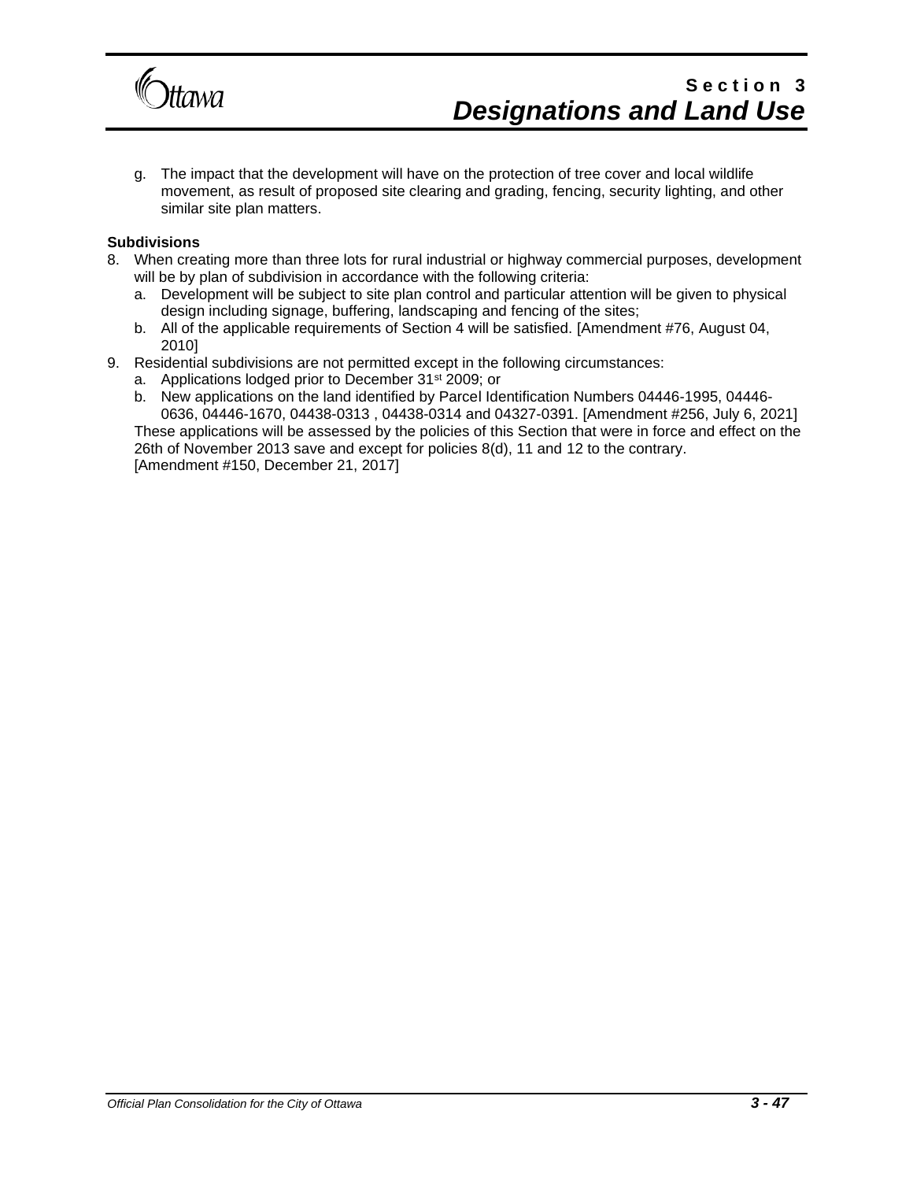g. The impact that the development will have on the protection of tree cover and local wildlife movement, as result of proposed site clearing and grading, fencing, security lighting, and other similar site plan matters.

**Subdivisions**

8. When creating more than three lots for rural industrial or highway commercial purposes, development will be by plan of subdivision in accordance with the following criteria:
   a. Development will be subject to site plan control and particular attention will be given to physical design including signage, buffering, landscaping and fencing of the sites;
   b. All of the applicable requirements of Section 4 will be satisfied. [Amendment #76, August 04, 2010]
9. Residential subdivisions are not permitted except in the following circumstances:
   a. Applications lodged prior to December 31st 2009; or
   b. New applications on the land identified by Parcel Identification Numbers 04446-1995, 04446-0636, 04446-1670, 04438-0313 , 04438-0314 and 04327-0391. [Amendment #256, July 6, 2021]

   These applications will be assessed by the policies of this Section that were in force and effect on the 26th of November 2013 save and except for policies 8(d), 11 and 12 to the contrary. [Amendment #150, December 21, 2017]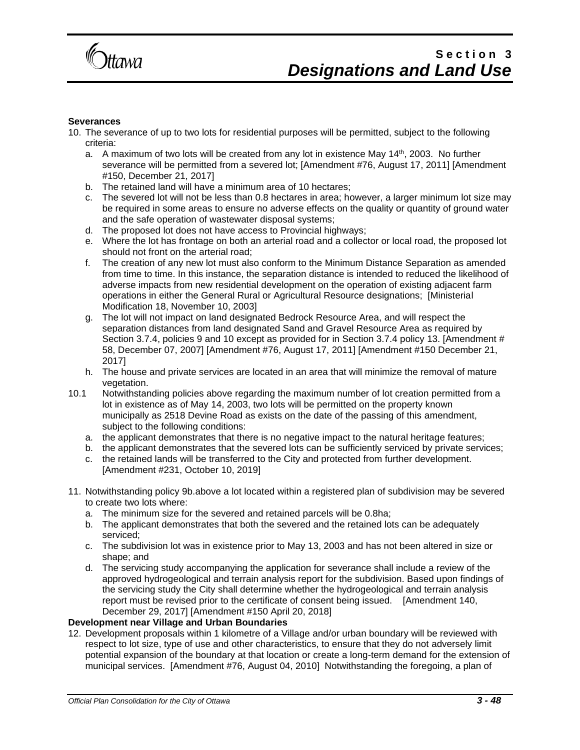**Severances**

10. The severance of up to two lots for residential purposes will be permitted, subject to the following criteria:
    a. A maximum of two lots will be created from any lot in existence May 14th, 2003. No further severance will be permitted from a severed lot; [Amendment #76, August 17, 2011] [Amendment #150, December 21, 2017]
    b. The retained land will have a minimum area of 10 hectares;
    c. The severed lot will not be less than 0.8 hectares in area; however, a larger minimum lot size may be required in some areas to ensure no adverse effects on the quality or quantity of ground water and the safe operation of wastewater disposal systems;
    d. The proposed lot does not have access to Provincial highways;
    e. Where the lot has frontage on both an arterial road and a collector or local road, the proposed lot should not front on the arterial road;
    f. The creation of any new lot must also conform to the Minimum Distance Separation as amended from time to time. In this instance, the separation distance is intended to reduced the likelihood of adverse impacts from new residential development on the operation of existing adjacent farm operations in either the General Rural or Agricultural Resource designations; [Ministerial Modification 18, November 10, 2003]
    g. The lot will not impact on land designated Bedrock Resource Area, and will respect the separation distances from land designated Sand and Gravel Resource Area as required by Section 3.7.4, policies 9 and 10 except as provided for in Section 3.7.4 policy 13. [Amendment # 58, December 07, 2007] [Amendment #76, August 17, 2011] [Amendment #150 December 21, 2017]
    h. The house and private services are located in an area that will minimize the removal of mature vegetation.

10.1 Notwithstanding policies above regarding the maximum number of lot creation permitted from a lot in existence as of May 14, 2003, two lots will be permitted on the property known municipally as 2518 Devine Road as exists on the date of the passing of this amendment, subject to the following conditions:
    a. the applicant demonstrates that there is no negative impact to the natural heritage features;
    b. the applicant demonstrates that the severed lots can be sufficiently serviced by private services;
    c. the retained lands will be transferred to the City and protected from further development. [Amendment #231, October 10, 2019]

11. Notwithstanding policy 9b.above a lot located within a registered plan of subdivision may be severed to create two lots where:
    a. The minimum size for the severed and retained parcels will be 0.8ha;
    b. The applicant demonstrates that both the severed and the retained lots can be adequately serviced;
    c. The subdivision lot was in existence prior to May 13, 2003 and has not been altered in size or shape; and
    d. The servicing study accompanying the application for severance shall include a review of the approved hydrogeological and terrain analysis report for the subdivision. Based upon findings of the servicing study the City shall determine whether the hydrogeological and terrain analysis report must be revised prior to the certificate of consent being issued. [Amendment 140, December 29, 2017] [Amendment #150 April 20, 2018]

**Development near Village and Urban Boundaries**

12. Development proposals within 1 kilometre of a Village and/or urban boundary will be reviewed with respect to lot size, type of use and other characteristics, to ensure that they do not adversely limit potential expansion of the boundary at that location or create a long-term demand for the extension of municipal services. [Amendment #76, August 04, 2010] Notwithstanding the foregoing, a plan of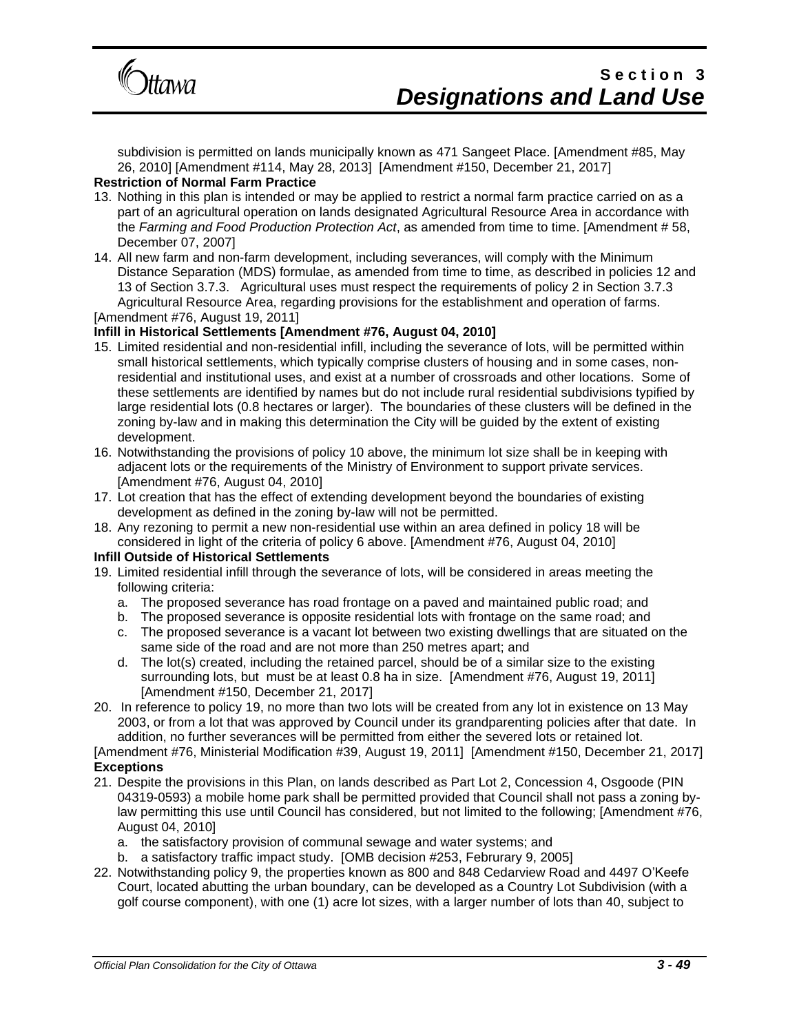subdivision is permitted on lands municipally known as 471 Sangeet Place. [Amendment #85, May 26, 2010] [Amendment #114, May 28, 2013] [Amendment #150, December 21, 2017]

**Restriction of Normal Farm Practice**

13. Nothing in this plan is intended or may be applied to restrict a normal farm practice carried on as a part of an agricultural operation on lands designated Agricultural Resource Area in accordance with the *Farming and Food Production Protection Act*, as amended from time to time. [Amendment # 58, December 07, 2007]
14. All new farm and non-farm development, including severances, will comply with the Minimum Distance Separation (MDS) formulae, as amended from time to time, as described in policies 12 and 13 of Section 3.7.3. Agricultural uses must respect the requirements of policy 2 in Section 3.7.3 Agricultural Resource Area, regarding provisions for the establishment and operation of farms.

[Amendment #76, August 19, 2011]

**Infill in Historical Settlements [Amendment #76, August 04, 2010]**

15. Limited residential and non-residential infill, including the severance of lots, will be permitted within small historical settlements, which typically comprise clusters of housing and in some cases, non-residential and institutional uses, and exist at a number of crossroads and other locations. Some of these settlements are identified by names but do not include rural residential subdivisions typified by large residential lots (0.8 hectares or larger). The boundaries of these clusters will be defined in the zoning by-law and in making this determination the City will be guided by the extent of existing development.
16. Notwithstanding the provisions of policy 10 above, the minimum lot size shall be in keeping with adjacent lots or the requirements of the Ministry of Environment to support private services. [Amendment #76, August 04, 2010]
17. Lot creation that has the effect of extending development beyond the boundaries of existing development as defined in the zoning by-law will not be permitted.
18. Any rezoning to permit a new non-residential use within an area defined in policy 18 will be considered in light of the criteria of policy 6 above. [Amendment #76, August 04, 2010]

**Infill Outside of Historical Settlements**

19. Limited residential infill through the severance of lots, will be considered in areas meeting the following criteria:
    a. The proposed severance has road frontage on a paved and maintained public road; and
    b. The proposed severance is opposite residential lots with frontage on the same road; and
    c. The proposed severance is a vacant lot between two existing dwellings that are situated on the same side of the road and are not more than 250 metres apart; and
    d. The lot(s) created, including the retained parcel, should be of a similar size to the existing surrounding lots, but must be at least 0.8 ha in size. [Amendment #76, August 19, 2011] [Amendment #150, December 21, 2017]
20. In reference to policy 19, no more than two lots will be created from any lot in existence on 13 May 2003, or from a lot that was approved by Council under its grandparenting policies after that date. In addition, no further severances will be permitted from either the severed lots or retained lot.

[Amendment #76, Ministerial Modification #39, August 19, 2011] [Amendment #150, December 21, 2017]

**Exceptions**

21. Despite the provisions in this Plan, on lands described as Part Lot 2, Concession 4, Osgoode (PIN 04319-0593) a mobile home park shall be permitted provided that Council shall not pass a zoning by-law permitting this use until Council has considered, but not limited to the following; [Amendment #76, August 04, 2010]
    a. the satisfactory provision of communal sewage and water systems; and
    b. a satisfactory traffic impact study. [OMB decision #253, Februrary 9, 2005]
22. Notwithstanding policy 9, the properties known as 800 and 848 Cedarview Road and 4497 O'Keefe Court, located abutting the urban boundary, can be developed as a Country Lot Subdivision (with a golf course component), with one (1) acre lot sizes, with a larger number of lots than 40, subject to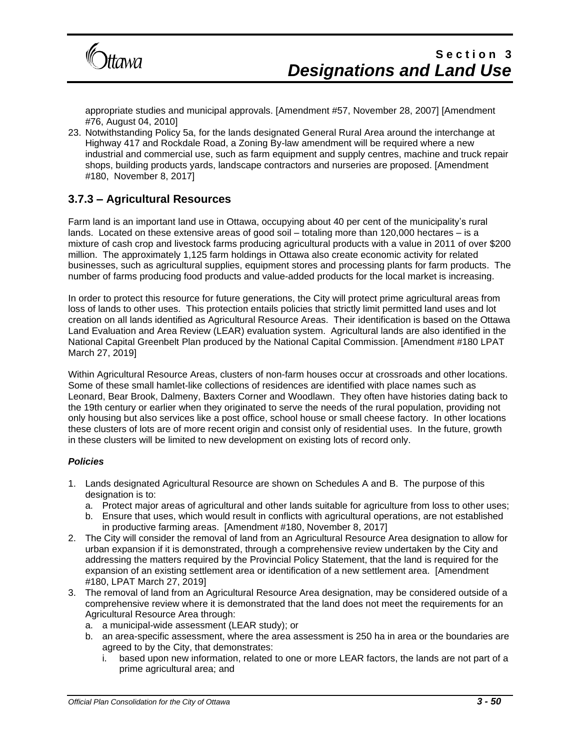appropriate studies and municipal approvals. [Amendment #57, November 28, 2007] [Amendment #76, August 04, 2010]

23. Notwithstanding Policy 5a, for the lands designated General Rural Area around the interchange at Highway 417 and Rockdale Road, a Zoning By-law amendment will be required where a new industrial and commercial use, such as farm equipment and supply centres, machine and truck repair shops, building products yards, landscape contractors and nurseries are proposed. [Amendment #180, November 8, 2017]

## 3.7.3 – Agricultural Resources

Farm land is an important land use in Ottawa, occupying about 40 per cent of the municipality's rural lands. Located on these extensive areas of good soil – totaling more than 120,000 hectares – is a mixture of cash crop and livestock farms producing agricultural products with a value in 2011 of over $200 million. The approximately 1,125 farm holdings in Ottawa also create economic activity for related businesses, such as agricultural supplies, equipment stores and processing plants for farm products. The number of farms producing food products and value-added products for the local market is increasing.

In order to protect this resource for future generations, the City will protect prime agricultural areas from loss of lands to other uses. This protection entails policies that strictly limit permitted land uses and lot creation on all lands identified as Agricultural Resource Areas. Their identification is based on the Ottawa Land Evaluation and Area Review (LEAR) evaluation system. Agricultural lands are also identified in the National Capital Greenbelt Plan produced by the National Capital Commission. [Amendment #180 LPAT March 27, 2019]

Within Agricultural Resource Areas, clusters of non-farm houses occur at crossroads and other locations. Some of these small hamlet-like collections of residences are identified with place names such as Leonard, Bear Brook, Dalmeny, Baxters Corner and Woodlawn. They often have histories dating back to the 19th century or earlier when they originated to serve the needs of the rural population, providing not only housing but also services like a post office, school house or small cheese factory. In other locations these clusters of lots are of more recent origin and consist only of residential uses. In the future, growth in these clusters will be limited to new development on existing lots of record only.

***Policies***

1. Lands designated Agricultural Resource are shown on Schedules A and B. The purpose of this designation is to:
   a. Protect major areas of agricultural and other lands suitable for agriculture from loss to other uses;
   b. Ensure that uses, which would result in conflicts with agricultural operations, are not established in productive farming areas. [Amendment #180, November 8, 2017]
2. The City will consider the removal of land from an Agricultural Resource Area designation to allow for urban expansion if it is demonstrated, through a comprehensive review undertaken by the City and addressing the matters required by the Provincial Policy Statement, that the land is required for the expansion of an existing settlement area or identification of a new settlement area. [Amendment #180, LPAT March 27, 2019]
3. The removal of land from an Agricultural Resource Area designation, may be considered outside of a comprehensive review where it is demonstrated that the land does not meet the requirements for an Agricultural Resource Area through:
   a. a municipal-wide assessment (LEAR study); or
   b. an area-specific assessment, where the area assessment is 250 ha in area or the boundaries are agreed to by the City, that demonstrates:
      i. based upon new information, related to one or more LEAR factors, the lands are not part of a prime agricultural area; and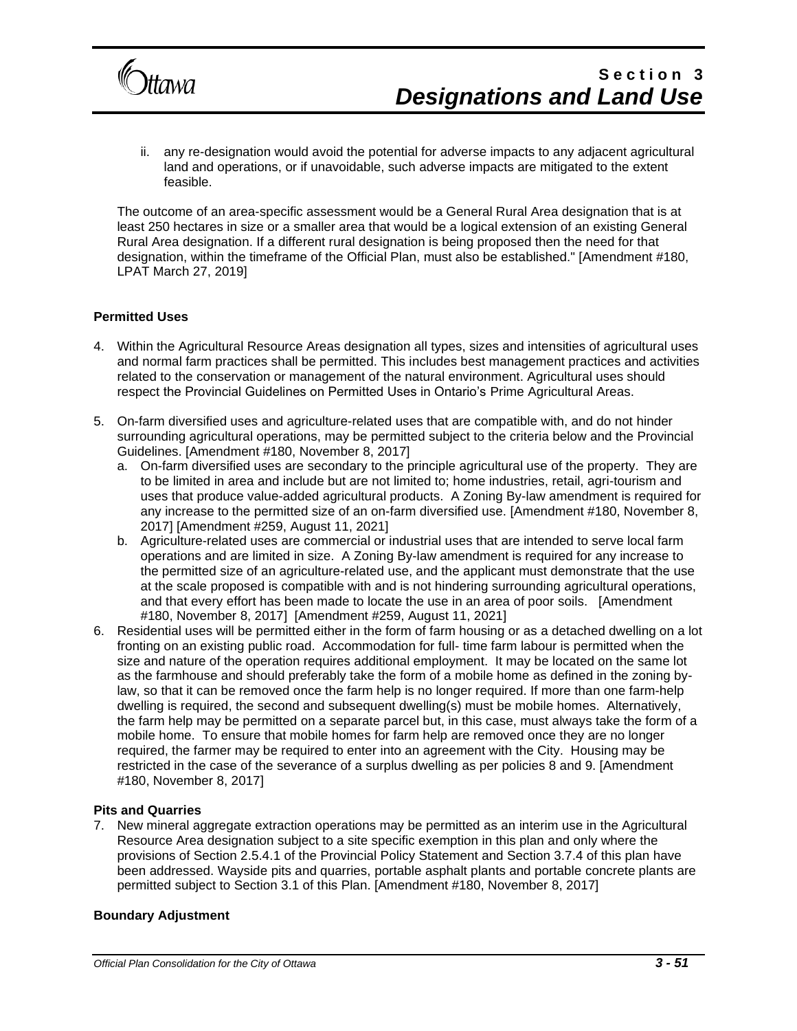ii. any re-designation would avoid the potential for adverse impacts to any adjacent agricultural land and operations, or if unavoidable, such adverse impacts are mitigated to the extent feasible.

The outcome of an area-specific assessment would be a General Rural Area designation that is at least 250 hectares in size or a smaller area that would be a logical extension of an existing General Rural Area designation. If a different rural designation is being proposed then the need for that designation, within the timeframe of the Official Plan, must also be established." [Amendment #180, LPAT March 27, 2019]

**Permitted Uses**

4. Within the Agricultural Resource Areas designation all types, sizes and intensities of agricultural uses and normal farm practices shall be permitted. This includes best management practices and activities related to the conservation or management of the natural environment. Agricultural uses should respect the Provincial Guidelines on Permitted Uses in Ontario's Prime Agricultural Areas.

5. On-farm diversified uses and agriculture-related uses that are compatible with, and do not hinder surrounding agricultural operations, may be permitted subject to the criteria below and the Provincial Guidelines. [Amendment #180, November 8, 2017]
   a. On-farm diversified uses are secondary to the principle agricultural use of the property. They are to be limited in area and include but are not limited to; home industries, retail, agri-tourism and uses that produce value-added agricultural products. A Zoning By-law amendment is required for any increase to the permitted size of an on-farm diversified use. [Amendment #180, November 8, 2017] [Amendment #259, August 11, 2021]
   b. Agriculture-related uses are commercial or industrial uses that are intended to serve local farm operations and are limited in size. A Zoning By-law amendment is required for any increase to the permitted size of an agriculture-related use, and the applicant must demonstrate that the use at the scale proposed is compatible with and is not hindering surrounding agricultural operations, and that every effort has been made to locate the use in an area of poor soils. [Amendment #180, November 8, 2017] [Amendment #259, August 11, 2021]

6. Residential uses will be permitted either in the form of farm housing or as a detached dwelling on a lot fronting on an existing public road. Accommodation for full- time farm labour is permitted when the size and nature of the operation requires additional employment. It may be located on the same lot as the farmhouse and should preferably take the form of a mobile home as defined in the zoning by-law, so that it can be removed once the farm help is no longer required. If more than one farm-help dwelling is required, the second and subsequent dwelling(s) must be mobile homes. Alternatively, the farm help may be permitted on a separate parcel but, in this case, must always take the form of a mobile home. To ensure that mobile homes for farm help are removed once they are no longer required, the farmer may be required to enter into an agreement with the City. Housing may be restricted in the case of the severance of a surplus dwelling as per policies 8 and 9. [Amendment #180, November 8, 2017]

**Pits and Quarries**

7. New mineral aggregate extraction operations may be permitted as an interim use in the Agricultural Resource Area designation subject to a site specific exemption in this plan and only where the provisions of Section 2.5.4.1 of the Provincial Policy Statement and Section 3.7.4 of this plan have been addressed. Wayside pits and quarries, portable asphalt plants and portable concrete plants are permitted subject to Section 3.1 of this Plan. [Amendment #180, November 8, 2017]

**Boundary Adjustment**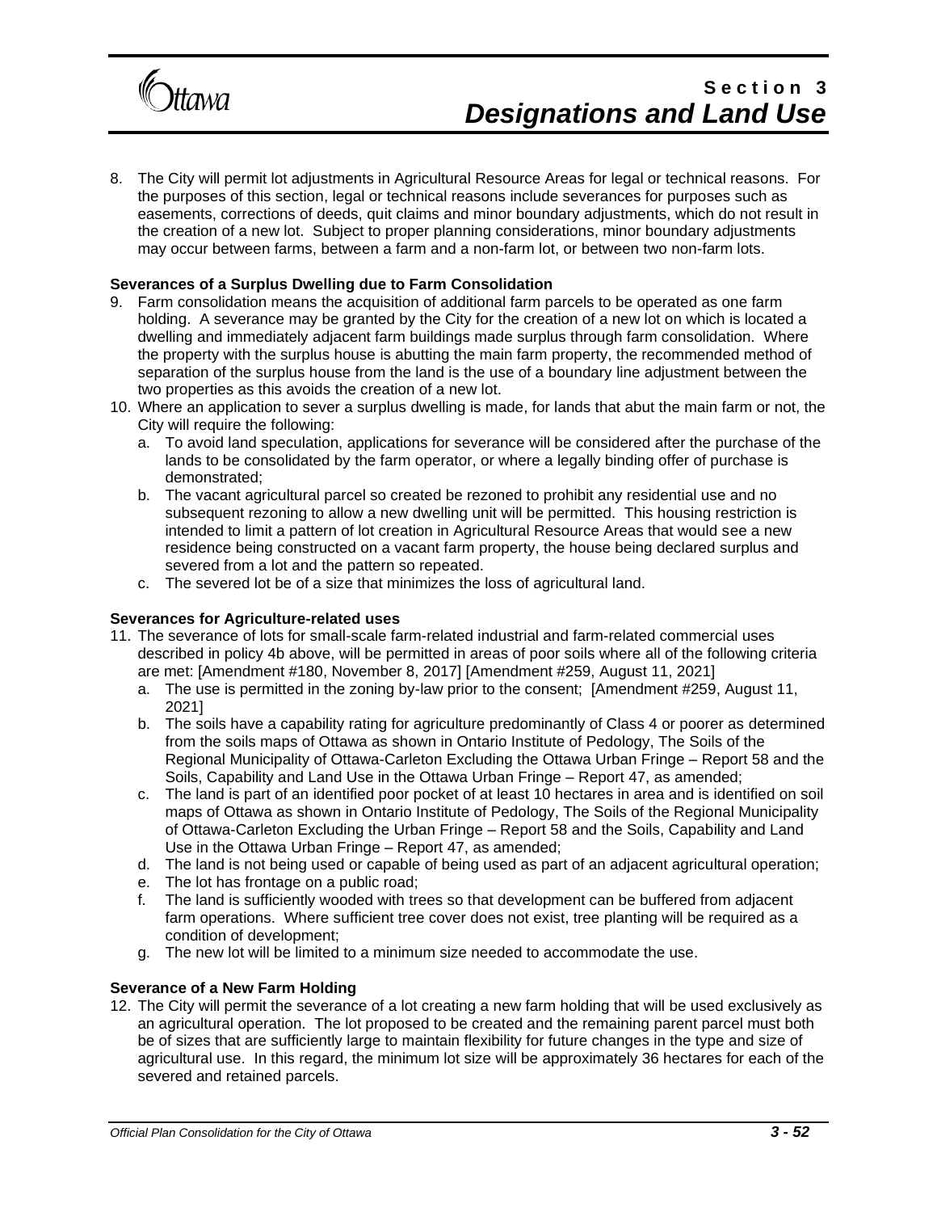8. The City will permit lot adjustments in Agricultural Resource Areas for legal or technical reasons. For the purposes of this section, legal or technical reasons include severances for purposes such as easements, corrections of deeds, quit claims and minor boundary adjustments, which do not result in the creation of a new lot. Subject to proper planning considerations, minor boundary adjustments may occur between farms, between a farm and a non-farm lot, or between two non-farm lots.

**Severances of a Surplus Dwelling due to Farm Consolidation**

9. Farm consolidation means the acquisition of additional farm parcels to be operated as one farm holding. A severance may be granted by the City for the creation of a new lot on which is located a dwelling and immediately adjacent farm buildings made surplus through farm consolidation. Where the property with the surplus house is abutting the main farm property, the recommended method of separation of the surplus house from the land is the use of a boundary line adjustment between the two properties as this avoids the creation of a new lot.
10. Where an application to sever a surplus dwelling is made, for lands that abut the main farm or not, the City will require the following:
    a. To avoid land speculation, applications for severance will be considered after the purchase of the lands to be consolidated by the farm operator, or where a legally binding offer of purchase is demonstrated;
    b. The vacant agricultural parcel so created be rezoned to prohibit any residential use and no subsequent rezoning to allow a new dwelling unit will be permitted. This housing restriction is intended to limit a pattern of lot creation in Agricultural Resource Areas that would see a new residence being constructed on a vacant farm property, the house being declared surplus and severed from a lot and the pattern so repeated.
    c. The severed lot be of a size that minimizes the loss of agricultural land.

**Severances for Agriculture-related uses**

11. The severance of lots for small-scale farm-related industrial and farm-related commercial uses described in policy 4b above, will be permitted in areas of poor soils where all of the following criteria are met: [Amendment #180, November 8, 2017] [Amendment #259, August 11, 2021]
    a. The use is permitted in the zoning by-law prior to the consent; [Amendment #259, August 11, 2021]
    b. The soils have a capability rating for agriculture predominantly of Class 4 or poorer as determined from the soils maps of Ottawa as shown in Ontario Institute of Pedology, The Soils of the Regional Municipality of Ottawa-Carleton Excluding the Ottawa Urban Fringe – Report 58 and the Soils, Capability and Land Use in the Ottawa Urban Fringe – Report 47, as amended;
    c. The land is part of an identified poor pocket of at least 10 hectares in area and is identified on soil maps of Ottawa as shown in Ontario Institute of Pedology, The Soils of the Regional Municipality of Ottawa-Carleton Excluding the Urban Fringe – Report 58 and the Soils, Capability and Land Use in the Ottawa Urban Fringe – Report 47, as amended;
    d. The land is not being used or capable of being used as part of an adjacent agricultural operation;
    e. The lot has frontage on a public road;
    f. The land is sufficiently wooded with trees so that development can be buffered from adjacent farm operations. Where sufficient tree cover does not exist, tree planting will be required as a condition of development;
    g. The new lot will be limited to a minimum size needed to accommodate the use.

**Severance of a New Farm Holding**

12. The City will permit the severance of a lot creating a new farm holding that will be used exclusively as an agricultural operation. The lot proposed to be created and the remaining parent parcel must both be of sizes that are sufficiently large to maintain flexibility for future changes in the type and size of agricultural use. In this regard, the minimum lot size will be approximately 36 hectares for each of the severed and retained parcels.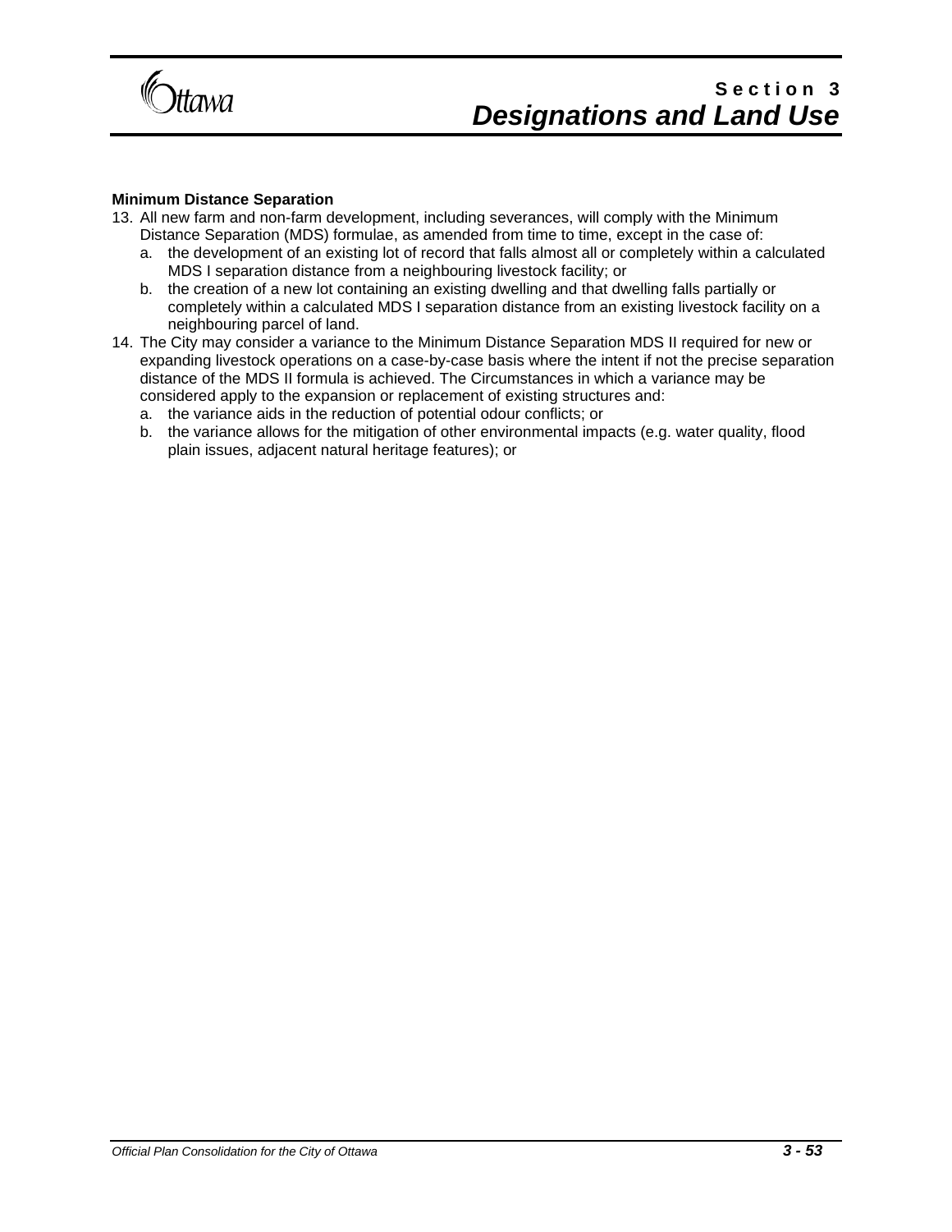**Minimum Distance Separation**

13. All new farm and non-farm development, including severances, will comply with the Minimum Distance Separation (MDS) formulae, as amended from time to time, except in the case of:
    a. the development of an existing lot of record that falls almost all or completely within a calculated MDS I separation distance from a neighbouring livestock facility; or
    b. the creation of a new lot containing an existing dwelling and that dwelling falls partially or completely within a calculated MDS I separation distance from an existing livestock facility on a neighbouring parcel of land.
14. The City may consider a variance to the Minimum Distance Separation MDS II required for new or expanding livestock operations on a case-by-case basis where the intent if not the precise separation distance of the MDS II formula is achieved. The Circumstances in which a variance may be considered apply to the expansion or replacement of existing structures and:
    a. the variance aids in the reduction of potential odour conflicts; or
    b. the variance allows for the mitigation of other environmental impacts (e.g. water quality, flood plain issues, adjacent natural heritage features); or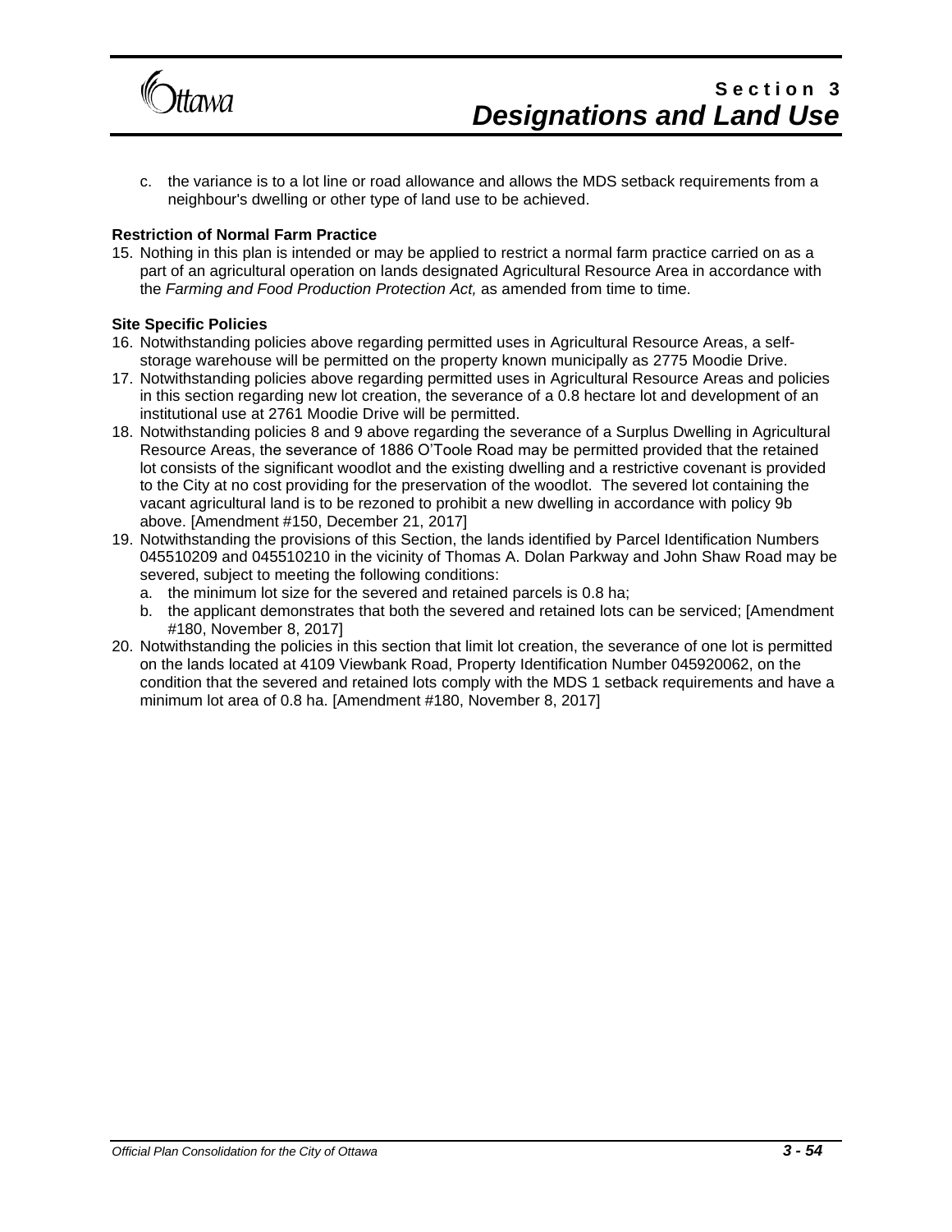c. the variance is to a lot line or road allowance and allows the MDS setback requirements from a neighbour's dwelling or other type of land use to be achieved.

**Restriction of Normal Farm Practice**

15. Nothing in this plan is intended or may be applied to restrict a normal farm practice carried on as a part of an agricultural operation on lands designated Agricultural Resource Area in accordance with the *Farming and Food Production Protection Act,* as amended from time to time.

**Site Specific Policies**

16. Notwithstanding policies above regarding permitted uses in Agricultural Resource Areas, a self-storage warehouse will be permitted on the property known municipally as 2775 Moodie Drive.
17. Notwithstanding policies above regarding permitted uses in Agricultural Resource Areas and policies in this section regarding new lot creation, the severance of a 0.8 hectare lot and development of an institutional use at 2761 Moodie Drive will be permitted.
18. Notwithstanding policies 8 and 9 above regarding the severance of a Surplus Dwelling in Agricultural Resource Areas, the severance of 1886 O'Toole Road may be permitted provided that the retained lot consists of the significant woodlot and the existing dwelling and a restrictive covenant is provided to the City at no cost providing for the preservation of the woodlot. The severed lot containing the vacant agricultural land is to be rezoned to prohibit a new dwelling in accordance with policy 9b above. [Amendment #150, December 21, 2017]
19. Notwithstanding the provisions of this Section, the lands identified by Parcel Identification Numbers 045510209 and 045510210 in the vicinity of Thomas A. Dolan Parkway and John Shaw Road may be severed, subject to meeting the following conditions:
    a. the minimum lot size for the severed and retained parcels is 0.8 ha;
    b. the applicant demonstrates that both the severed and retained lots can be serviced; [Amendment #180, November 8, 2017]
20. Notwithstanding the policies in this section that limit lot creation, the severance of one lot is permitted on the lands located at 4109 Viewbank Road, Property Identification Number 045920062, on the condition that the severed and retained lots comply with the MDS 1 setback requirements and have a minimum lot area of 0.8 ha. [Amendment #180, November 8, 2017]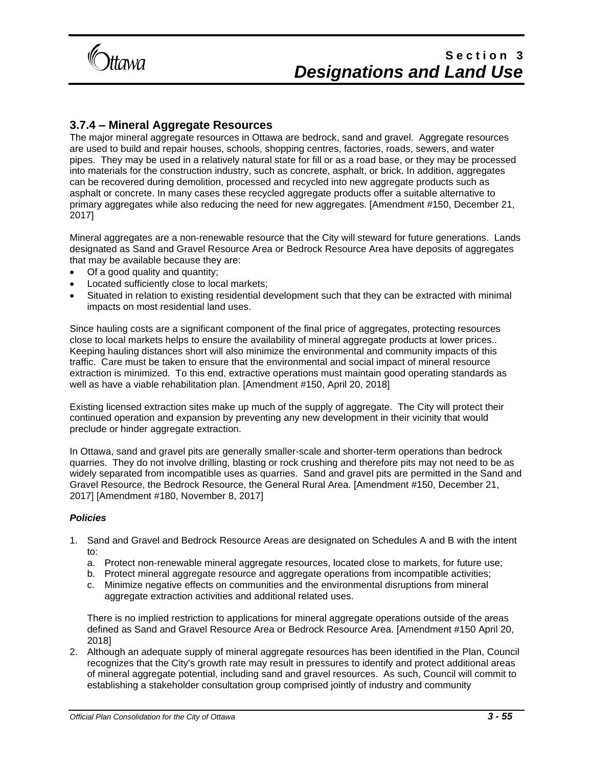### 3.7.4 – Mineral Aggregate Resources

The major mineral aggregate resources in Ottawa are bedrock, sand and gravel. Aggregate resources are used to build and repair houses, schools, shopping centres, factories, roads, sewers, and water pipes. They may be used in a relatively natural state for fill or as a road base, or they may be processed into materials for the construction industry, such as concrete, asphalt, or brick. In addition, aggregates can be recovered during demolition, processed and recycled into new aggregate products such as asphalt or concrete. In many cases these recycled aggregate products offer a suitable alternative to primary aggregates while also reducing the need for new aggregates. [Amendment #150, December 21, 2017]

Mineral aggregates are a non-renewable resource that the City will steward for future generations. Lands designated as Sand and Gravel Resource Area or Bedrock Resource Area have deposits of aggregates that may be available because they are:

- Of a good quality and quantity;
- Located sufficiently close to local markets;
- Situated in relation to existing residential development such that they can be extracted with minimal impacts on most residential land uses.

Since hauling costs are a significant component of the final price of aggregates, protecting resources close to local markets helps to ensure the availability of mineral aggregate products at lower prices.. Keeping hauling distances short will also minimize the environmental and community impacts of this traffic. Care must be taken to ensure that the environmental and social impact of mineral resource extraction is minimized. To this end, extractive operations must maintain good operating standards as well as have a viable rehabilitation plan. [Amendment #150, April 20, 2018]

Existing licensed extraction sites make up much of the supply of aggregate. The City will protect their continued operation and expansion by preventing any new development in their vicinity that would preclude or hinder aggregate extraction.

In Ottawa, sand and gravel pits are generally smaller-scale and shorter-term operations than bedrock quarries. They do not involve drilling, blasting or rock crushing and therefore pits may not need to be as widely separated from incompatible uses as quarries. Sand and gravel pits are permitted in the Sand and Gravel Resource, the Bedrock Resource, the General Rural Area. [Amendment #150, December 21, 2017] [Amendment #180, November 8, 2017]

***Policies***

1. Sand and Gravel and Bedrock Resource Areas are designated on Schedules A and B with the intent to:
   a. Protect non-renewable mineral aggregate resources, located close to markets, for future use;
   b. Protect mineral aggregate resource and aggregate operations from incompatible activities;
   c. Minimize negative effects on communities and the environmental disruptions from mineral aggregate extraction activities and additional related uses.

   There is no implied restriction to applications for mineral aggregate operations outside of the areas defined as Sand and Gravel Resource Area or Bedrock Resource Area. [Amendment #150 April 20, 2018]
2. Although an adequate supply of mineral aggregate resources has been identified in the Plan, Council recognizes that the City's growth rate may result in pressures to identify and protect additional areas of mineral aggregate potential, including sand and gravel resources. As such, Council will commit to establishing a stakeholder consultation group comprised jointly of industry and community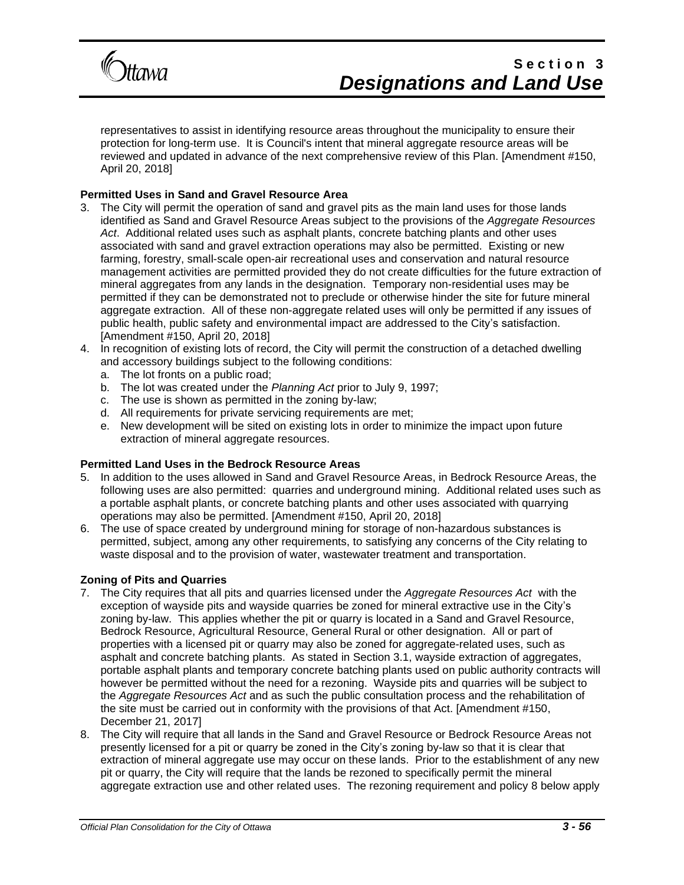representatives to assist in identifying resource areas throughout the municipality to ensure their protection for long-term use. It is Council's intent that mineral aggregate resource areas will be reviewed and updated in advance of the next comprehensive review of this Plan. [Amendment #150, April 20, 2018]

**Permitted Uses in Sand and Gravel Resource Area**

3. The City will permit the operation of sand and gravel pits as the main land uses for those lands identified as Sand and Gravel Resource Areas subject to the provisions of the *Aggregate Resources Act*. Additional related uses such as asphalt plants, concrete batching plants and other uses associated with sand and gravel extraction operations may also be permitted. Existing or new farming, forestry, small-scale open-air recreational uses and conservation and natural resource management activities are permitted provided they do not create difficulties for the future extraction of mineral aggregates from any lands in the designation. Temporary non-residential uses may be permitted if they can be demonstrated not to preclude or otherwise hinder the site for future mineral aggregate extraction. All of these non-aggregate related uses will only be permitted if any issues of public health, public safety and environmental impact are addressed to the City's satisfaction. [Amendment #150, April 20, 2018]
4. In recognition of existing lots of record, the City will permit the construction of a detached dwelling and accessory buildings subject to the following conditions:
   a. The lot fronts on a public road;
   b. The lot was created under the *Planning Act* prior to July 9, 1997;
   c. The use is shown as permitted in the zoning by-law;
   d. All requirements for private servicing requirements are met;
   e. New development will be sited on existing lots in order to minimize the impact upon future extraction of mineral aggregate resources.

**Permitted Land Uses in the Bedrock Resource Areas**

5. In addition to the uses allowed in Sand and Gravel Resource Areas, in Bedrock Resource Areas, the following uses are also permitted: quarries and underground mining. Additional related uses such as a portable asphalt plants, or concrete batching plants and other uses associated with quarrying operations may also be permitted. [Amendment #150, April 20, 2018]
6. The use of space created by underground mining for storage of non-hazardous substances is permitted, subject, among any other requirements, to satisfying any concerns of the City relating to waste disposal and to the provision of water, wastewater treatment and transportation.

**Zoning of Pits and Quarries**

7. The City requires that all pits and quarries licensed under the *Aggregate Resources Act* with the exception of wayside pits and wayside quarries be zoned for mineral extractive use in the City's zoning by-law. This applies whether the pit or quarry is located in a Sand and Gravel Resource, Bedrock Resource, Agricultural Resource, General Rural or other designation. All or part of properties with a licensed pit or quarry may also be zoned for aggregate-related uses, such as asphalt and concrete batching plants. As stated in Section 3.1, wayside extraction of aggregates, portable asphalt plants and temporary concrete batching plants used on public authority contracts will however be permitted without the need for a rezoning. Wayside pits and quarries will be subject to the *Aggregate Resources Act* and as such the public consultation process and the rehabilitation of the site must be carried out in conformity with the provisions of that Act. [Amendment #150, December 21, 2017]
8. The City will require that all lands in the Sand and Gravel Resource or Bedrock Resource Areas not presently licensed for a pit or quarry be zoned in the City's zoning by-law so that it is clear that extraction of mineral aggregate use may occur on these lands. Prior to the establishment of any new pit or quarry, the City will require that the lands be rezoned to specifically permit the mineral aggregate extraction use and other related uses. The rezoning requirement and policy 8 below apply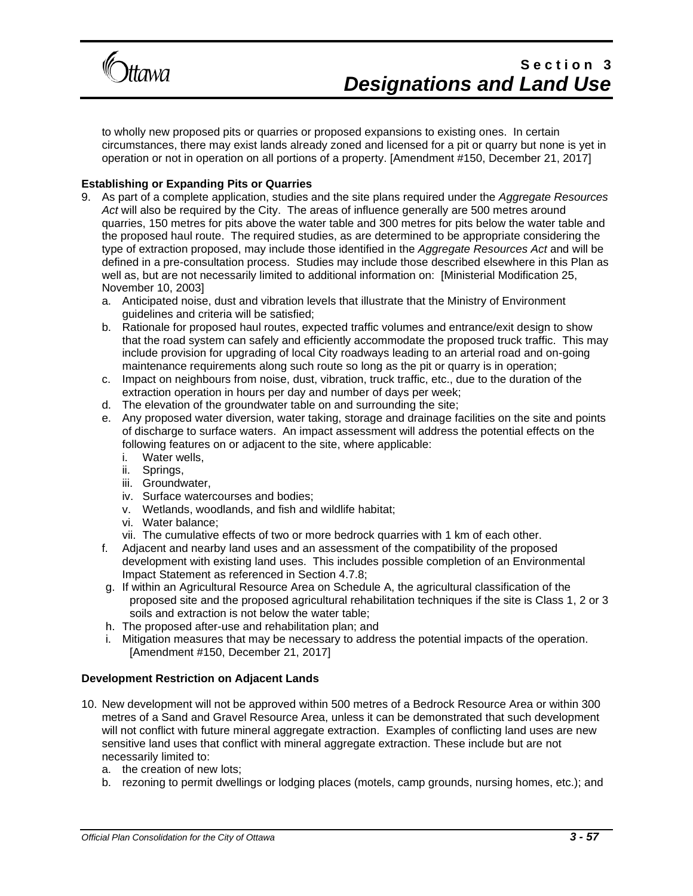to wholly new proposed pits or quarries or proposed expansions to existing ones. In certain circumstances, there may exist lands already zoned and licensed for a pit or quarry but none is yet in operation or not in operation on all portions of a property. [Amendment #150, December 21, 2017]

**Establishing or Expanding Pits or Quarries**

9. As part of a complete application, studies and the site plans required under the *Aggregate Resources Act* will also be required by the City. The areas of influence generally are 500 metres around quarries, 150 metres for pits above the water table and 300 metres for pits below the water table and the proposed haul route. The required studies, as are determined to be appropriate considering the type of extraction proposed, may include those identified in the *Aggregate Resources Act* and will be defined in a pre-consultation process. Studies may include those described elsewhere in this Plan as well as, but are not necessarily limited to additional information on: [Ministerial Modification 25, November 10, 2003]
   a. Anticipated noise, dust and vibration levels that illustrate that the Ministry of Environment guidelines and criteria will be satisfied;
   b. Rationale for proposed haul routes, expected traffic volumes and entrance/exit design to show that the road system can safely and efficiently accommodate the proposed truck traffic. This may include provision for upgrading of local City roadways leading to an arterial road and on-going maintenance requirements along such route so long as the pit or quarry is in operation;
   c. Impact on neighbours from noise, dust, vibration, truck traffic, etc., due to the duration of the extraction operation in hours per day and number of days per week;
   d. The elevation of the groundwater table on and surrounding the site;
   e. Any proposed water diversion, water taking, storage and drainage facilities on the site and points of discharge to surface waters. An impact assessment will address the potential effects on the following features on or adjacent to the site, where applicable:
      i. Water wells,
      ii. Springs,
      iii. Groundwater,
      iv. Surface watercourses and bodies;
      v. Wetlands, woodlands, and fish and wildlife habitat;
      vi. Water balance;
      vii. The cumulative effects of two or more bedrock quarries with 1 km of each other.
   f. Adjacent and nearby land uses and an assessment of the compatibility of the proposed development with existing land uses. This includes possible completion of an Environmental Impact Statement as referenced in Section 4.7.8;
   g. If within an Agricultural Resource Area on Schedule A, the agricultural classification of the proposed site and the proposed agricultural rehabilitation techniques if the site is Class 1, 2 or 3 soils and extraction is not below the water table;
   h. The proposed after-use and rehabilitation plan; and
   i. Mitigation measures that may be necessary to address the potential impacts of the operation. [Amendment #150, December 21, 2017]

**Development Restriction on Adjacent Lands**

10. New development will not be approved within 500 metres of a Bedrock Resource Area or within 300 metres of a Sand and Gravel Resource Area, unless it can be demonstrated that such development will not conflict with future mineral aggregate extraction. Examples of conflicting land uses are new sensitive land uses that conflict with mineral aggregate extraction. These include but are not necessarily limited to:
    a. the creation of new lots;
    b. rezoning to permit dwellings or lodging places (motels, camp grounds, nursing homes, etc.); and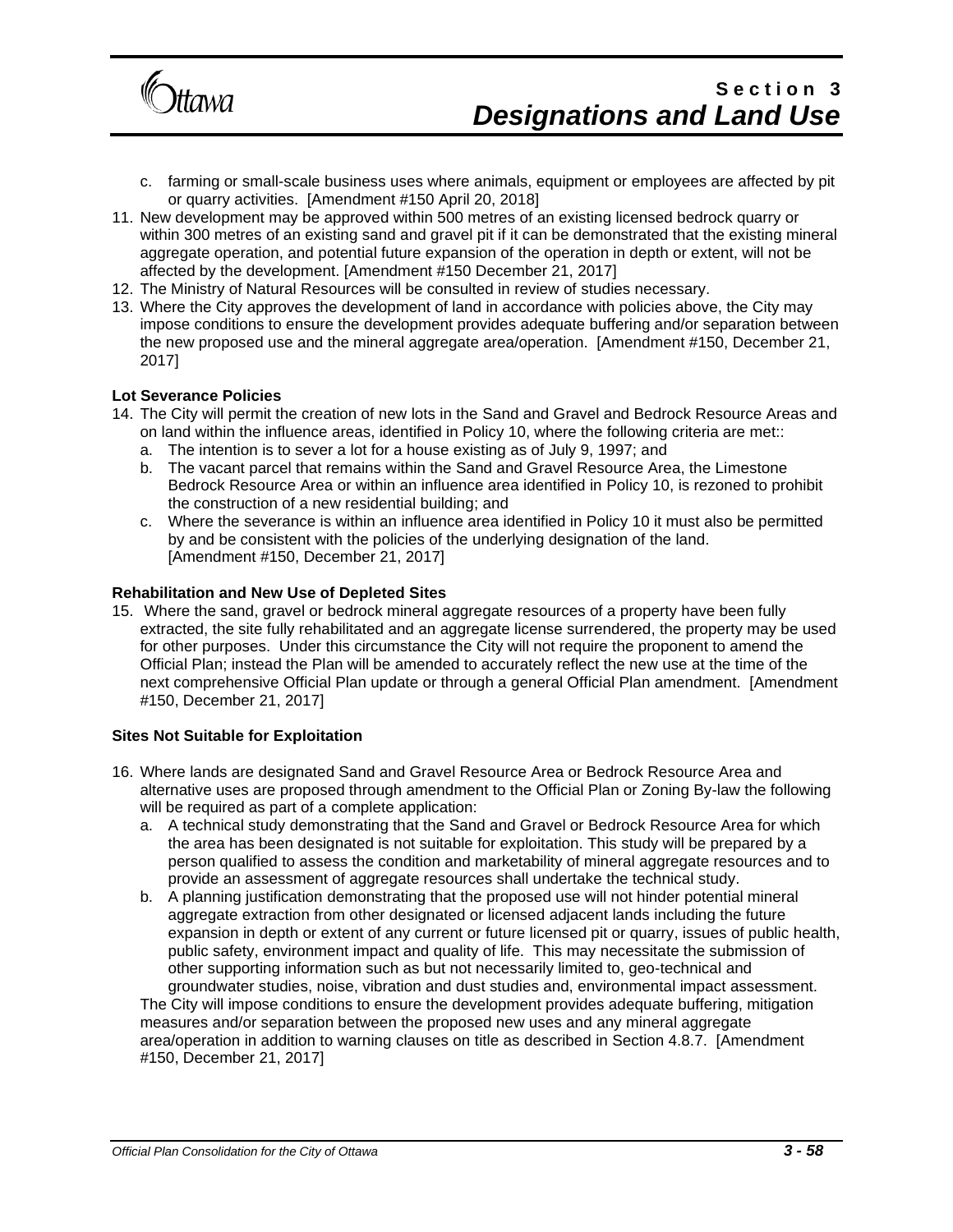c. farming or small-scale business uses where animals, equipment or employees are affected by pit or quarry activities. [Amendment #150 April 20, 2018]

11. New development may be approved within 500 metres of an existing licensed bedrock quarry or within 300 metres of an existing sand and gravel pit if it can be demonstrated that the existing mineral aggregate operation, and potential future expansion of the operation in depth or extent, will not be affected by the development. [Amendment #150 December 21, 2017]
12. The Ministry of Natural Resources will be consulted in review of studies necessary.
13. Where the City approves the development of land in accordance with policies above, the City may impose conditions to ensure the development provides adequate buffering and/or separation between the new proposed use and the mineral aggregate area/operation. [Amendment #150, December 21, 2017]

**Lot Severance Policies**

14. The City will permit the creation of new lots in the Sand and Gravel and Bedrock Resource Areas and on land within the influence areas, identified in Policy 10, where the following criteria are met::
    a. The intention is to sever a lot for a house existing as of July 9, 1997; and
    b. The vacant parcel that remains within the Sand and Gravel Resource Area, the Limestone Bedrock Resource Area or within an influence area identified in Policy 10, is rezoned to prohibit the construction of a new residential building; and
    c. Where the severance is within an influence area identified in Policy 10 it must also be permitted by and be consistent with the policies of the underlying designation of the land. [Amendment #150, December 21, 2017]

**Rehabilitation and New Use of Depleted Sites**

15. Where the sand, gravel or bedrock mineral aggregate resources of a property have been fully extracted, the site fully rehabilitated and an aggregate license surrendered, the property may be used for other purposes. Under this circumstance the City will not require the proponent to amend the Official Plan; instead the Plan will be amended to accurately reflect the new use at the time of the next comprehensive Official Plan update or through a general Official Plan amendment. [Amendment #150, December 21, 2017]

**Sites Not Suitable for Exploitation**

16. Where lands are designated Sand and Gravel Resource Area or Bedrock Resource Area and alternative uses are proposed through amendment to the Official Plan or Zoning By-law the following will be required as part of a complete application:
    a. A technical study demonstrating that the Sand and Gravel or Bedrock Resource Area for which the area has been designated is not suitable for exploitation. This study will be prepared by a person qualified to assess the condition and marketability of mineral aggregate resources and to provide an assessment of aggregate resources shall undertake the technical study.
    b. A planning justification demonstrating that the proposed use will not hinder potential mineral aggregate extraction from other designated or licensed adjacent lands including the future expansion in depth or extent of any current or future licensed pit or quarry, issues of public health, public safety, environment impact and quality of life. This may necessitate the submission of other supporting information such as but not necessarily limited to, geo-technical and groundwater studies, noise, vibration and dust studies and, environmental impact assessment.

    The City will impose conditions to ensure the development provides adequate buffering, mitigation measures and/or separation between the proposed new uses and any mineral aggregate area/operation in addition to warning clauses on title as described in Section 4.8.7. [Amendment #150, December 21, 2017]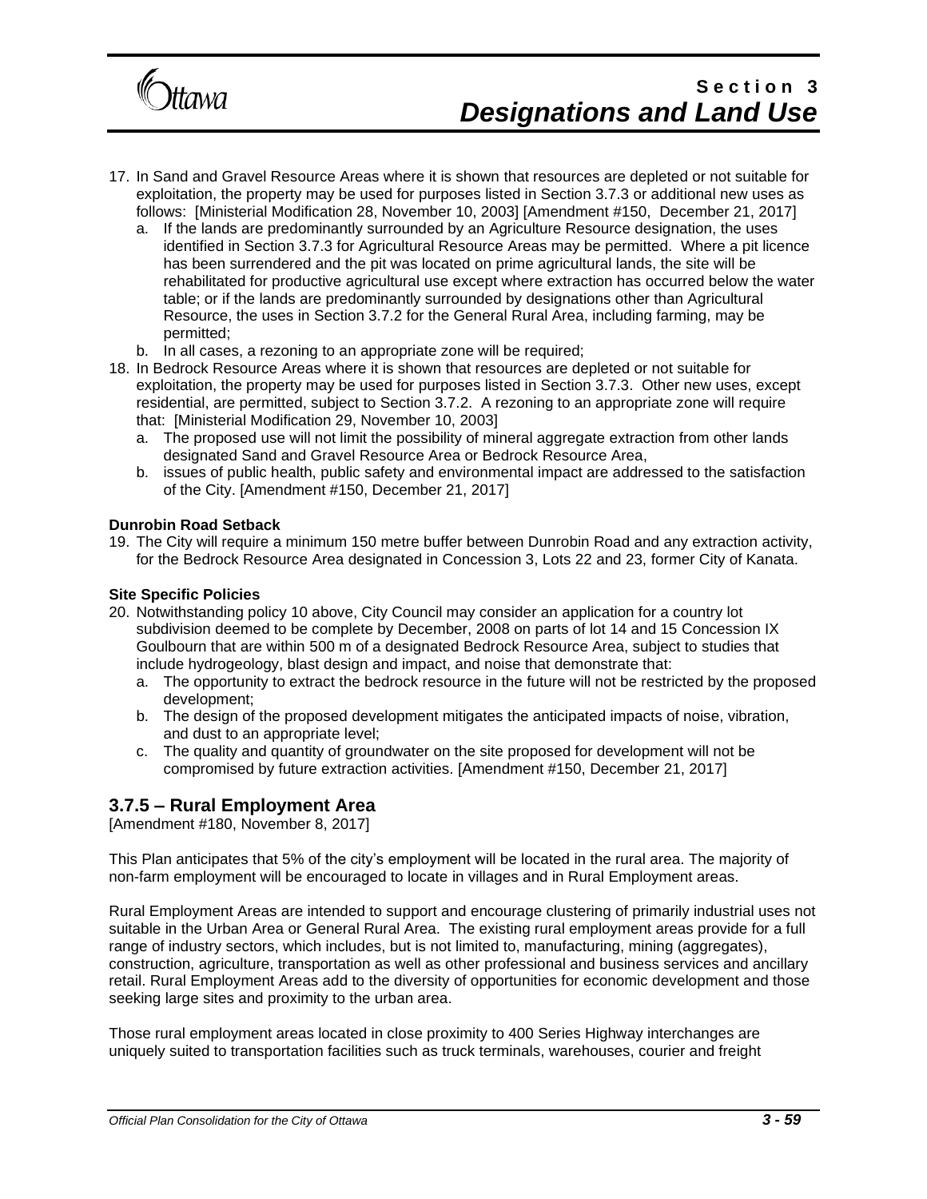17. In Sand and Gravel Resource Areas where it is shown that resources are depleted or not suitable for exploitation, the property may be used for purposes listed in Section 3.7.3 or additional new uses as follows: [Ministerial Modification 28, November 10, 2003] [Amendment #150, December 21, 2017]
    a. If the lands are predominantly surrounded by an Agriculture Resource designation, the uses identified in Section 3.7.3 for Agricultural Resource Areas may be permitted. Where a pit licence has been surrendered and the pit was located on prime agricultural lands, the site will be rehabilitated for productive agricultural use except where extraction has occurred below the water table; or if the lands are predominantly surrounded by designations other than Agricultural Resource, the uses in Section 3.7.2 for the General Rural Area, including farming, may be permitted;
    b. In all cases, a rezoning to an appropriate zone will be required;
18. In Bedrock Resource Areas where it is shown that resources are depleted or not suitable for exploitation, the property may be used for purposes listed in Section 3.7.3. Other new uses, except residential, are permitted, subject to Section 3.7.2. A rezoning to an appropriate zone will require that: [Ministerial Modification 29, November 10, 2003]
    a. The proposed use will not limit the possibility of mineral aggregate extraction from other lands designated Sand and Gravel Resource Area or Bedrock Resource Area,
    b. issues of public health, public safety and environmental impact are addressed to the satisfaction of the City. [Amendment #150, December 21, 2017]

**Dunrobin Road Setback**

19. The City will require a minimum 150 metre buffer between Dunrobin Road and any extraction activity, for the Bedrock Resource Area designated in Concession 3, Lots 22 and 23, former City of Kanata.

**Site Specific Policies**

20. Notwithstanding policy 10 above, City Council may consider an application for a country lot subdivision deemed to be complete by December, 2008 on parts of lot 14 and 15 Concession IX Goulbourn that are within 500 m of a designated Bedrock Resource Area, subject to studies that include hydrogeology, blast design and impact, and noise that demonstrate that:
    a. The opportunity to extract the bedrock resource in the future will not be restricted by the proposed development;
    b. The design of the proposed development mitigates the anticipated impacts of noise, vibration, and dust to an appropriate level;
    c. The quality and quantity of groundwater on the site proposed for development will not be compromised by future extraction activities. [Amendment #150, December 21, 2017]

## 3.7.5 – Rural Employment Area

[Amendment #180, November 8, 2017]

This Plan anticipates that 5% of the city's employment will be located in the rural area. The majority of non-farm employment will be encouraged to locate in villages and in Rural Employment areas.

Rural Employment Areas are intended to support and encourage clustering of primarily industrial uses not suitable in the Urban Area or General Rural Area. The existing rural employment areas provide for a full range of industry sectors, which includes, but is not limited to, manufacturing, mining (aggregates), construction, agriculture, transportation as well as other professional and business services and ancillary retail. Rural Employment Areas add to the diversity of opportunities for economic development and those seeking large sites and proximity to the urban area.

Those rural employment areas located in close proximity to 400 Series Highway interchanges are uniquely suited to transportation facilities such as truck terminals, warehouses, courier and freight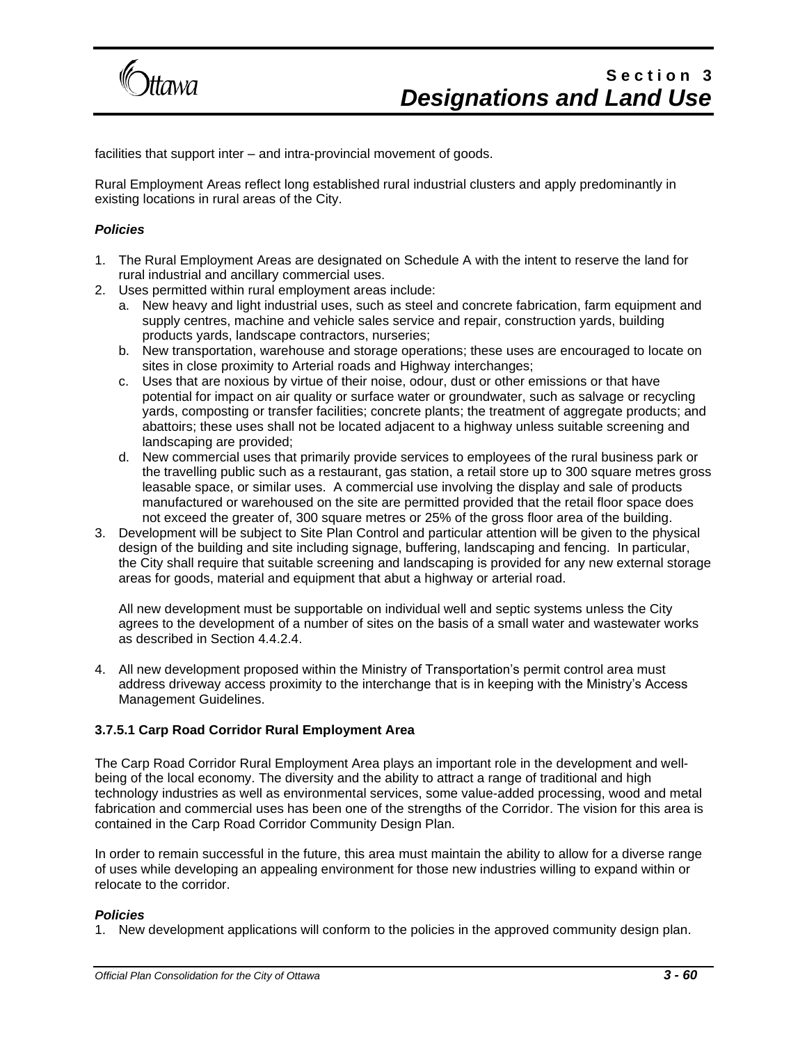facilities that support inter – and intra-provincial movement of goods.

Rural Employment Areas reflect long established rural industrial clusters and apply predominantly in existing locations in rural areas of the City.

***Policies***

1. The Rural Employment Areas are designated on Schedule A with the intent to reserve the land for rural industrial and ancillary commercial uses.
2. Uses permitted within rural employment areas include:
   a. New heavy and light industrial uses, such as steel and concrete fabrication, farm equipment and supply centres, machine and vehicle sales service and repair, construction yards, building products yards, landscape contractors, nurseries;
   b. New transportation, warehouse and storage operations; these uses are encouraged to locate on sites in close proximity to Arterial roads and Highway interchanges;
   c. Uses that are noxious by virtue of their noise, odour, dust or other emissions or that have potential for impact on air quality or surface water or groundwater, such as salvage or recycling yards, composting or transfer facilities; concrete plants; the treatment of aggregate products; and abattoirs; these uses shall not be located adjacent to a highway unless suitable screening and landscaping are provided;
   d. New commercial uses that primarily provide services to employees of the rural business park or the travelling public such as a restaurant, gas station, a retail store up to 300 square metres gross leasable space, or similar uses. A commercial use involving the display and sale of products manufactured or warehoused on the site are permitted provided that the retail floor space does not exceed the greater of, 300 square metres or 25% of the gross floor area of the building.
3. Development will be subject to Site Plan Control and particular attention will be given to the physical design of the building and site including signage, buffering, landscaping and fencing. In particular, the City shall require that suitable screening and landscaping is provided for any new external storage areas for goods, material and equipment that abut a highway or arterial road.

   All new development must be supportable on individual well and septic systems unless the City agrees to the development of a number of sites on the basis of a small water and wastewater works as described in Section 4.4.2.4.

4. All new development proposed within the Ministry of Transportation's permit control area must address driveway access proximity to the interchange that is in keeping with the Ministry's Access Management Guidelines.

#### 3.7.5.1 Carp Road Corridor Rural Employment Area

The Carp Road Corridor Rural Employment Area plays an important role in the development and well-being of the local economy. The diversity and the ability to attract a range of traditional and high technology industries as well as environmental services, some value-added processing, wood and metal fabrication and commercial uses has been one of the strengths of the Corridor. The vision for this area is contained in the Carp Road Corridor Community Design Plan.

In order to remain successful in the future, this area must maintain the ability to allow for a diverse range of uses while developing an appealing environment for those new industries willing to expand within or relocate to the corridor.

***Policies***

1. New development applications will conform to the policies in the approved community design plan.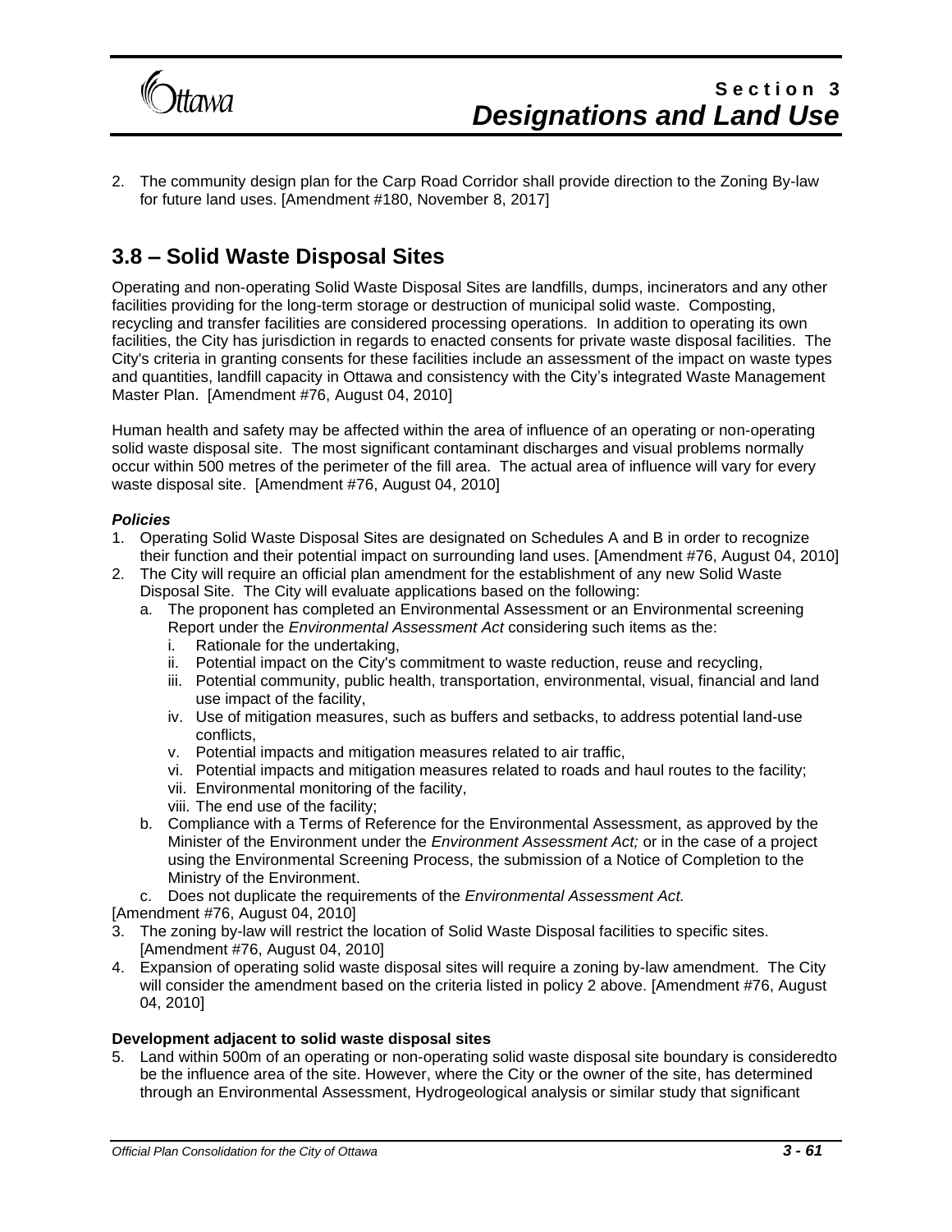2. The community design plan for the Carp Road Corridor shall provide direction to the Zoning By-law for future land uses. [Amendment #180, November 8, 2017]

## 3.8 – Solid Waste Disposal Sites

Operating and non-operating Solid Waste Disposal Sites are landfills, dumps, incinerators and any other facilities providing for the long-term storage or destruction of municipal solid waste. Composting, recycling and transfer facilities are considered processing operations. In addition to operating its own facilities, the City has jurisdiction in regards to enacted consents for private waste disposal facilities. The City's criteria in granting consents for these facilities include an assessment of the impact on waste types and quantities, landfill capacity in Ottawa and consistency with the City's integrated Waste Management Master Plan. [Amendment #76, August 04, 2010]

Human health and safety may be affected within the area of influence of an operating or non-operating solid waste disposal site. The most significant contaminant discharges and visual problems normally occur within 500 metres of the perimeter of the fill area. The actual area of influence will vary for every waste disposal site. [Amendment #76, August 04, 2010]

***Policies***

1. Operating Solid Waste Disposal Sites are designated on Schedules A and B in order to recognize their function and their potential impact on surrounding land uses. [Amendment #76, August 04, 2010]
2. The City will require an official plan amendment for the establishment of any new Solid Waste Disposal Site. The City will evaluate applications based on the following:
   a. The proponent has completed an Environmental Assessment or an Environmental screening Report under the *Environmental Assessment Act* considering such items as the:
      i. Rationale for the undertaking,
      ii. Potential impact on the City's commitment to waste reduction, reuse and recycling,
      iii. Potential community, public health, transportation, environmental, visual, financial and land use impact of the facility,
      iv. Use of mitigation measures, such as buffers and setbacks, to address potential land-use conflicts,
      v. Potential impacts and mitigation measures related to air traffic,
      vi. Potential impacts and mitigation measures related to roads and haul routes to the facility;
      vii. Environmental monitoring of the facility,
      viii. The end use of the facility;
   b. Compliance with a Terms of Reference for the Environmental Assessment, as approved by the Minister of the Environment under the *Environment Assessment Act;* or in the case of a project using the Environmental Screening Process, the submission of a Notice of Completion to the Ministry of the Environment.
   c. Does not duplicate the requirements of the *Environmental Assessment Act.*

[Amendment #76, August 04, 2010]

3. The zoning by-law will restrict the location of Solid Waste Disposal facilities to specific sites. [Amendment #76, August 04, 2010]
4. Expansion of operating solid waste disposal sites will require a zoning by-law amendment. The City will consider the amendment based on the criteria listed in policy 2 above. [Amendment #76, August 04, 2010]

**Development adjacent to solid waste disposal sites**

5. Land within 500m of an operating or non-operating solid waste disposal site boundary is consideredto be the influence area of the site. However, where the City or the owner of the site, has determined through an Environmental Assessment, Hydrogeological analysis or similar study that significant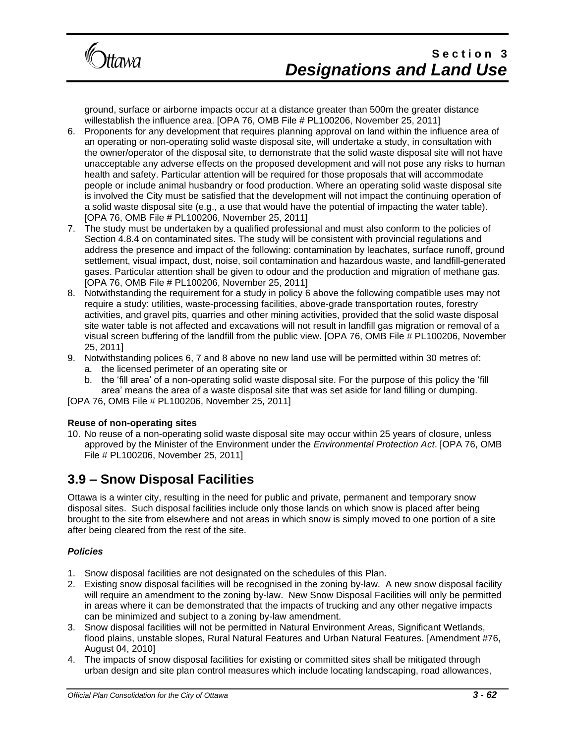ground, surface or airborne impacts occur at a distance greater than 500m the greater distance willestablish the influence area. [OPA 76, OMB File # PL100206, November 25, 2011]

6. Proponents for any development that requires planning approval on land within the influence area of an operating or non-operating solid waste disposal site, will undertake a study, in consultation with the owner/operator of the disposal site, to demonstrate that the solid waste disposal site will not have unacceptable any adverse effects on the proposed development and will not pose any risks to human health and safety. Particular attention will be required for those proposals that will accommodate people or include animal husbandry or food production. Where an operating solid waste disposal site is involved the City must be satisfied that the development will not impact the continuing operation of a solid waste disposal site (e.g., a use that would have the potential of impacting the water table). [OPA 76, OMB File # PL100206, November 25, 2011]
7. The study must be undertaken by a qualified professional and must also conform to the policies of Section 4.8.4 on contaminated sites. The study will be consistent with provincial regulations and address the presence and impact of the following: contamination by leachates, surface runoff, ground settlement, visual impact, dust, noise, soil contamination and hazardous waste, and landfill-generated gases. Particular attention shall be given to odour and the production and migration of methane gas. [OPA 76, OMB File # PL100206, November 25, 2011]
8. Notwithstanding the requirement for a study in policy 6 above the following compatible uses may not require a study: utilities, waste-processing facilities, above-grade transportation routes, forestry activities, and gravel pits, quarries and other mining activities, provided that the solid waste disposal site water table is not affected and excavations will not result in landfill gas migration or removal of a visual screen buffering of the landfill from the public view. [OPA 76, OMB File # PL100206, November 25, 2011]
9. Notwithstanding polices 6, 7 and 8 above no new land use will be permitted within 30 metres of:
   a. the licensed perimeter of an operating site or
   b. the 'fill area' of a non-operating solid waste disposal site. For the purpose of this policy the 'fill area' means the area of a waste disposal site that was set aside for land filling or dumping.

[OPA 76, OMB File # PL100206, November 25, 2011]

**Reuse of non-operating sites**

10. No reuse of a non-operating solid waste disposal site may occur within 25 years of closure, unless approved by the Minister of the Environment under the *Environmental Protection Act*. [OPA 76, OMB File # PL100206, November 25, 2011]

## 3.9 – Snow Disposal Facilities

Ottawa is a winter city, resulting in the need for public and private, permanent and temporary snow disposal sites. Such disposal facilities include only those lands on which snow is placed after being brought to the site from elsewhere and not areas in which snow is simply moved to one portion of a site after being cleared from the rest of the site.

### *Policies*

1. Snow disposal facilities are not designated on the schedules of this Plan.
2. Existing snow disposal facilities will be recognised in the zoning by-law. A new snow disposal facility will require an amendment to the zoning by-law. New Snow Disposal Facilities will only be permitted in areas where it can be demonstrated that the impacts of trucking and any other negative impacts can be minimized and subject to a zoning by-law amendment.
3. Snow disposal facilities will not be permitted in Natural Environment Areas, Significant Wetlands, flood plains, unstable slopes, Rural Natural Features and Urban Natural Features. [Amendment #76, August 04, 2010]
4. The impacts of snow disposal facilities for existing or committed sites shall be mitigated through urban design and site plan control measures which include locating landscaping, road allowances,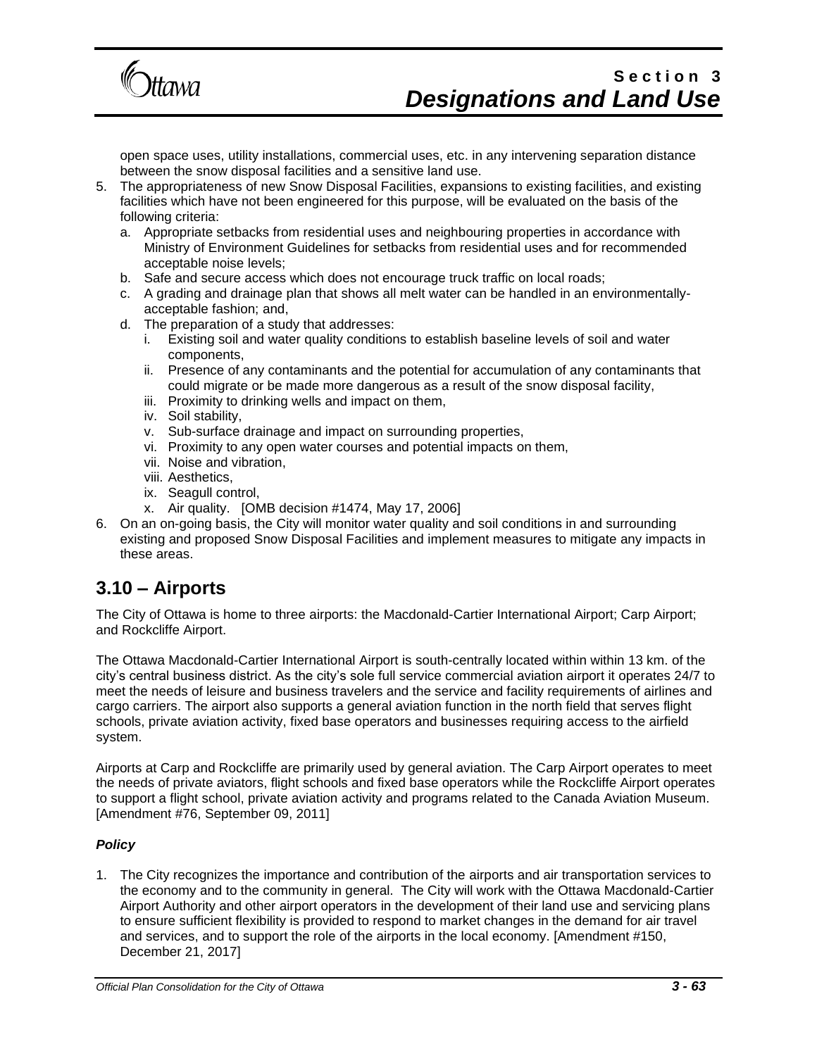open space uses, utility installations, commercial uses, etc. in any intervening separation distance between the snow disposal facilities and a sensitive land use.

5. The appropriateness of new Snow Disposal Facilities, expansions to existing facilities, and existing facilities which have not been engineered for this purpose, will be evaluated on the basis of the following criteria:
   a. Appropriate setbacks from residential uses and neighbouring properties in accordance with Ministry of Environment Guidelines for setbacks from residential uses and for recommended acceptable noise levels;
   b. Safe and secure access which does not encourage truck traffic on local roads;
   c. A grading and drainage plan that shows all melt water can be handled in an environmentally-acceptable fashion; and,
   d. The preparation of a study that addresses:
      i. Existing soil and water quality conditions to establish baseline levels of soil and water components,
      ii. Presence of any contaminants and the potential for accumulation of any contaminants that could migrate or be made more dangerous as a result of the snow disposal facility,
      iii. Proximity to drinking wells and impact on them,
      iv. Soil stability,
      v. Sub-surface drainage and impact on surrounding properties,
      vi. Proximity to any open water courses and potential impacts on them,
      vii. Noise and vibration,
      viii. Aesthetics,
      ix. Seagull control,
      x. Air quality. [OMB decision #1474, May 17, 2006]
6. On an on-going basis, the City will monitor water quality and soil conditions in and surrounding existing and proposed Snow Disposal Facilities and implement measures to mitigate any impacts in these areas.

## 3.10 – Airports

The City of Ottawa is home to three airports: the Macdonald-Cartier International Airport; Carp Airport; and Rockcliffe Airport.

The Ottawa Macdonald-Cartier International Airport is south-centrally located within within 13 km. of the city's central business district. As the city's sole full service commercial aviation airport it operates 24/7 to meet the needs of leisure and business travelers and the service and facility requirements of airlines and cargo carriers. The airport also supports a general aviation function in the north field that serves flight schools, private aviation activity, fixed base operators and businesses requiring access to the airfield system.

Airports at Carp and Rockcliffe are primarily used by general aviation. The Carp Airport operates to meet the needs of private aviators, flight schools and fixed base operators while the Rockcliffe Airport operates to support a flight school, private aviation activity and programs related to the Canada Aviation Museum. [Amendment #76, September 09, 2011]

### *Policy*

1. The City recognizes the importance and contribution of the airports and air transportation services to the economy and to the community in general. The City will work with the Ottawa Macdonald-Cartier Airport Authority and other airport operators in the development of their land use and servicing plans to ensure sufficient flexibility is provided to respond to market changes in the demand for air travel and services, and to support the role of the airports in the local economy. [Amendment #150, December 21, 2017]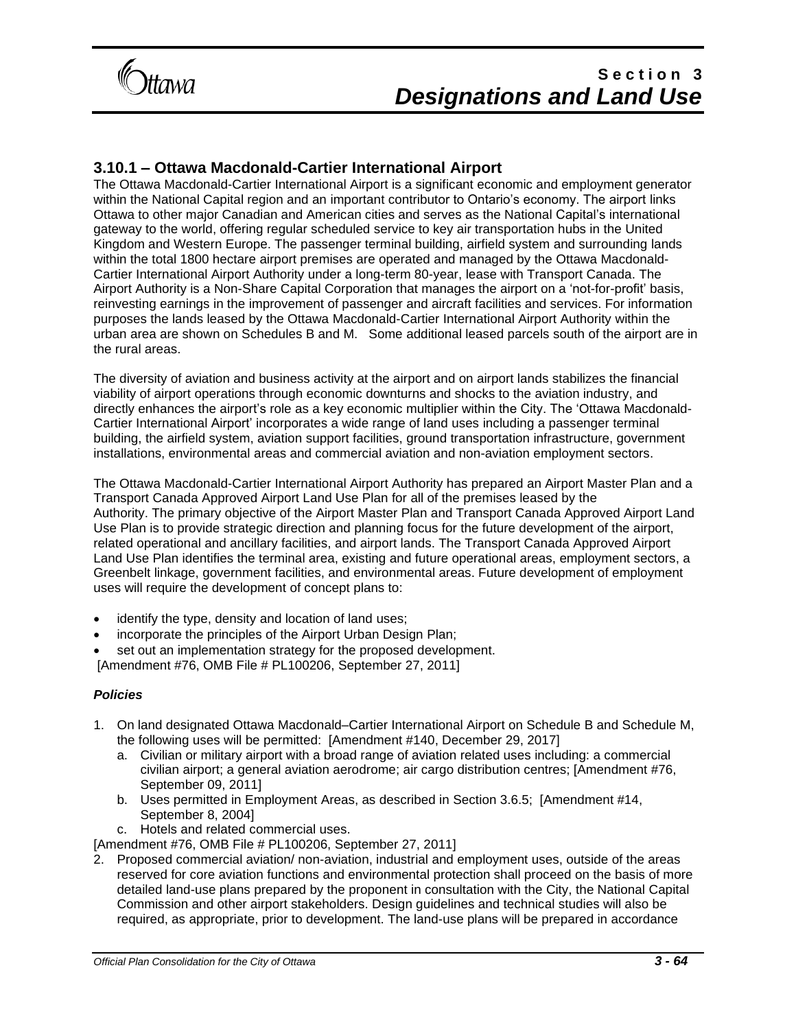## 3.10.1 – Ottawa Macdonald-Cartier International Airport

The Ottawa Macdonald-Cartier International Airport is a significant economic and employment generator within the National Capital region and an important contributor to Ontario's economy. The airport links Ottawa to other major Canadian and American cities and serves as the National Capital's international gateway to the world, offering regular scheduled service to key air transportation hubs in the United Kingdom and Western Europe. The passenger terminal building, airfield system and surrounding lands within the total 1800 hectare airport premises are operated and managed by the Ottawa Macdonald-Cartier International Airport Authority under a long-term 80-year, lease with Transport Canada. The Airport Authority is a Non-Share Capital Corporation that manages the airport on a 'not-for-profit' basis, reinvesting earnings in the improvement of passenger and aircraft facilities and services. For information purposes the lands leased by the Ottawa Macdonald-Cartier International Airport Authority within the urban area are shown on Schedules B and M. Some additional leased parcels south of the airport are in the rural areas.

The diversity of aviation and business activity at the airport and on airport lands stabilizes the financial viability of airport operations through economic downturns and shocks to the aviation industry, and directly enhances the airport's role as a key economic multiplier within the City. The 'Ottawa Macdonald-Cartier International Airport' incorporates a wide range of land uses including a passenger terminal building, the airfield system, aviation support facilities, ground transportation infrastructure, government installations, environmental areas and commercial aviation and non-aviation employment sectors.

The Ottawa Macdonald-Cartier International Airport Authority has prepared an Airport Master Plan and a Transport Canada Approved Airport Land Use Plan for all of the premises leased by the Authority. The primary objective of the Airport Master Plan and Transport Canada Approved Airport Land Use Plan is to provide strategic direction and planning focus for the future development of the airport, related operational and ancillary facilities, and airport lands. The Transport Canada Approved Airport Land Use Plan identifies the terminal area, existing and future operational areas, employment sectors, a Greenbelt linkage, government facilities, and environmental areas. Future development of employment uses will require the development of concept plans to:

- identify the type, density and location of land uses;
- incorporate the principles of the Airport Urban Design Plan;
- set out an implementation strategy for the proposed development.

[Amendment #76, OMB File # PL100206, September 27, 2011]

### *Policies*

1. On land designated Ottawa Macdonald–Cartier International Airport on Schedule B and Schedule M, the following uses will be permitted: [Amendment #140, December 29, 2017]
   a. Civilian or military airport with a broad range of aviation related uses including: a commercial civilian airport; a general aviation aerodrome; air cargo distribution centres; [Amendment #76, September 09, 2011]
   b. Uses permitted in Employment Areas, as described in Section 3.6.5; [Amendment #14, September 8, 2004]
   c. Hotels and related commercial uses.

   [Amendment #76, OMB File # PL100206, September 27, 2011]
2. Proposed commercial aviation/ non-aviation, industrial and employment uses, outside of the areas reserved for core aviation functions and environmental protection shall proceed on the basis of more detailed land-use plans prepared by the proponent in consultation with the City, the National Capital Commission and other airport stakeholders. Design guidelines and technical studies will also be required, as appropriate, prior to development. The land-use plans will be prepared in accordance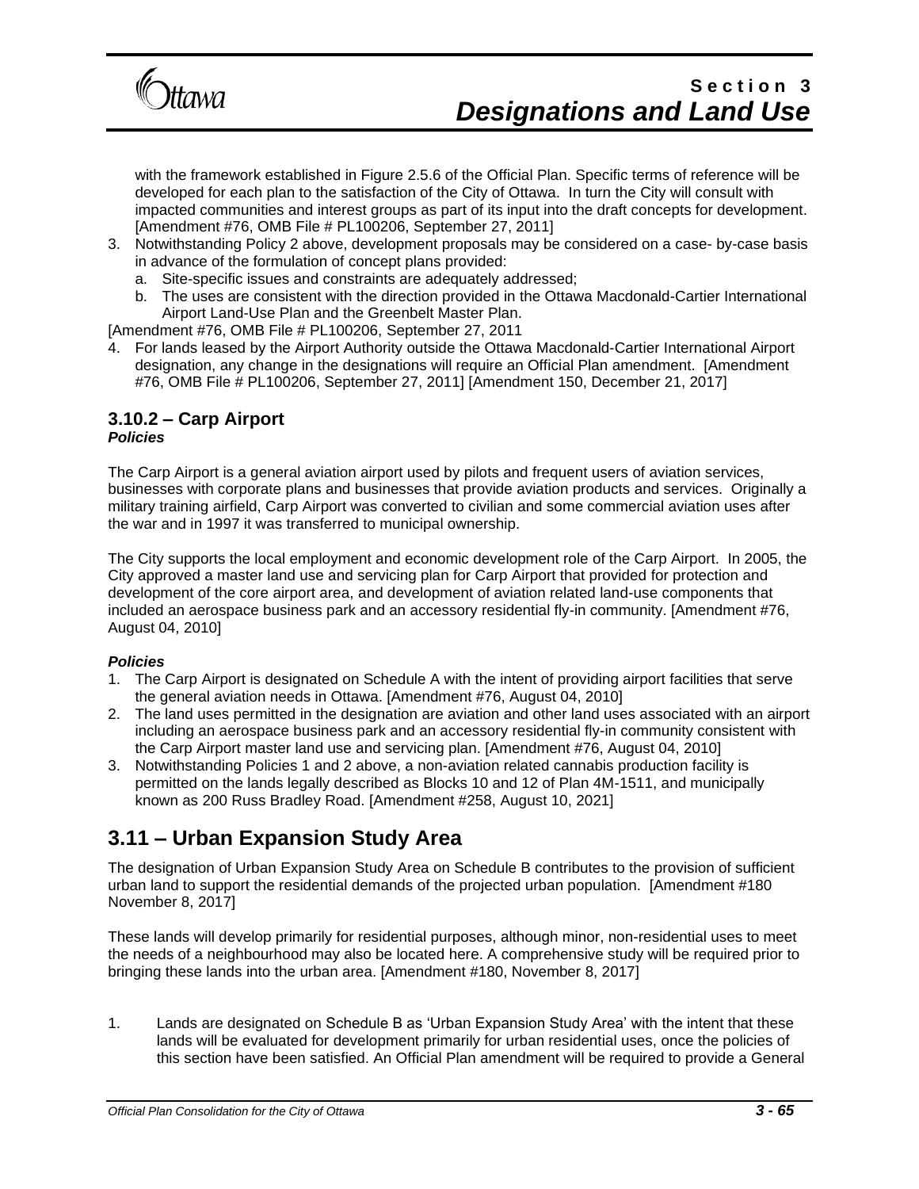with the framework established in Figure 2.5.6 of the Official Plan. Specific terms of reference will be developed for each plan to the satisfaction of the City of Ottawa. In turn the City will consult with impacted communities and interest groups as part of its input into the draft concepts for development. [Amendment #76, OMB File # PL100206, September 27, 2011]

3. Notwithstanding Policy 2 above, development proposals may be considered on a case- by-case basis in advance of the formulation of concept plans provided:
   a. Site-specific issues and constraints are adequately addressed;
   b. The uses are consistent with the direction provided in the Ottawa Macdonald-Cartier International Airport Land-Use Plan and the Greenbelt Master Plan.

[Amendment #76, OMB File # PL100206, September 27, 2011

4. For lands leased by the Airport Authority outside the Ottawa Macdonald-Cartier International Airport designation, any change in the designations will require an Official Plan amendment. [Amendment #76, OMB File # PL100206, September 27, 2011] [Amendment 150, December 21, 2017]

### 3.10.2 – Carp Airport

***Policies***

The Carp Airport is a general aviation airport used by pilots and frequent users of aviation services, businesses with corporate plans and businesses that provide aviation products and services. Originally a military training airfield, Carp Airport was converted to civilian and some commercial aviation uses after the war and in 1997 it was transferred to municipal ownership.

The City supports the local employment and economic development role of the Carp Airport. In 2005, the City approved a master land use and servicing plan for Carp Airport that provided for protection and development of the core airport area, and development of aviation related land-use components that included an aerospace business park and an accessory residential fly-in community. [Amendment #76, August 04, 2010]

***Policies***

1. The Carp Airport is designated on Schedule A with the intent of providing airport facilities that serve the general aviation needs in Ottawa. [Amendment #76, August 04, 2010]
2. The land uses permitted in the designation are aviation and other land uses associated with an airport including an aerospace business park and an accessory residential fly-in community consistent with the Carp Airport master land use and servicing plan. [Amendment #76, August 04, 2010]
3. Notwithstanding Policies 1 and 2 above, a non-aviation related cannabis production facility is permitted on the lands legally described as Blocks 10 and 12 of Plan 4M-1511, and municipally known as 200 Russ Bradley Road. [Amendment #258, August 10, 2021]

## 3.11 – Urban Expansion Study Area

The designation of Urban Expansion Study Area on Schedule B contributes to the provision of sufficient urban land to support the residential demands of the projected urban population. [Amendment #180 November 8, 2017]

These lands will develop primarily for residential purposes, although minor, non-residential uses to meet the needs of a neighbourhood may also be located here. A comprehensive study will be required prior to bringing these lands into the urban area. [Amendment #180, November 8, 2017]

1. Lands are designated on Schedule B as 'Urban Expansion Study Area' with the intent that these lands will be evaluated for development primarily for urban residential uses, once the policies of this section have been satisfied. An Official Plan amendment will be required to provide a General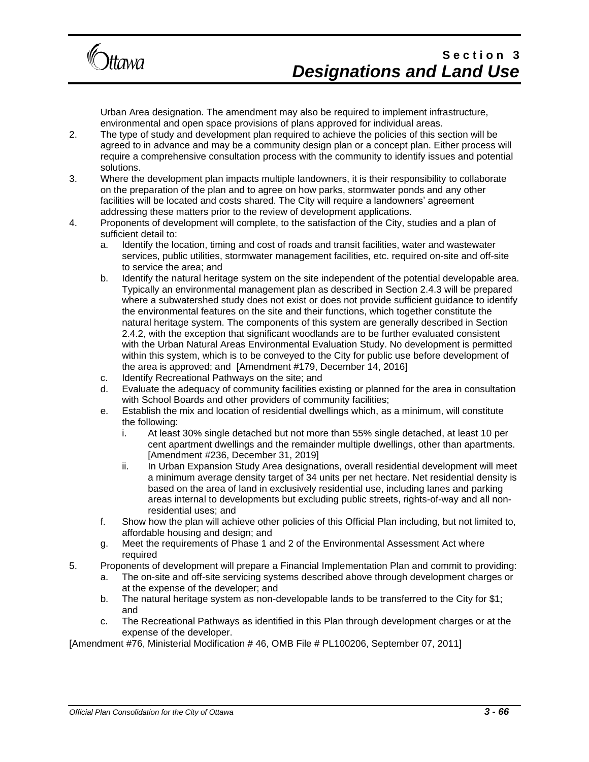Urban Area designation. The amendment may also be required to implement infrastructure, environmental and open space provisions of plans approved for individual areas.

2. The type of study and development plan required to achieve the policies of this section will be agreed to in advance and may be a community design plan or a concept plan. Either process will require a comprehensive consultation process with the community to identify issues and potential solutions.
3. Where the development plan impacts multiple landowners, it is their responsibility to collaborate on the preparation of the plan and to agree on how parks, stormwater ponds and any other facilities will be located and costs shared. The City will require a landowners' agreement addressing these matters prior to the review of development applications.
4. Proponents of development will complete, to the satisfaction of the City, studies and a plan of sufficient detail to:
   a. Identify the location, timing and cost of roads and transit facilities, water and wastewater services, public utilities, stormwater management facilities, etc. required on-site and off-site to service the area; and
   b. Identify the natural heritage system on the site independent of the potential developable area. Typically an environmental management plan as described in Section 2.4.3 will be prepared where a subwatershed study does not exist or does not provide sufficient guidance to identify the environmental features on the site and their functions, which together constitute the natural heritage system. The components of this system are generally described in Section 2.4.2, with the exception that significant woodlands are to be further evaluated consistent with the Urban Natural Areas Environmental Evaluation Study. No development is permitted within this system, which is to be conveyed to the City for public use before development of the area is approved; and [Amendment #179, December 14, 2016]
   c. Identify Recreational Pathways on the site; and
   d. Evaluate the adequacy of community facilities existing or planned for the area in consultation with School Boards and other providers of community facilities;
   e. Establish the mix and location of residential dwellings which, as a minimum, will constitute the following:
      i. At least 30% single detached but not more than 55% single detached, at least 10 per cent apartment dwellings and the remainder multiple dwellings, other than apartments. [Amendment #236, December 31, 2019]
      ii. In Urban Expansion Study Area designations, overall residential development will meet a minimum average density target of 34 units per net hectare. Net residential density is based on the area of land in exclusively residential use, including lanes and parking areas internal to developments but excluding public streets, rights-of-way and all non-residential uses; and
   f. Show how the plan will achieve other policies of this Official Plan including, but not limited to, affordable housing and design; and
   g. Meet the requirements of Phase 1 and 2 of the Environmental Assessment Act where required
5. Proponents of development will prepare a Financial Implementation Plan and commit to providing:
   a. The on-site and off-site servicing systems described above through development charges or at the expense of the developer; and
   b. The natural heritage system as non-developable lands to be transferred to the City for $1; and
   c. The Recreational Pathways as identified in this Plan through development charges or at the expense of the developer.

[Amendment #76, Ministerial Modification # 46, OMB File # PL100206, September 07, 2011]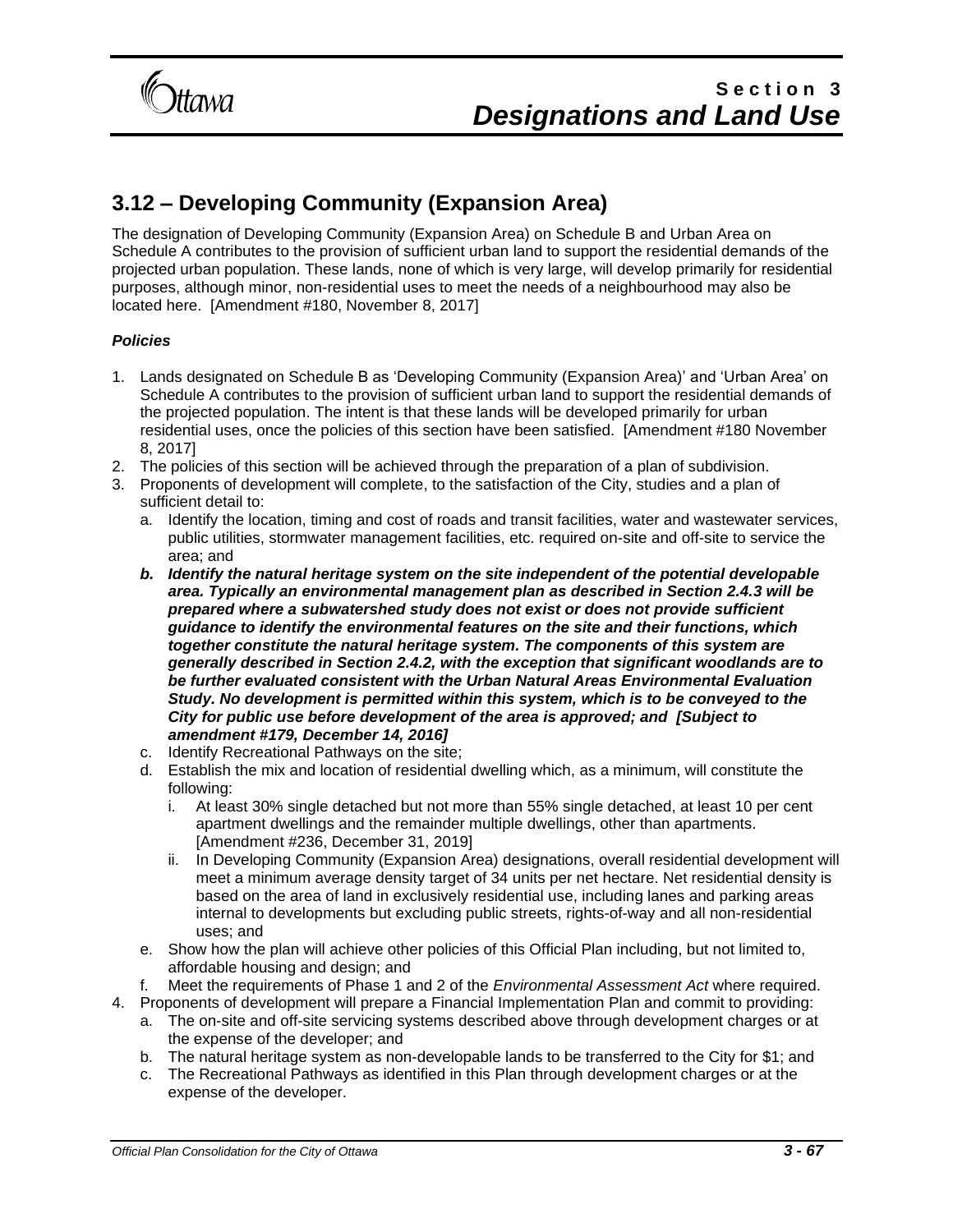## 3.12 – Developing Community (Expansion Area)

The designation of Developing Community (Expansion Area) on Schedule B and Urban Area on Schedule A contributes to the provision of sufficient urban land to support the residential demands of the projected urban population. These lands, none of which is very large, will develop primarily for residential purposes, although minor, non-residential uses to meet the needs of a neighbourhood may also be located here. [Amendment #180, November 8, 2017]

### *Policies*

1. Lands designated on Schedule B as 'Developing Community (Expansion Area)' and 'Urban Area' on Schedule A contributes to the provision of sufficient urban land to support the residential demands of the projected population. The intent is that these lands will be developed primarily for urban residential uses, once the policies of this section have been satisfied. [Amendment #180 November 8, 2017]
2. The policies of this section will be achieved through the preparation of a plan of subdivision.
3. Proponents of development will complete, to the satisfaction of the City, studies and a plan of sufficient detail to:
   a. Identify the location, timing and cost of roads and transit facilities, water and wastewater services, public utilities, stormwater management facilities, etc. required on-site and off-site to service the area; and
   ***b. Identify the natural heritage system on the site independent of the potential developable area. Typically an environmental management plan as described in Section 2.4.3 will be prepared where a subwatershed study does not exist or does not provide sufficient guidance to identify the environmental features on the site and their functions, which together constitute the natural heritage system. The components of this system are generally described in Section 2.4.2, with the exception that significant woodlands are to be further evaluated consistent with the Urban Natural Areas Environmental Evaluation Study. No development is permitted within this system, which is to be conveyed to the City for public use before development of the area is approved; and [Subject to amendment #179, December 14, 2016]***
   c. Identify Recreational Pathways on the site;
   d. Establish the mix and location of residential dwelling which, as a minimum, will constitute the following:
      i. At least 30% single detached but not more than 55% single detached, at least 10 per cent apartment dwellings and the remainder multiple dwellings, other than apartments. [Amendment #236, December 31, 2019]
      ii. In Developing Community (Expansion Area) designations, overall residential development will meet a minimum average density target of 34 units per net hectare. Net residential density is based on the area of land in exclusively residential use, including lanes and parking areas internal to developments but excluding public streets, rights-of-way and all non-residential uses; and
   e. Show how the plan will achieve other policies of this Official Plan including, but not limited to, affordable housing and design; and
   f. Meet the requirements of Phase 1 and 2 of the *Environmental Assessment Act* where required.
4. Proponents of development will prepare a Financial Implementation Plan and commit to providing:
   a. The on-site and off-site servicing systems described above through development charges or at the expense of the developer; and
   b. The natural heritage system as non-developable lands to be transferred to the City for $1; and
   c. The Recreational Pathways as identified in this Plan through development charges or at the expense of the developer.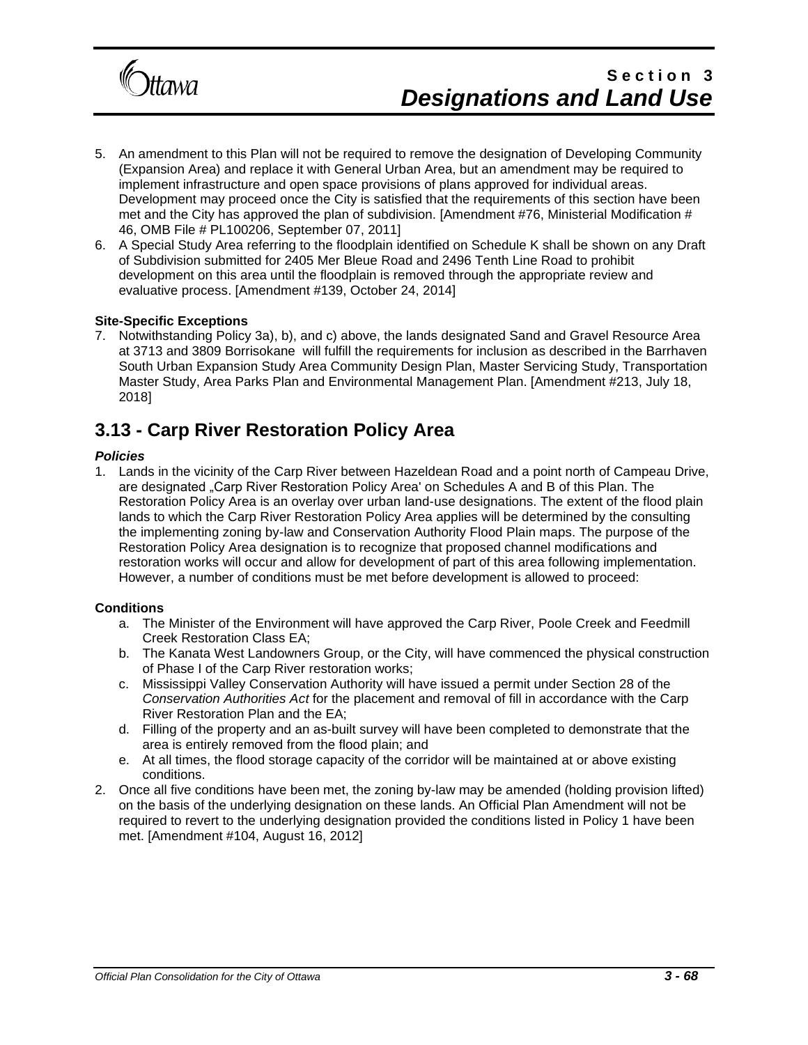5. An amendment to this Plan will not be required to remove the designation of Developing Community (Expansion Area) and replace it with General Urban Area, but an amendment may be required to implement infrastructure and open space provisions of plans approved for individual areas. Development may proceed once the City is satisfied that the requirements of this section have been met and the City has approved the plan of subdivision. [Amendment #76, Ministerial Modification # 46, OMB File # PL100206, September 07, 2011]
6. A Special Study Area referring to the floodplain identified on Schedule K shall be shown on any Draft of Subdivision submitted for 2405 Mer Bleue Road and 2496 Tenth Line Road to prohibit development on this area until the floodplain is removed through the appropriate review and evaluative process. [Amendment #139, October 24, 2014]

**Site-Specific Exceptions**

7. Notwithstanding Policy 3a), b), and c) above, the lands designated Sand and Gravel Resource Area at 3713 and 3809 Borrisokane will fulfill the requirements for inclusion as described in the Barrhaven South Urban Expansion Study Area Community Design Plan, Master Servicing Study, Transportation Master Study, Area Parks Plan and Environmental Management Plan. [Amendment #213, July 18, 2018]

## 3.13 - Carp River Restoration Policy Area

***Policies***

1. Lands in the vicinity of the Carp River between Hazeldean Road and a point north of Campeau Drive, are designated „Carp River Restoration Policy Area' on Schedules A and B of this Plan. The Restoration Policy Area is an overlay over urban land-use designations. The extent of the flood plain lands to which the Carp River Restoration Policy Area applies will be determined by the consulting the implementing zoning by-law and Conservation Authority Flood Plain maps. The purpose of the Restoration Policy Area designation is to recognize that proposed channel modifications and restoration works will occur and allow for development of part of this area following implementation. However, a number of conditions must be met before development is allowed to proceed:

**Conditions**

   a. The Minister of the Environment will have approved the Carp River, Poole Creek and Feedmill Creek Restoration Class EA;
   b. The Kanata West Landowners Group, or the City, will have commenced the physical construction of Phase I of the Carp River restoration works;
   c. Mississippi Valley Conservation Authority will have issued a permit under Section 28 of the *Conservation Authorities Act* for the placement and removal of fill in accordance with the Carp River Restoration Plan and the EA;
   d. Filling of the property and an as-built survey will have been completed to demonstrate that the area is entirely removed from the flood plain; and
   e. At all times, the flood storage capacity of the corridor will be maintained at or above existing conditions.

2. Once all five conditions have been met, the zoning by-law may be amended (holding provision lifted) on the basis of the underlying designation on these lands. An Official Plan Amendment will not be required to revert to the underlying designation provided the conditions listed in Policy 1 have been met. [Amendment #104, August 16, 2012]